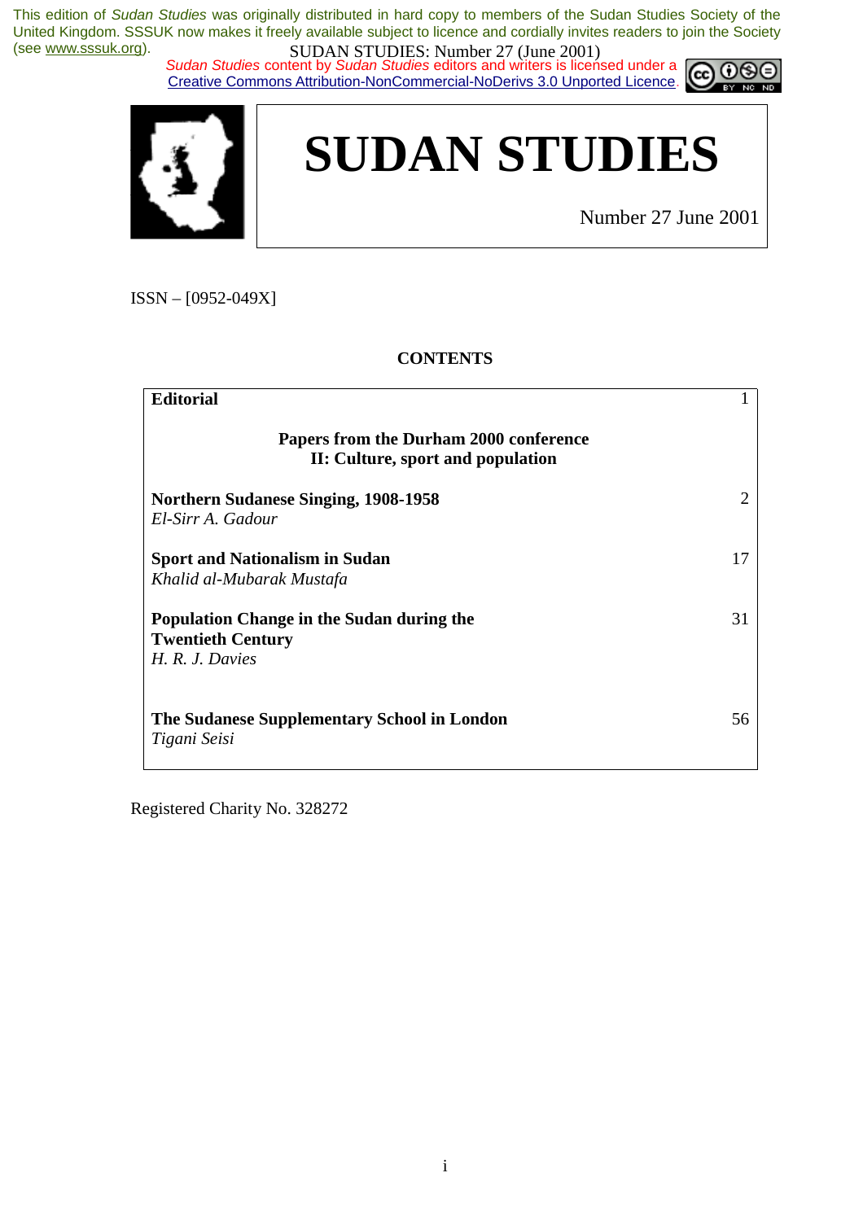This edition of *Sudan Studies* was originally distributed in hard copy to members of the Sudan Studies Society of the United Kingdom. SSSUK now makes it freely available subject to licence and cordially invites readers to join the Society (see www.sssuk.org).

*Sudan Studies* content by *Sudan Studies* editors and writers is licensed under a Creative Commons Attribution-NonCommercial-NoDerivs 3.0 Unported Licence.

# SUDAN STUDIES

Number 27 June 2001

ISSN – [0952-049X]

## CONTENTS

| | |
|---|---|
| **Editorial** | 1 |
| **Papers from the Durham 2000 conference II: Culture, sport and population** | |
| **Northern Sudanese Singing, 1908-1958** *El-Sirr A. Gadour* | 2 |
| **Sport and Nationalism in Sudan** *Khalid al-Mubarak Mustafa* | 17 |
| **Population Change in the Sudan during the Twentieth Century** *H. R. J. Davies* | 31 |
| **The Sudanese Supplementary School in London** *Tigani Seisi* | 56 |

Registered Charity No. 328272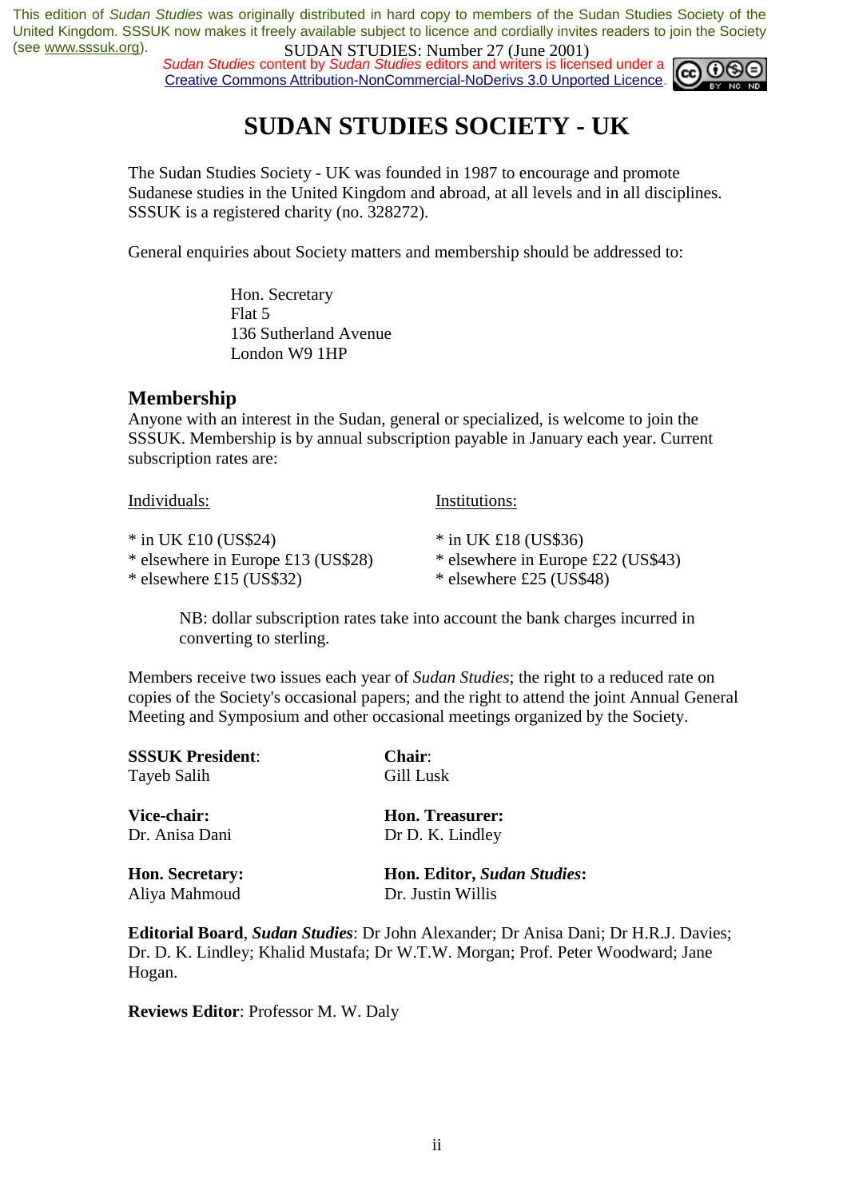This edition of *Sudan Studies* was originally distributed in hard copy to members of the Sudan Studies Society of the United Kingdom. SSSUK now makes it freely available subject to licence and cordially invites readers to join the Society (see www.sssuk.org).

*Sudan Studies* content by *Sudan Studies* editors and writers is licensed under a Creative Commons Attribution-NonCommercial-NoDerivs 3.0 Unported Licence.

# SUDAN STUDIES SOCIETY - UK

The Sudan Studies Society - UK was founded in 1987 to encourage and promote Sudanese studies in the United Kingdom and abroad, at all levels and in all disciplines. SSSUK is a registered charity (no. 328272).

General enquiries about Society matters and membership should be addressed to:

Hon. Secretary
Flat 5
136 Sutherland Avenue
London W9 1HP

## Membership

Anyone with an interest in the Sudan, general or specialized, is welcome to join the SSSUK. Membership is by annual subscription payable in January each year. Current subscription rates are:

| Individuals: | Institutions: |
|---|---|
| * in UK £10 (US$24) | * in UK £18 (US$36) |
| * elsewhere in Europe £13 (US$28) | * elsewhere in Europe £22 (US$43) |
| * elsewhere £15 (US$32) | * elsewhere £25 (US$48) |

NB: dollar subscription rates take into account the bank charges incurred in converting to sterling.

Members receive two issues each year of *Sudan Studies*; the right to a reduced rate on copies of the Society's occasional papers; and the right to attend the joint Annual General Meeting and Symposium and other occasional meetings organized by the Society.

**SSSUK President**:
Tayeb Salih

**Chair**:
Gill Lusk

**Vice-chair:**
Dr. Anisa Dani

**Hon. Treasurer:**
Dr D. K. Lindley

**Hon. Secretary:**
Aliya Mahmoud

**Hon. Editor, *Sudan Studies*:**
Dr. Justin Willis

**Editorial Board**, ***Sudan Studies***: Dr John Alexander; Dr Anisa Dani; Dr H.R.J. Davies; Dr. D. K. Lindley; Khalid Mustafa; Dr W.T.W. Morgan; Prof. Peter Woodward; Jane Hogan.

**Reviews Editor**: Professor M. W. Daly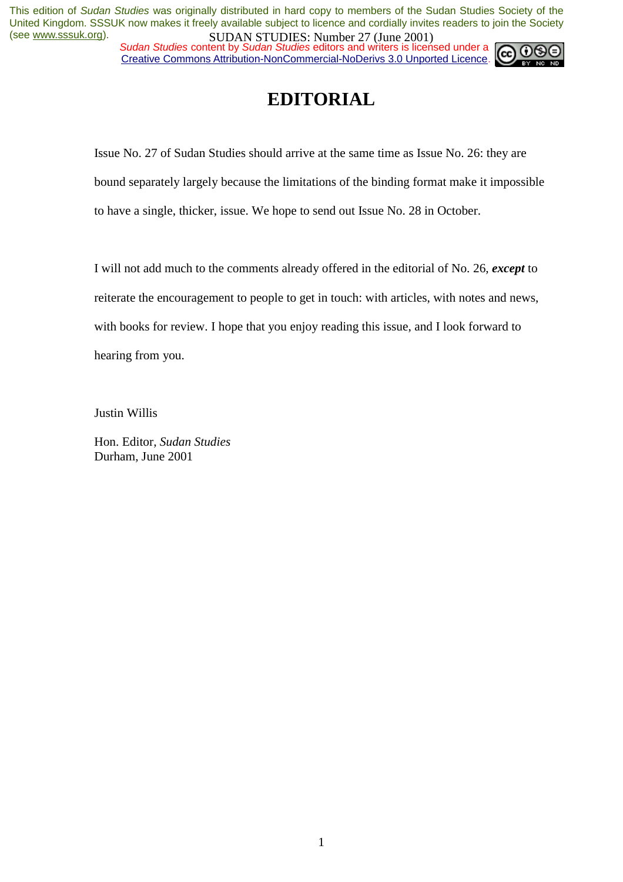# EDITORIAL

Issue No. 27 of Sudan Studies should arrive at the same time as Issue No. 26: they are bound separately largely because the limitations of the binding format make it impossible to have a single, thicker, issue. We hope to send out Issue No. 28 in October.

I will not add much to the comments already offered in the editorial of No. 26, ***except*** to reiterate the encouragement to people to get in touch: with articles, with notes and news, with books for review. I hope that you enjoy reading this issue, and I look forward to hearing from you.

Justin Willis

Hon. Editor, *Sudan Studies*
Durham, June 2001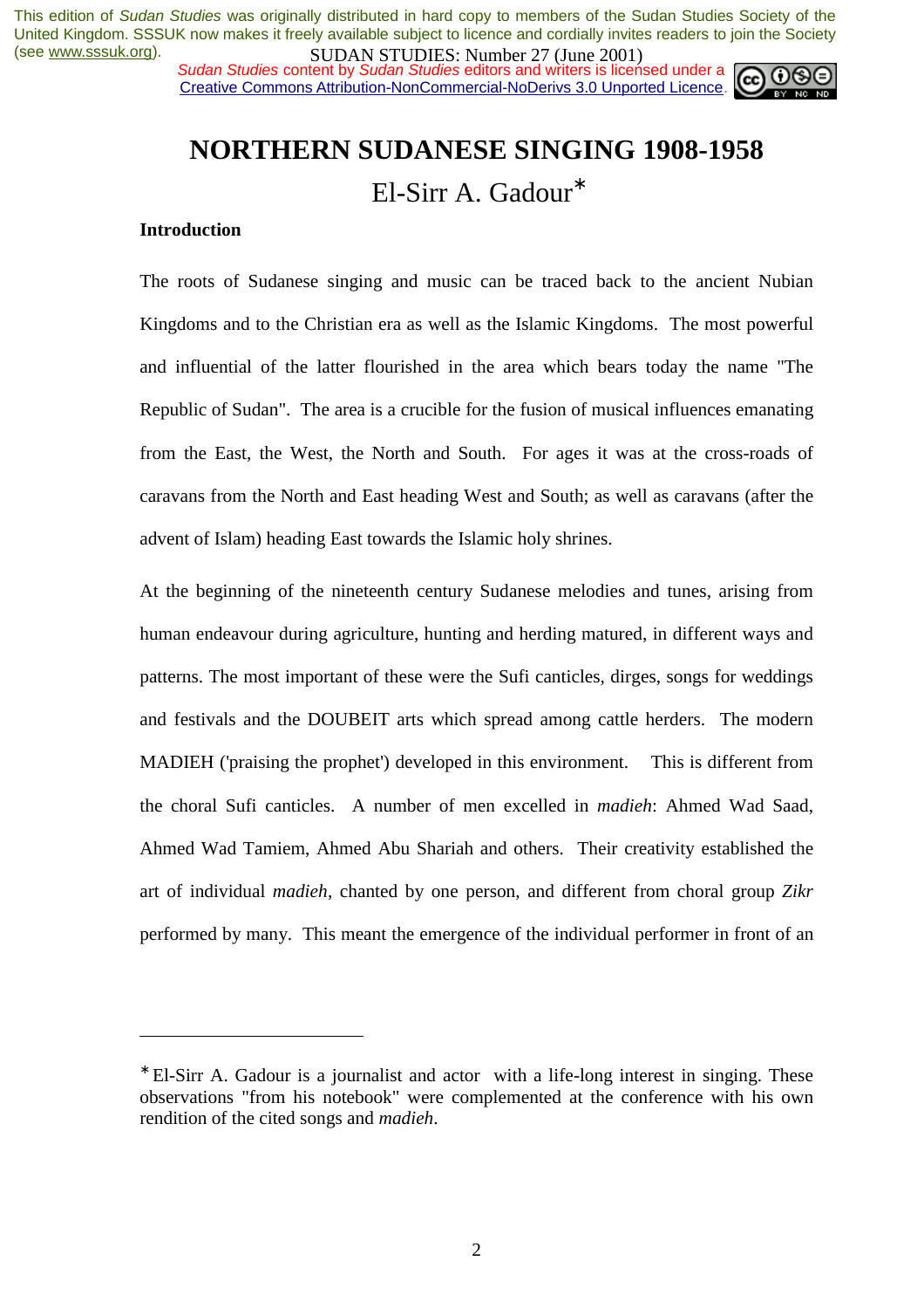This edition of *Sudan Studies* was originally distributed in hard copy to members of the Sudan Studies Society of the United Kingdom. SSSUK now makes it freely available subject to licence and cordially invites readers to join the Society (see www.sssuk.org).

*Sudan Studies* content by *Sudan Studies* editors and writers is licensed under a Creative Commons Attribution-NonCommercial-NoDerivs 3.0 Unported Licence.

# NORTHERN SUDANESE SINGING 1908-1958

El-Sirr A. Gadour*

### Introduction

The roots of Sudanese singing and music can be traced back to the ancient Nubian Kingdoms and to the Christian era as well as the Islamic Kingdoms. The most powerful and influential of the latter flourished in the area which bears today the name "The Republic of Sudan". The area is a crucible for the fusion of musical influences emanating from the East, the West, the North and South. For ages it was at the cross-roads of caravans from the North and East heading West and South; as well as caravans (after the advent of Islam) heading East towards the Islamic holy shrines.

At the beginning of the nineteenth century Sudanese melodies and tunes, arising from human endeavour during agriculture, hunting and herding matured, in different ways and patterns. The most important of these were the Sufi canticles, dirges, songs for weddings and festivals and the DOUBEIT arts which spread among cattle herders. The modern MADIEH ('praising the prophet') developed in this environment. This is different from the choral Sufi canticles. A number of men excelled in *madieh*: Ahmed Wad Saad, Ahmed Wad Tamiem, Ahmed Abu Shariah and others. Their creativity established the art of individual *madieh*, chanted by one person, and different from choral group *Zikr* performed by many. This meant the emergence of the individual performer in front of an

---

* El-Sirr A. Gadour is a journalist and actor with a life-long interest in singing. These observations "from his notebook" were complemented at the conference with his own rendition of the cited songs and *madieh*.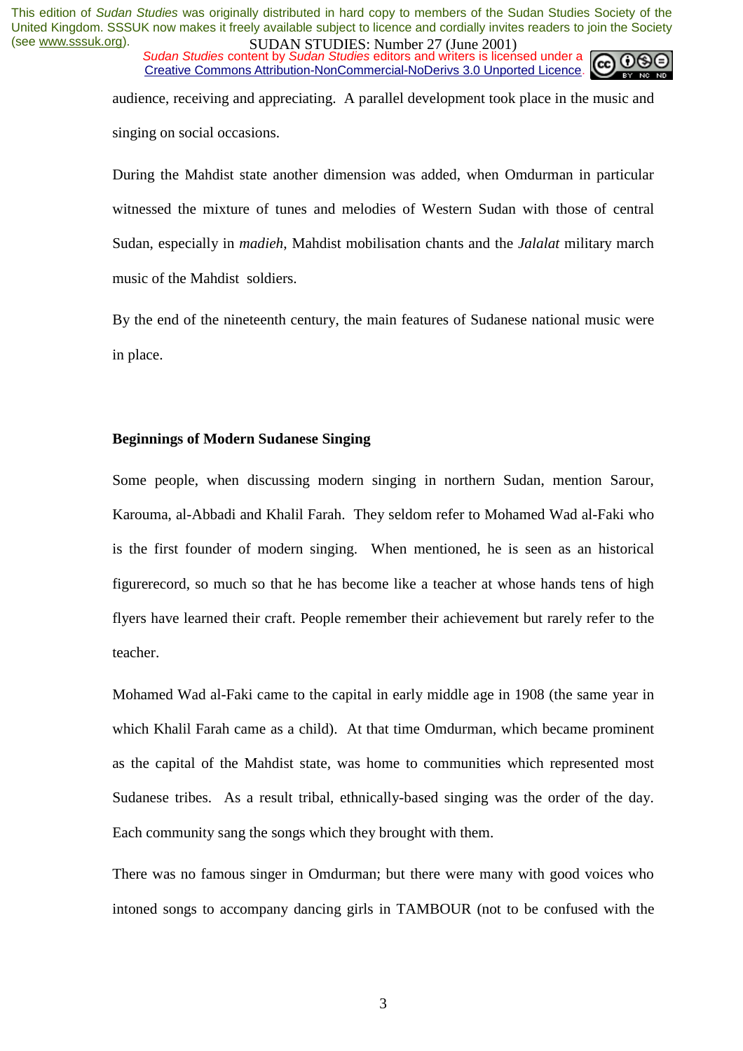audience, receiving and appreciating. A parallel development took place in the music and singing on social occasions.

During the Mahdist state another dimension was added, when Omdurman in particular witnessed the mixture of tunes and melodies of Western Sudan with those of central Sudan, especially in *madieh*, Mahdist mobilisation chants and the *Jalalat* military march music of the Mahdist soldiers.

By the end of the nineteenth century, the main features of Sudanese national music were in place.

**Beginnings of Modern Sudanese Singing**

Some people, when discussing modern singing in northern Sudan, mention Sarour, Karouma, al-Abbadi and Khalil Farah. They seldom refer to Mohamed Wad al-Faki who is the first founder of modern singing. When mentioned, he is seen as an historical figurerecord, so much so that he has become like a teacher at whose hands tens of high flyers have learned their craft. People remember their achievement but rarely refer to the teacher.

Mohamed Wad al-Faki came to the capital in early middle age in 1908 (the same year in which Khalil Farah came as a child). At that time Omdurman, which became prominent as the capital of the Mahdist state, was home to communities which represented most Sudanese tribes. As a result tribal, ethnically-based singing was the order of the day. Each community sang the songs which they brought with them.

There was no famous singer in Omdurman; but there were many with good voices who intoned songs to accompany dancing girls in TAMBOUR (not to be confused with the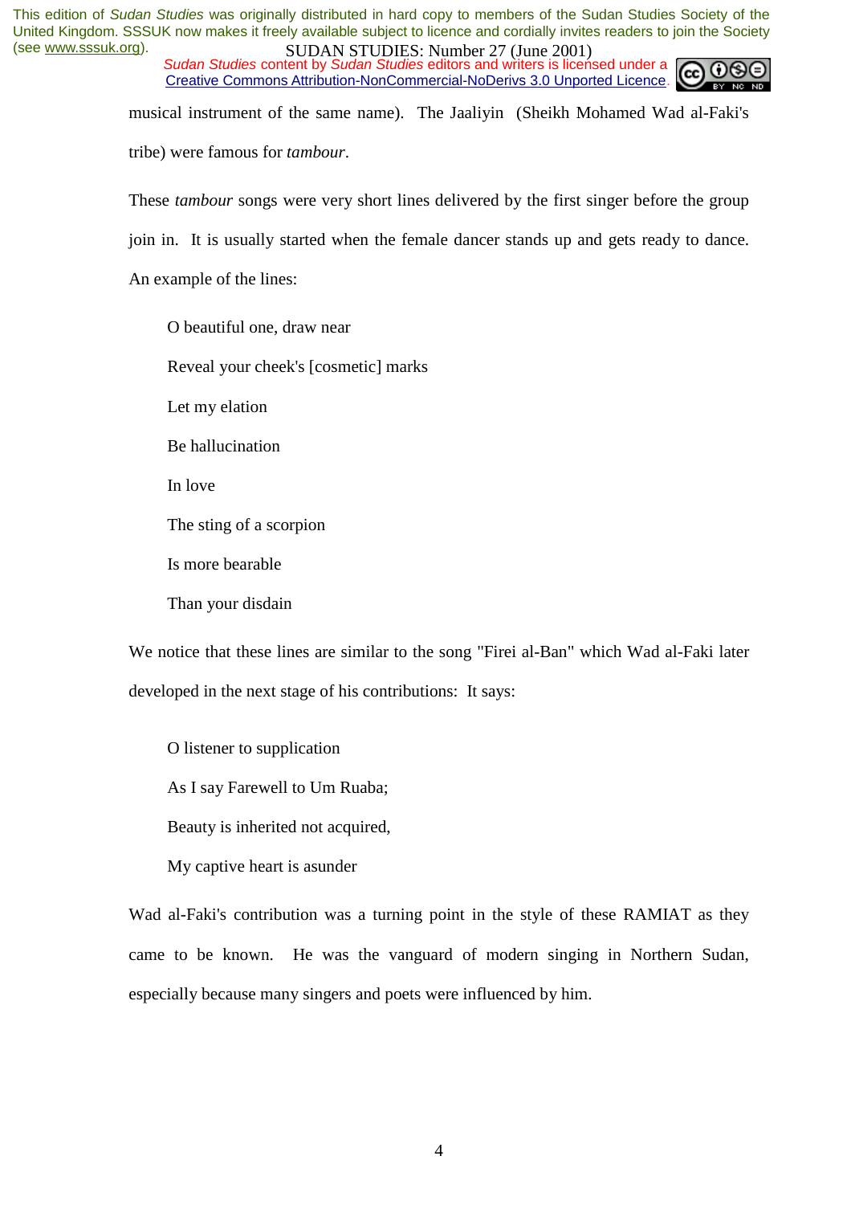musical instrument of the same name). The Jaaliyin (Sheikh Mohamed Wad al-Faki's tribe) were famous for *tambour*.

These *tambour* songs were very short lines delivered by the first singer before the group join in. It is usually started when the female dancer stands up and gets ready to dance. An example of the lines:

> O beautiful one, draw near
>
> Reveal your cheek's [cosmetic] marks
>
> Let my elation
>
> Be hallucination
>
> In love
>
> The sting of a scorpion
>
> Is more bearable
>
> Than your disdain

We notice that these lines are similar to the song "Firei al-Ban" which Wad al-Faki later developed in the next stage of his contributions: It says:

> O listener to supplication
>
> As I say Farewell to Um Ruaba;
>
> Beauty is inherited not acquired,
>
> My captive heart is asunder

Wad al-Faki's contribution was a turning point in the style of these RAMIAT as they came to be known. He was the vanguard of modern singing in Northern Sudan, especially because many singers and poets were influenced by him.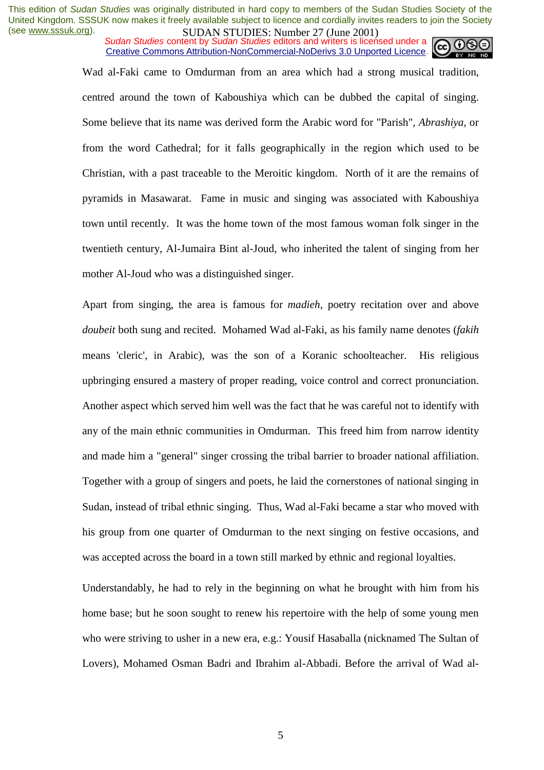Wad al-Faki came to Omdurman from an area which had a strong musical tradition, centred around the town of Kaboushiya which can be dubbed the capital of singing. Some believe that its name was derived form the Arabic word for "Parish", *Abrashiya*, or from the word Cathedral; for it falls geographically in the region which used to be Christian, with a past traceable to the Meroitic kingdom. North of it are the remains of pyramids in Masawarat. Fame in music and singing was associated with Kaboushiya town until recently. It was the home town of the most famous woman folk singer in the twentieth century, Al-Jumaira Bint al-Joud, who inherited the talent of singing from her mother Al-Joud who was a distinguished singer.

Apart from singing, the area is famous for *madieh*, poetry recitation over and above *doubeit* both sung and recited. Mohamed Wad al-Faki, as his family name denotes (*fakih* means 'cleric', in Arabic), was the son of a Koranic schoolteacher. His religious upbringing ensured a mastery of proper reading, voice control and correct pronunciation. Another aspect which served him well was the fact that he was careful not to identify with any of the main ethnic communities in Omdurman. This freed him from narrow identity and made him a "general" singer crossing the tribal barrier to broader national affiliation. Together with a group of singers and poets, he laid the cornerstones of national singing in Sudan, instead of tribal ethnic singing. Thus, Wad al-Faki became a star who moved with his group from one quarter of Omdurman to the next singing on festive occasions, and was accepted across the board in a town still marked by ethnic and regional loyalties.

Understandably, he had to rely in the beginning on what he brought with him from his home base; but he soon sought to renew his repertoire with the help of some young men who were striving to usher in a new era, e.g.: Yousif Hasaballa (nicknamed The Sultan of Lovers), Mohamed Osman Badri and Ibrahim al-Abbadi. Before the arrival of Wad al-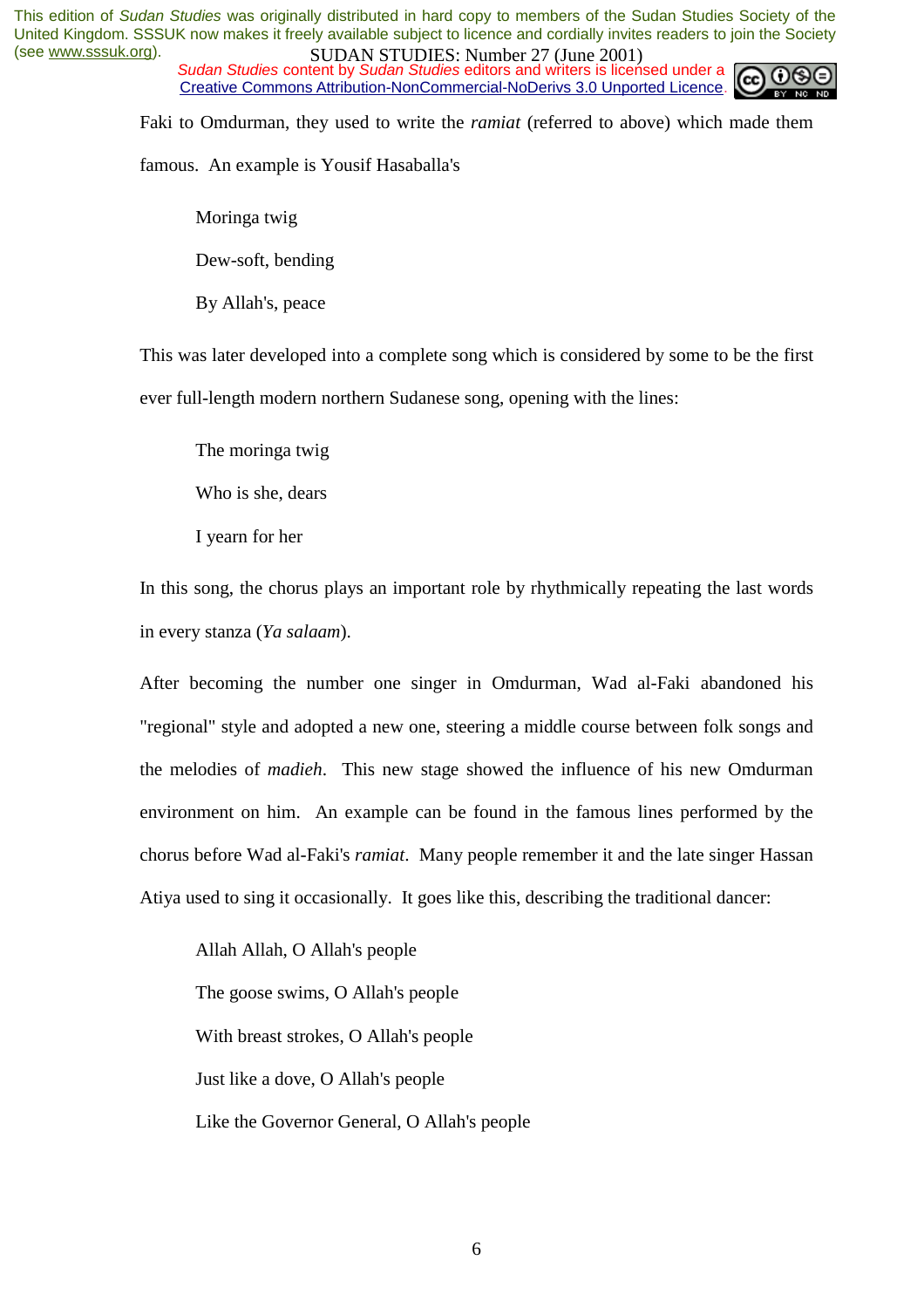Faki to Omdurman, they used to write the *ramiat* (referred to above) which made them famous. An example is Yousif Hasaballa's

> Moringa twig
>
> Dew-soft, bending
>
> By Allah's, peace

This was later developed into a complete song which is considered by some to be the first ever full-length modern northern Sudanese song, opening with the lines:

> The moringa twig
>
> Who is she, dears
>
> I yearn for her

In this song, the chorus plays an important role by rhythmically repeating the last words in every stanza (*Ya salaam*).

After becoming the number one singer in Omdurman, Wad al-Faki abandoned his "regional" style and adopted a new one, steering a middle course between folk songs and the melodies of *madieh*. This new stage showed the influence of his new Omdurman environment on him. An example can be found in the famous lines performed by the chorus before Wad al-Faki's *ramiat*. Many people remember it and the late singer Hassan Atiya used to sing it occasionally. It goes like this, describing the traditional dancer:

> Allah Allah, O Allah's people
>
> The goose swims, O Allah's people
>
> With breast strokes, O Allah's people
>
> Just like a dove, O Allah's people
>
> Like the Governor General, O Allah's people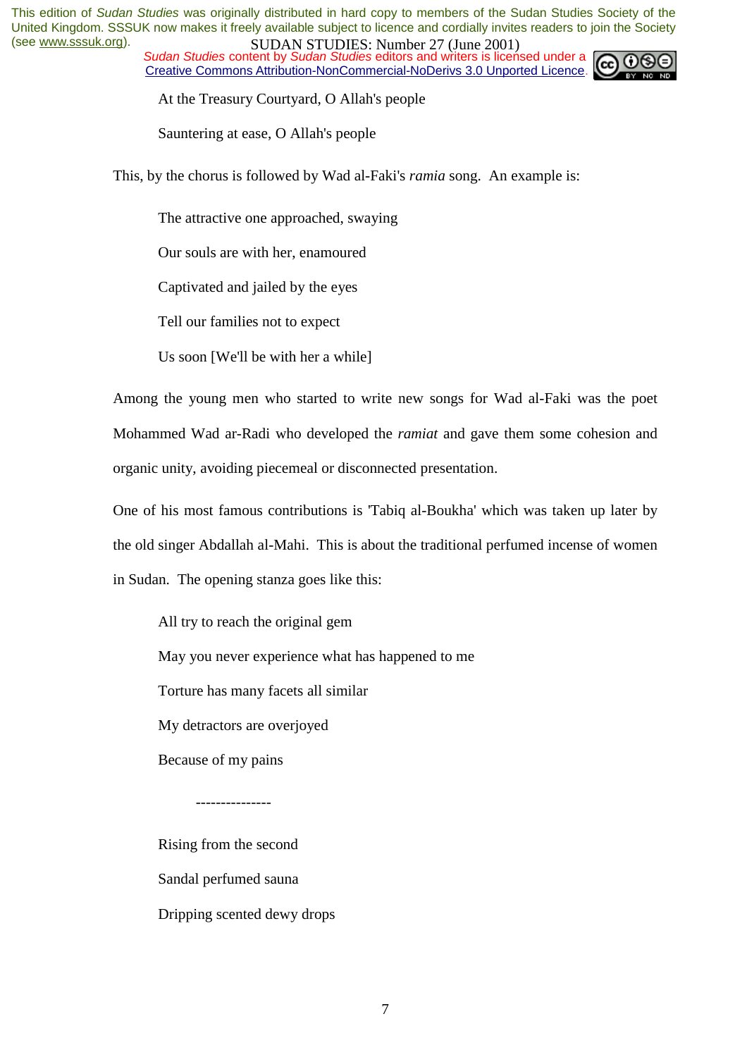At the Treasury Courtyard, O Allah's people

Sauntering at ease, O Allah's people

This, by the chorus is followed by Wad al-Faki's *ramia* song. An example is:

The attractive one approached, swaying

Our souls are with her, enamoured

Captivated and jailed by the eyes

Tell our families not to expect

Us soon [We'll be with her a while]

Among the young men who started to write new songs for Wad al-Faki was the poet Mohammed Wad ar-Radi who developed the *ramiat* and gave them some cohesion and organic unity, avoiding piecemeal or disconnected presentation.

One of his most famous contributions is 'Tabiq al-Boukha' which was taken up later by the old singer Abdallah al-Mahi. This is about the traditional perfumed incense of women in Sudan. The opening stanza goes like this:

All try to reach the original gem

May you never experience what has happened to me

Torture has many facets all similar

My detractors are overjoyed

Because of my pains

---------------

Rising from the second

Sandal perfumed sauna

Dripping scented dewy drops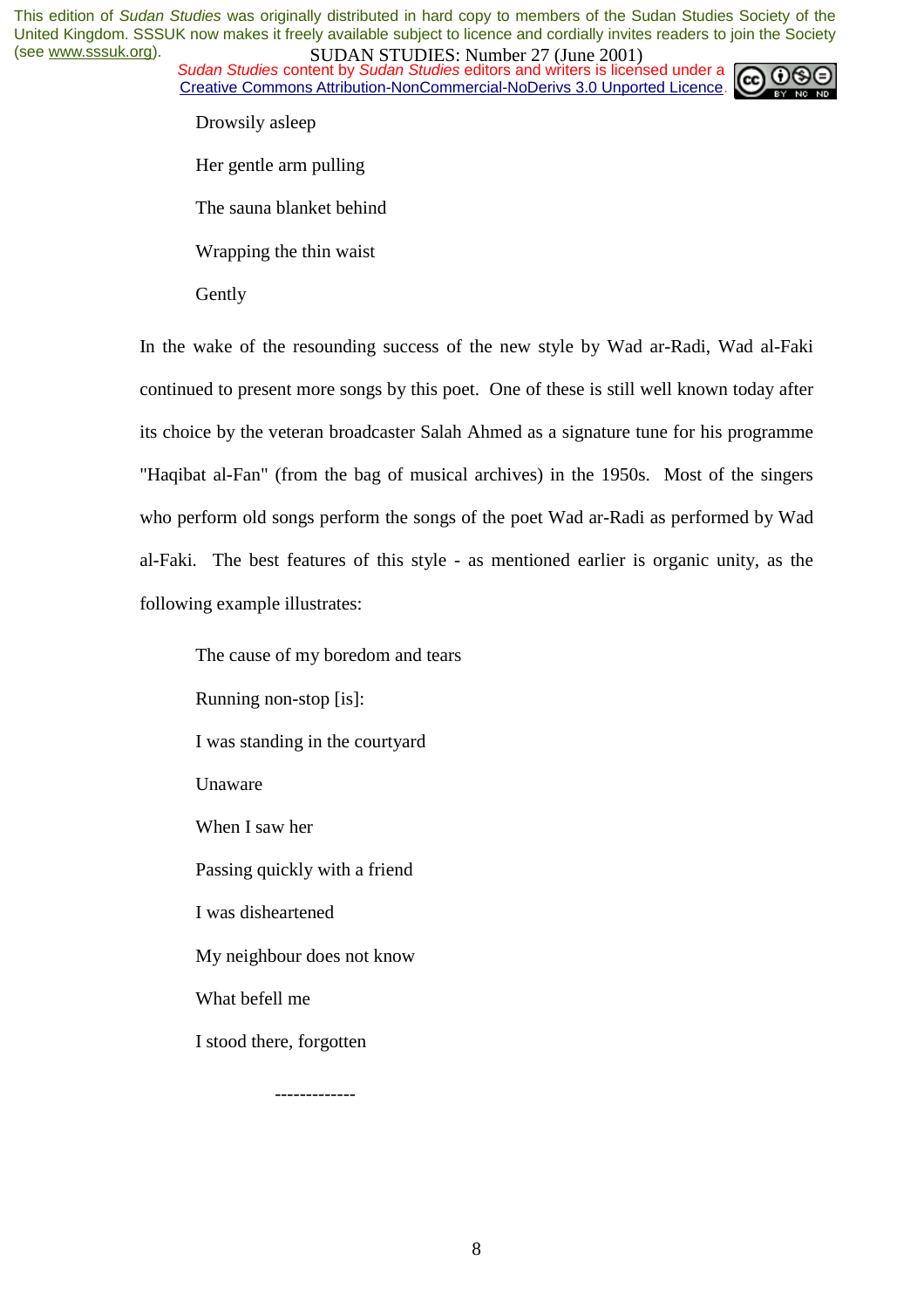Drowsily asleep

Her gentle arm pulling

The sauna blanket behind

Wrapping the thin waist

Gently

In the wake of the resounding success of the new style by Wad ar-Radi, Wad al-Faki continued to present more songs by this poet. One of these is still well known today after its choice by the veteran broadcaster Salah Ahmed as a signature tune for his programme "Haqibat al-Fan" (from the bag of musical archives) in the 1950s. Most of the singers who perform old songs perform the songs of the poet Wad ar-Radi as performed by Wad al-Faki. The best features of this style - as mentioned earlier is organic unity, as the following example illustrates:

The cause of my boredom and tears

Running non-stop [is]:

I was standing in the courtyard

Unaware

When I saw her

Passing quickly with a friend

I was disheartened

My neighbour does not know

What befell me

I stood there, forgotten

-------------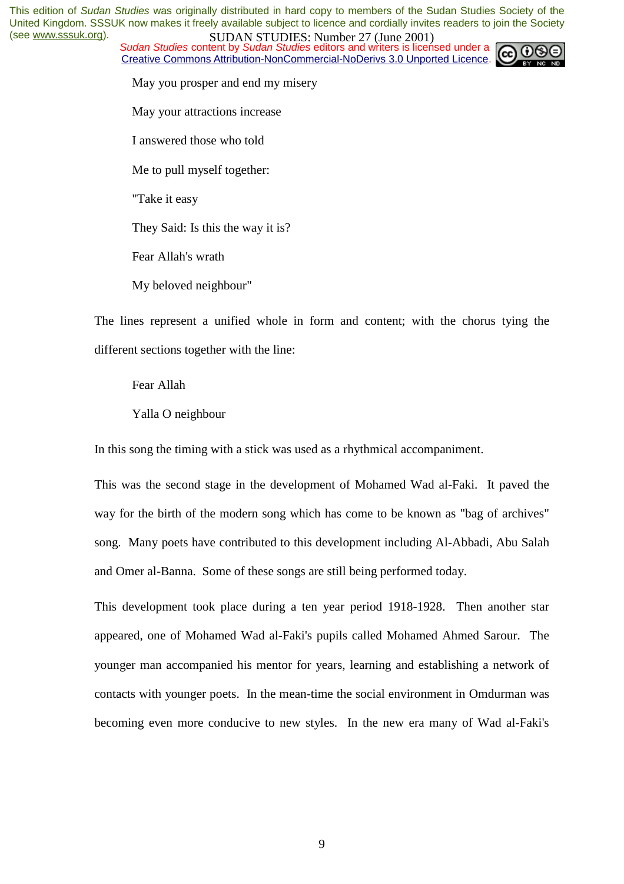May you prosper and end my misery

May your attractions increase

I answered those who told

Me to pull myself together:

"Take it easy

They Said: Is this the way it is?

Fear Allah's wrath

My beloved neighbour"

The lines represent a unified whole in form and content; with the chorus tying the different sections together with the line:

Fear Allah

Yalla O neighbour

In this song the timing with a stick was used as a rhythmical accompaniment.

This was the second stage in the development of Mohamed Wad al-Faki. It paved the way for the birth of the modern song which has come to be known as "bag of archives" song. Many poets have contributed to this development including Al-Abbadi, Abu Salah and Omer al-Banna. Some of these songs are still being performed today.

This development took place during a ten year period 1918-1928. Then another star appeared, one of Mohamed Wad al-Faki's pupils called Mohamed Ahmed Sarour. The younger man accompanied his mentor for years, learning and establishing a network of contacts with younger poets. In the mean-time the social environment in Omdurman was becoming even more conducive to new styles. In the new era many of Wad al-Faki's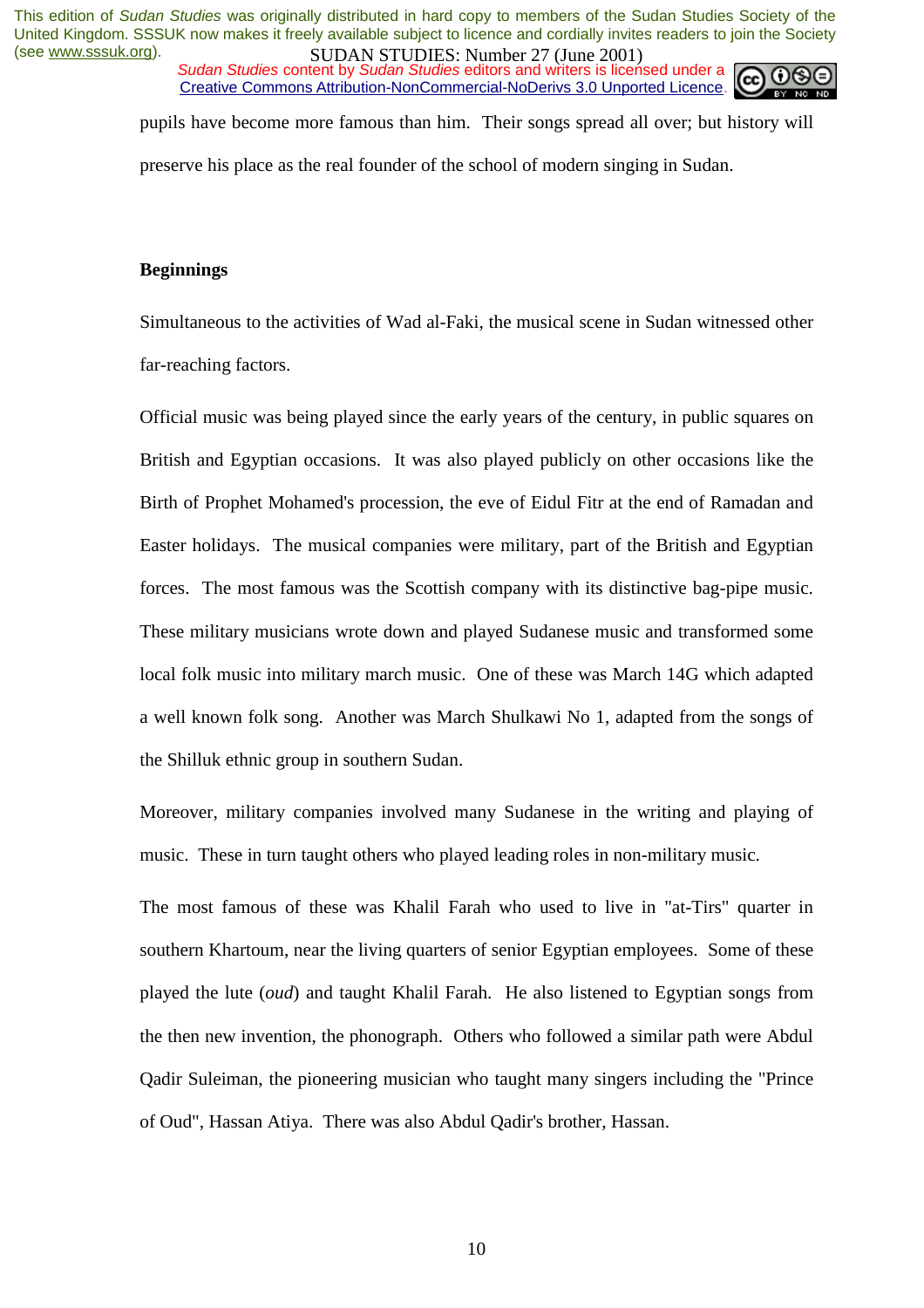pupils have become more famous than him. Their songs spread all over; but history will preserve his place as the real founder of the school of modern singing in Sudan.

## Beginnings

Simultaneous to the activities of Wad al-Faki, the musical scene in Sudan witnessed other far-reaching factors.

Official music was being played since the early years of the century, in public squares on British and Egyptian occasions. It was also played publicly on other occasions like the Birth of Prophet Mohamed's procession, the eve of Eidul Fitr at the end of Ramadan and Easter holidays. The musical companies were military, part of the British and Egyptian forces. The most famous was the Scottish company with its distinctive bag-pipe music. These military musicians wrote down and played Sudanese music and transformed some local folk music into military march music. One of these was March 14G which adapted a well known folk song. Another was March Shulkawi No 1, adapted from the songs of the Shilluk ethnic group in southern Sudan.

Moreover, military companies involved many Sudanese in the writing and playing of music. These in turn taught others who played leading roles in non-military music.

The most famous of these was Khalil Farah who used to live in "at-Tirs" quarter in southern Khartoum, near the living quarters of senior Egyptian employees. Some of these played the lute (*oud*) and taught Khalil Farah. He also listened to Egyptian songs from the then new invention, the phonograph. Others who followed a similar path were Abdul Qadir Suleiman, the pioneering musician who taught many singers including the "Prince of Oud", Hassan Atiya. There was also Abdul Qadir's brother, Hassan.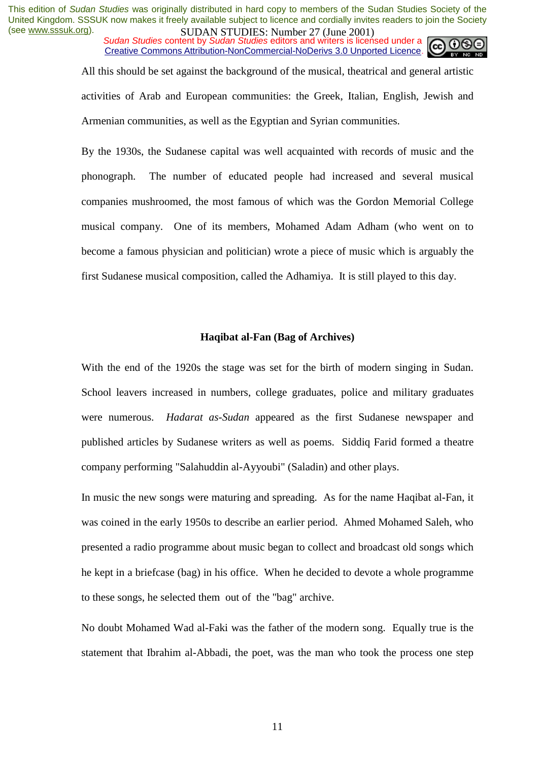All this should be set against the background of the musical, theatrical and general artistic activities of Arab and European communities: the Greek, Italian, English, Jewish and Armenian communities, as well as the Egyptian and Syrian communities.

By the 1930s, the Sudanese capital was well acquainted with records of music and the phonograph. The number of educated people had increased and several musical companies mushroomed, the most famous of which was the Gordon Memorial College musical company. One of its members, Mohamed Adam Adham (who went on to become a famous physician and politician) wrote a piece of music which is arguably the first Sudanese musical composition, called the Adhamiya. It is still played to this day.

## Haqibat al-Fan (Bag of Archives)

With the end of the 1920s the stage was set for the birth of modern singing in Sudan. School leavers increased in numbers, college graduates, police and military graduates were numerous. *Hadarat as-Sudan* appeared as the first Sudanese newspaper and published articles by Sudanese writers as well as poems. Siddiq Farid formed a theatre company performing "Salahuddin al-Ayyoubi" (Saladin) and other plays.

In music the new songs were maturing and spreading. As for the name Haqibat al-Fan, it was coined in the early 1950s to describe an earlier period. Ahmed Mohamed Saleh, who presented a radio programme about music began to collect and broadcast old songs which he kept in a briefcase (bag) in his office. When he decided to devote a whole programme to these songs, he selected them out of the "bag" archive.

No doubt Mohamed Wad al-Faki was the father of the modern song. Equally true is the statement that Ibrahim al-Abbadi, the poet, was the man who took the process one step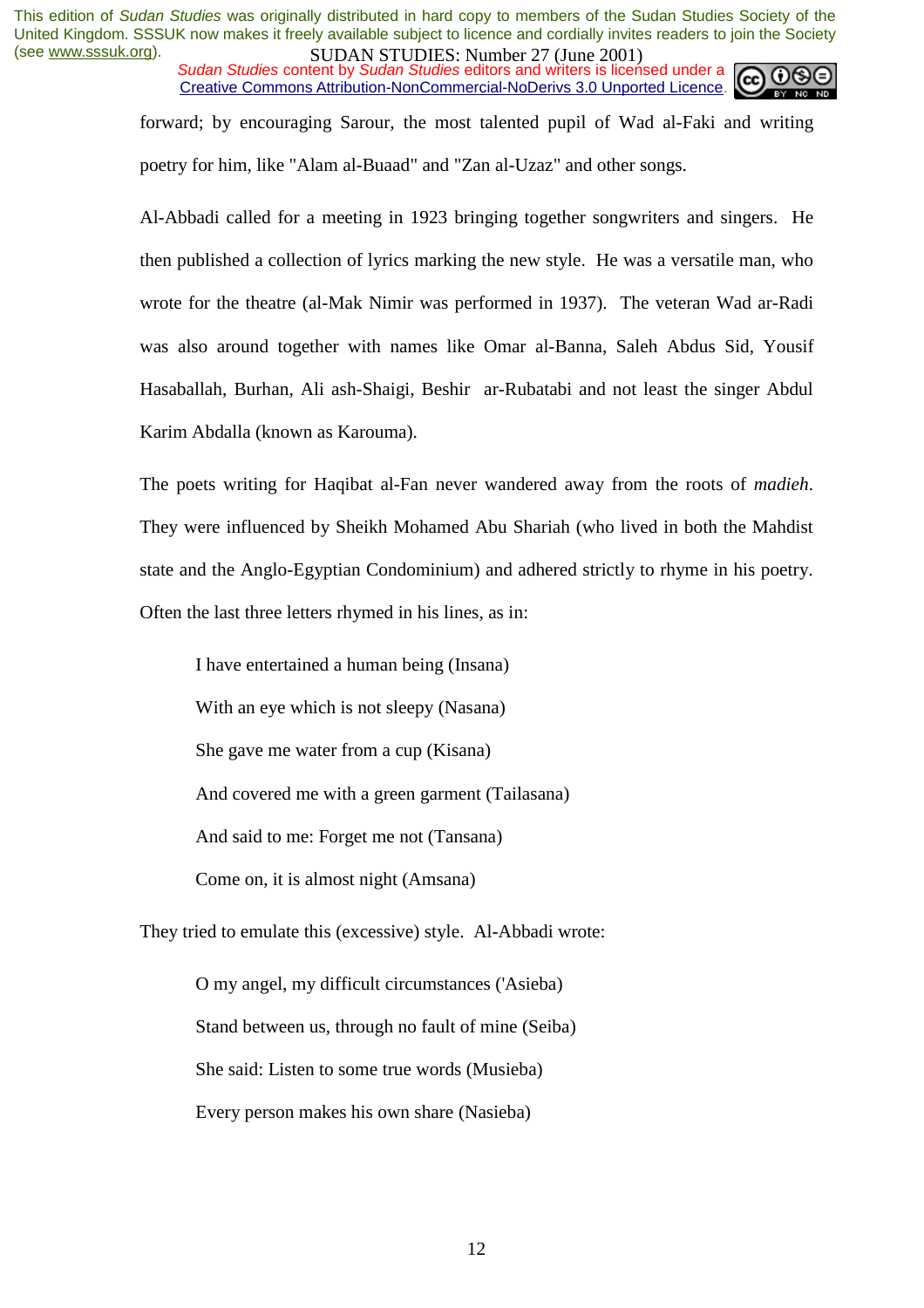forward; by encouraging Sarour, the most talented pupil of Wad al-Faki and writing poetry for him, like "Alam al-Buaad" and "Zan al-Uzaz" and other songs.

Al-Abbadi called for a meeting in 1923 bringing together songwriters and singers. He then published a collection of lyrics marking the new style. He was a versatile man, who wrote for the theatre (al-Mak Nimir was performed in 1937). The veteran Wad ar-Radi was also around together with names like Omar al-Banna, Saleh Abdus Sid, Yousif Hasaballah, Burhan, Ali ash-Shaigi, Beshir ar-Rubatabi and not least the singer Abdul Karim Abdalla (known as Karouma).

The poets writing for Haqibat al-Fan never wandered away from the roots of *madieh*. They were influenced by Sheikh Mohamed Abu Shariah (who lived in both the Mahdist state and the Anglo-Egyptian Condominium) and adhered strictly to rhyme in his poetry. Often the last three letters rhymed in his lines, as in:

> I have entertained a human being (Insana)
>
> With an eye which is not sleepy (Nasana)
>
> She gave me water from a cup (Kisana)
>
> And covered me with a green garment (Tailasana)
>
> And said to me: Forget me not (Tansana)
>
> Come on, it is almost night (Amsana)

They tried to emulate this (excessive) style. Al-Abbadi wrote:

> O my angel, my difficult circumstances ('Asieba)
>
> Stand between us, through no fault of mine (Seiba)
>
> She said: Listen to some true words (Musieba)
>
> Every person makes his own share (Nasieba)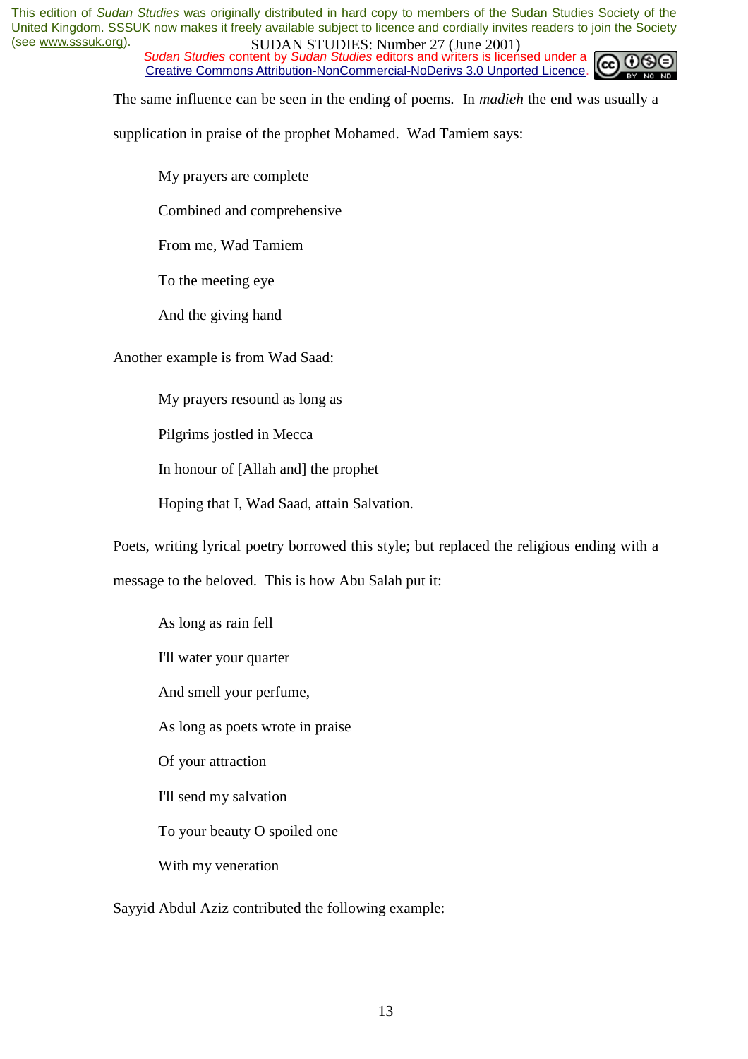The same influence can be seen in the ending of poems. In *madieh* the end was usually a supplication in praise of the prophet Mohamed. Wad Tamiem says:

> My prayers are complete
>
> Combined and comprehensive
>
> From me, Wad Tamiem
>
> To the meeting eye
>
> And the giving hand

Another example is from Wad Saad:

> My prayers resound as long as
>
> Pilgrims jostled in Mecca
>
> In honour of [Allah and] the prophet
>
> Hoping that I, Wad Saad, attain Salvation.

Poets, writing lyrical poetry borrowed this style; but replaced the religious ending with a message to the beloved. This is how Abu Salah put it:

> As long as rain fell
>
> I'll water your quarter
>
> And smell your perfume,
>
> As long as poets wrote in praise
>
> Of your attraction
>
> I'll send my salvation
>
> To your beauty O spoiled one
>
> With my veneration

Sayyid Abdul Aziz contributed the following example: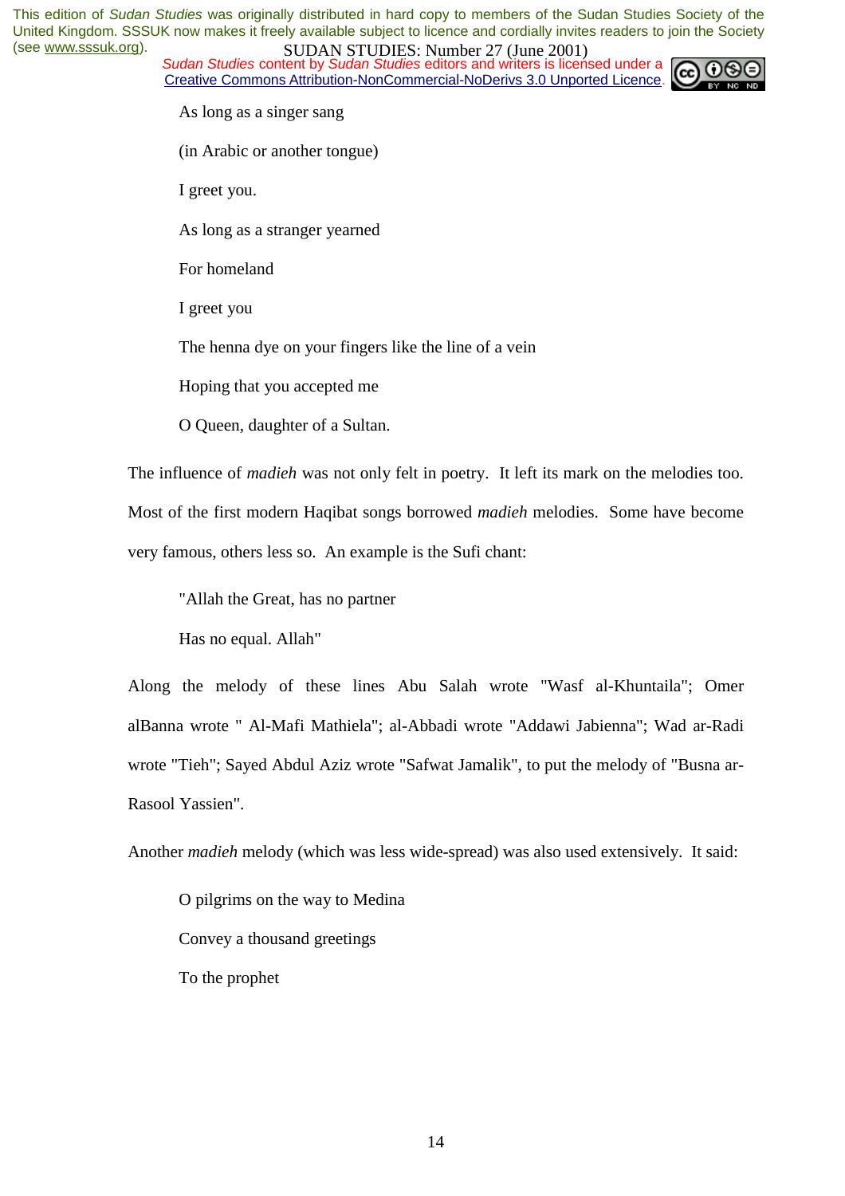As long as a singer sang

(in Arabic or another tongue)

I greet you.

As long as a stranger yearned

For homeland

I greet you

The henna dye on your fingers like the line of a vein

Hoping that you accepted me

O Queen, daughter of a Sultan.

The influence of *madieh* was not only felt in poetry. It left its mark on the melodies too. Most of the first modern Haqibat songs borrowed *madieh* melodies. Some have become very famous, others less so. An example is the Sufi chant:

"Allah the Great, has no partner

Has no equal. Allah"

Along the melody of these lines Abu Salah wrote "Wasf al-Khuntaila"; Omer alBanna wrote " Al-Mafi Mathiela"; al-Abbadi wrote "Addawi Jabienna"; Wad ar-Radi wrote "Tieh"; Sayed Abdul Aziz wrote "Safwat Jamalik", to put the melody of "Busna ar-Rasool Yassien".

Another *madieh* melody (which was less wide-spread) was also used extensively. It said:

O pilgrims on the way to Medina

Convey a thousand greetings

To the prophet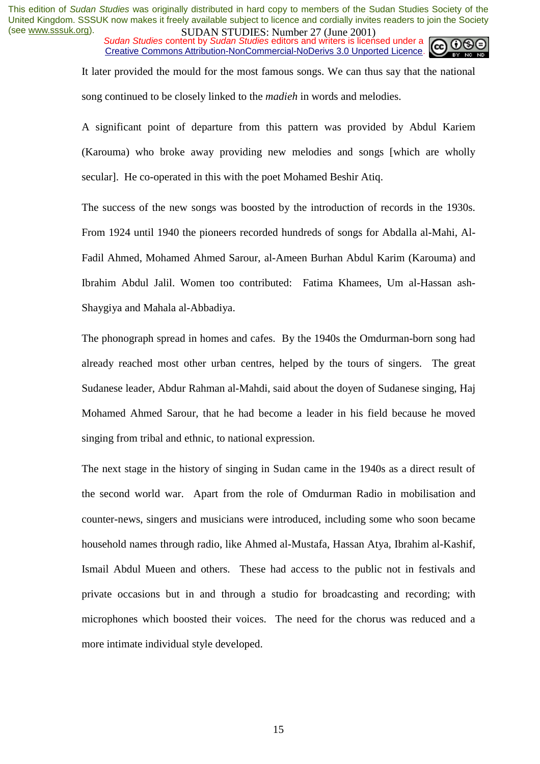It later provided the mould for the most famous songs. We can thus say that the national song continued to be closely linked to the *madieh* in words and melodies.

A significant point of departure from this pattern was provided by Abdul Kariem (Karouma) who broke away providing new melodies and songs [which are wholly secular]. He co-operated in this with the poet Mohamed Beshir Atiq.

The success of the new songs was boosted by the introduction of records in the 1930s. From 1924 until 1940 the pioneers recorded hundreds of songs for Abdalla al-Mahi, Al-Fadil Ahmed, Mohamed Ahmed Sarour, al-Ameen Burhan Abdul Karim (Karouma) and Ibrahim Abdul Jalil. Women too contributed: Fatima Khamees, Um al-Hassan ash-Shaygiya and Mahala al-Abbadiya.

The phonograph spread in homes and cafes. By the 1940s the Omdurman-born song had already reached most other urban centres, helped by the tours of singers. The great Sudanese leader, Abdur Rahman al-Mahdi, said about the doyen of Sudanese singing, Haj Mohamed Ahmed Sarour, that he had become a leader in his field because he moved singing from tribal and ethnic, to national expression.

The next stage in the history of singing in Sudan came in the 1940s as a direct result of the second world war. Apart from the role of Omdurman Radio in mobilisation and counter-news, singers and musicians were introduced, including some who soon became household names through radio, like Ahmed al-Mustafa, Hassan Atya, Ibrahim al-Kashif, Ismail Abdul Mueen and others. These had access to the public not in festivals and private occasions but in and through a studio for broadcasting and recording; with microphones which boosted their voices. The need for the chorus was reduced and a more intimate individual style developed.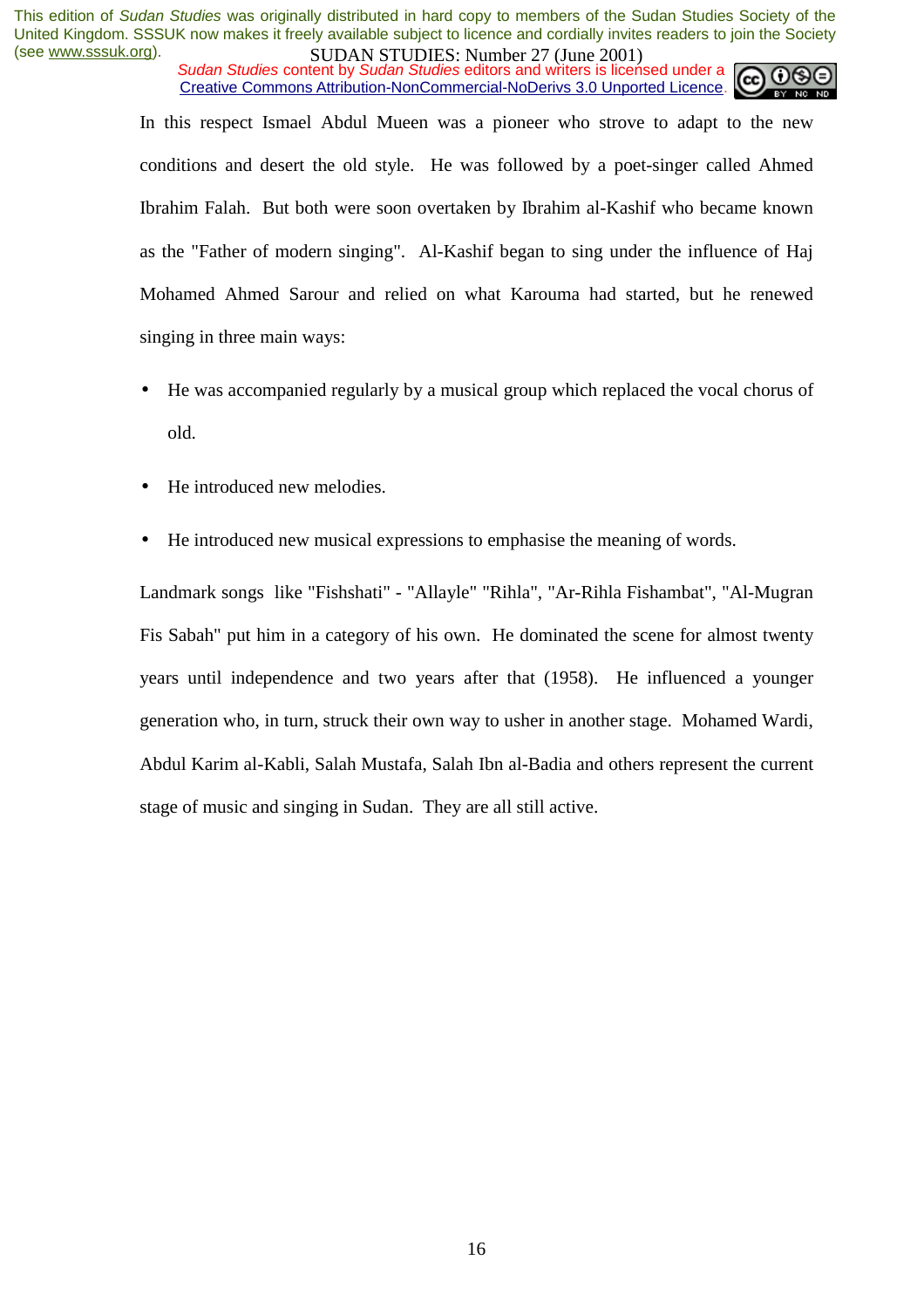In this respect Ismael Abdul Mueen was a pioneer who strove to adapt to the new conditions and desert the old style. He was followed by a poet-singer called Ahmed Ibrahim Falah. But both were soon overtaken by Ibrahim al-Kashif who became known as the "Father of modern singing". Al-Kashif began to sing under the influence of Haj Mohamed Ahmed Sarour and relied on what Karouma had started, but he renewed singing in three main ways:

- He was accompanied regularly by a musical group which replaced the vocal chorus of old.
- He introduced new melodies.
- He introduced new musical expressions to emphasise the meaning of words.

Landmark songs like "Fishshati" - "Allayle" "Rihla", "Ar-Rihla Fishambat", "Al-Mugran Fis Sabah" put him in a category of his own. He dominated the scene for almost twenty years until independence and two years after that (1958). He influenced a younger generation who, in turn, struck their own way to usher in another stage. Mohamed Wardi, Abdul Karim al-Kabli, Salah Mustafa, Salah Ibn al-Badia and others represent the current stage of music and singing in Sudan. They are all still active.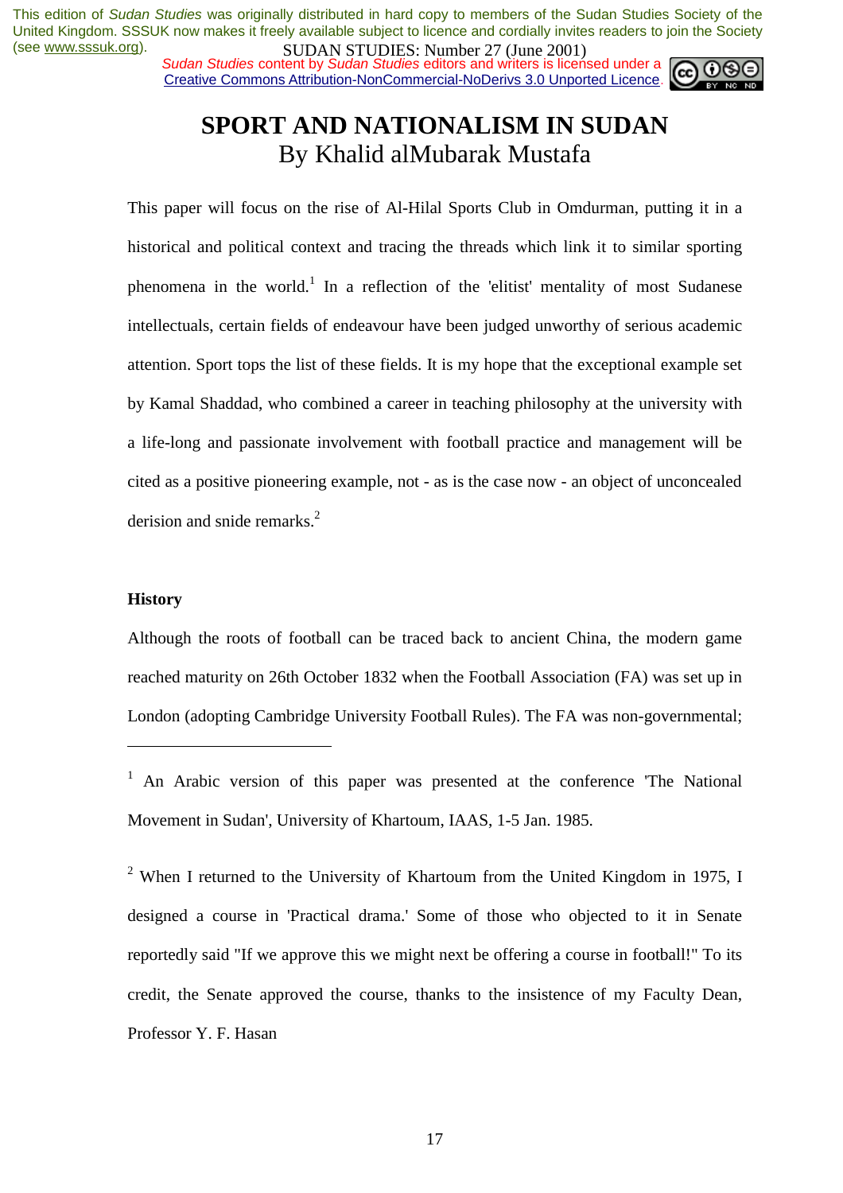# SPORT AND NATIONALISM IN SUDAN

By Khalid alMubarak Mustafa

This paper will focus on the rise of Al-Hilal Sports Club in Omdurman, putting it in a historical and political context and tracing the threads which link it to similar sporting phenomena in the world.[1] In a reflection of the 'elitist' mentality of most Sudanese intellectuals, certain fields of endeavour have been judged unworthy of serious academic attention. Sport tops the list of these fields. It is my hope that the exceptional example set by Kamal Shaddad, who combined a career in teaching philosophy at the university with a life-long and passionate involvement with football practice and management will be cited as a positive pioneering example, not - as is the case now - an object of unconcealed derision and snide remarks.[2]

## History

Although the roots of football can be traced back to ancient China, the modern game reached maturity on 26th October 1832 when the Football Association (FA) was set up in London (adopting Cambridge University Football Rules). The FA was non-governmental;

---

[1] An Arabic version of this paper was presented at the conference 'The National Movement in Sudan', University of Khartoum, IAAS, 1-5 Jan. 1985.

[2] When I returned to the University of Khartoum from the United Kingdom in 1975, I designed a course in 'Practical drama.' Some of those who objected to it in Senate reportedly said "If we approve this we might next be offering a course in football!" To its credit, the Senate approved the course, thanks to the insistence of my Faculty Dean, Professor Y. F. Hasan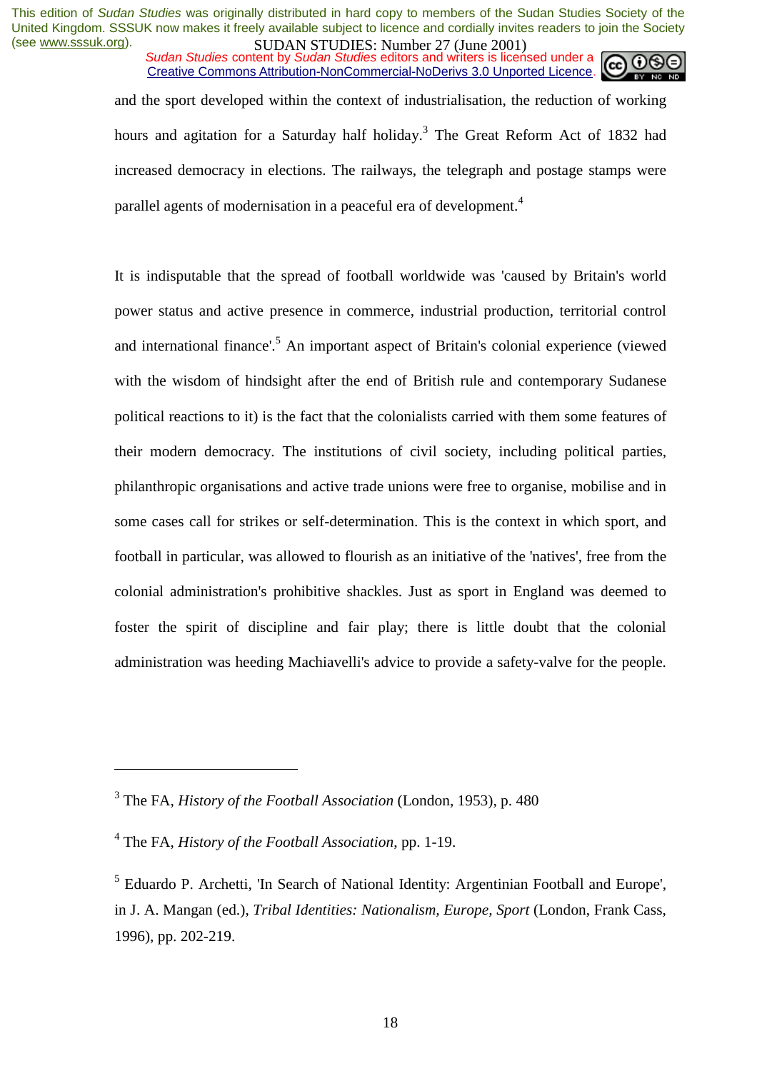and the sport developed within the context of industrialisation, the reduction of working hours and agitation for a Saturday half holiday.[3] The Great Reform Act of 1832 had increased democracy in elections. The railways, the telegraph and postage stamps were parallel agents of modernisation in a peaceful era of development.[4]

It is indisputable that the spread of football worldwide was 'caused by Britain's world power status and active presence in commerce, industrial production, territorial control and international finance'.[5] An important aspect of Britain's colonial experience (viewed with the wisdom of hindsight after the end of British rule and contemporary Sudanese political reactions to it) is the fact that the colonialists carried with them some features of their modern democracy. The institutions of civil society, including political parties, philanthropic organisations and active trade unions were free to organise, mobilise and in some cases call for strikes or self-determination. This is the context in which sport, and football in particular, was allowed to flourish as an initiative of the 'natives', free from the colonial administration's prohibitive shackles. Just as sport in England was deemed to foster the spirit of discipline and fair play; there is little doubt that the colonial administration was heeding Machiavelli's advice to provide a safety-valve for the people.

---

[3] The FA, *History of the Football Association* (London, 1953), p. 480

[4] The FA, *History of the Football Association*, pp. 1-19.

[5] Eduardo P. Archetti, 'In Search of National Identity: Argentinian Football and Europe', in J. A. Mangan (ed.), *Tribal Identities: Nationalism, Europe, Sport* (London, Frank Cass, 1996), pp. 202-219.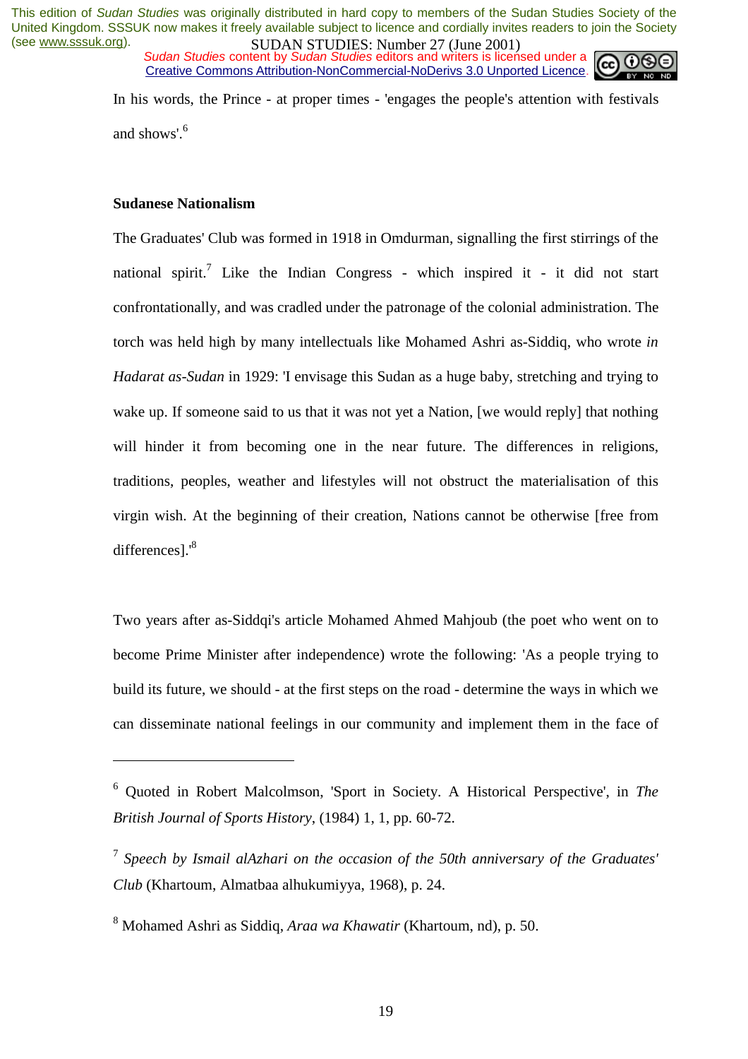In his words, the Prince - at proper times - 'engages the people's attention with festivals and shows'.[6]

## Sudanese Nationalism

The Graduates' Club was formed in 1918 in Omdurman, signalling the first stirrings of the national spirit.[7] Like the Indian Congress - which inspired it - it did not start confrontationally, and was cradled under the patronage of the colonial administration. The torch was held high by many intellectuals like Mohamed Ashri as-Siddiq, who wrote *in Hadarat as-Sudan* in 1929: 'I envisage this Sudan as a huge baby, stretching and trying to wake up. If someone said to us that it was not yet a Nation, [we would reply] that nothing will hinder it from becoming one in the near future. The differences in religions, traditions, peoples, weather and lifestyles will not obstruct the materialisation of this virgin wish. At the beginning of their creation, Nations cannot be otherwise [free from differences].'[8]

Two years after as-Siddqi's article Mohamed Ahmed Mahjoub (the poet who went on to become Prime Minister after independence) wrote the following: 'As a people trying to build its future, we should - at the first steps on the road - determine the ways in which we can disseminate national feelings in our community and implement them in the face of

---

[6] Quoted in Robert Malcolmson, 'Sport in Society. A Historical Perspective', in *The British Journal of Sports History*, (1984) 1, 1, pp. 60-72.

[7] *Speech by Ismail alAzhari on the occasion of the 50th anniversary of the Graduates' Club* (Khartoum, Almatbaa alhukumiyya, 1968), p. 24.

[8] Mohamed Ashri as Siddiq, *Araa wa Khawatir* (Khartoum, nd), p. 50.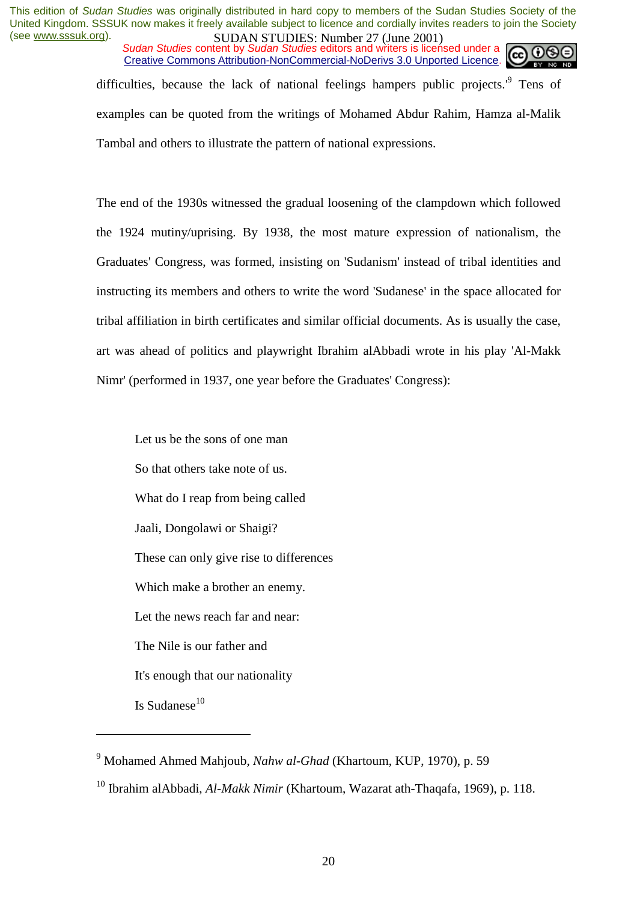difficulties, because the lack of national feelings hampers public projects.'[9] Tens of examples can be quoted from the writings of Mohamed Abdur Rahim, Hamza al-Malik Tambal and others to illustrate the pattern of national expressions.

The end of the 1930s witnessed the gradual loosening of the clampdown which followed the 1924 mutiny/uprising. By 1938, the most mature expression of nationalism, the Graduates' Congress, was formed, insisting on 'Sudanism' instead of tribal identities and instructing its members and others to write the word 'Sudanese' in the space allocated for tribal affiliation in birth certificates and similar official documents. As is usually the case, art was ahead of politics and playwright Ibrahim alAbbadi wrote in his play 'Al-Makk Nimr' (performed in 1937, one year before the Graduates' Congress):

> Let us be the sons of one man
>
> So that others take note of us.
>
> What do I reap from being called
>
> Jaali, Dongolawi or Shaigi?
>
> These can only give rise to differences
>
> Which make a brother an enemy.
>
> Let the news reach far and near:
>
> The Nile is our father and
>
> It's enough that our nationality
>
> Is Sudanese[10]

---

[9] Mohamed Ahmed Mahjoub, *Nahw al-Ghad* (Khartoum, KUP, 1970), p. 59

[10] Ibrahim alAbbadi, *Al-Makk Nimir* (Khartoum, Wazarat ath-Thaqafa, 1969), p. 118.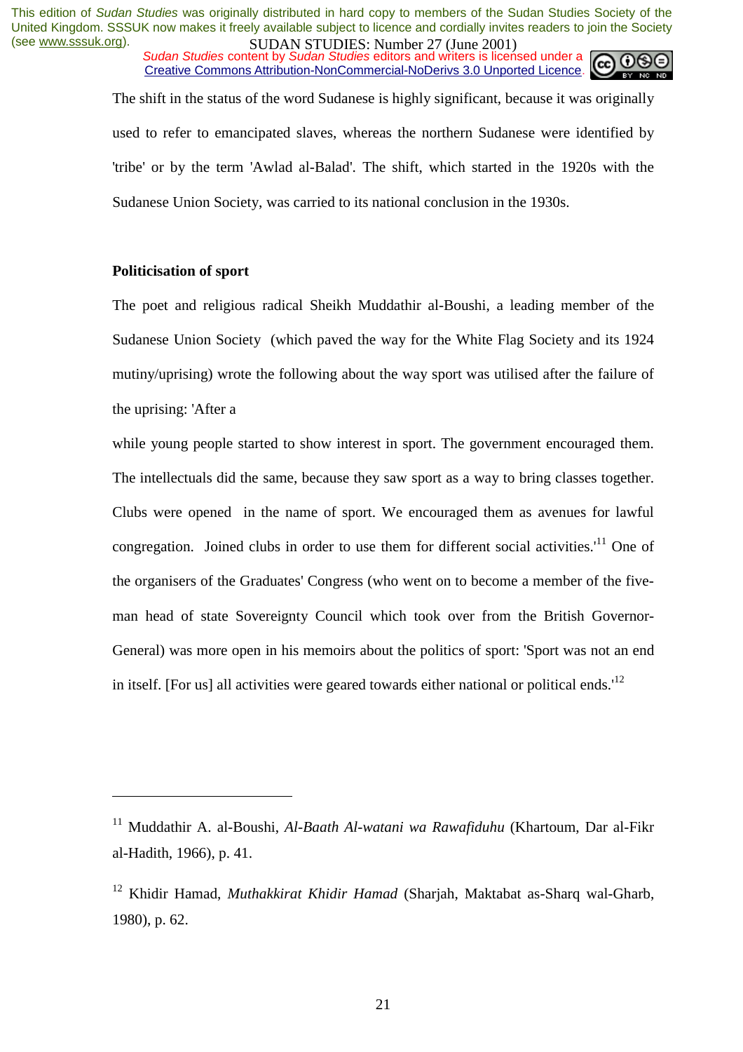The shift in the status of the word Sudanese is highly significant, because it was originally used to refer to emancipated slaves, whereas the northern Sudanese were identified by 'tribe' or by the term 'Awlad al-Balad'. The shift, which started in the 1920s with the Sudanese Union Society, was carried to its national conclusion in the 1930s.

**Politicisation of sport**

The poet and religious radical Sheikh Muddathir al-Boushi, a leading member of the Sudanese Union Society (which paved the way for the White Flag Society and its 1924 mutiny/uprising) wrote the following about the way sport was utilised after the failure of the uprising: 'After a while young people started to show interest in sport. The government encouraged them. The intellectuals did the same, because they saw sport as a way to bring classes together. Clubs were opened in the name of sport. We encouraged them as avenues for lawful congregation. Joined clubs in order to use them for different social activities.'[11] One of the organisers of the Graduates' Congress (who went on to become a member of the five-man head of state Sovereignty Council which took over from the British Governor-General) was more open in his memoirs about the politics of sport: 'Sport was not an end in itself. [For us] all activities were geared towards either national or political ends.'[12]

---

[11] Muddathir A. al-Boushi, *Al-Baath Al-watani wa Rawafiduhu* (Khartoum, Dar al-Fikr al-Hadith, 1966), p. 41.

[12] Khidir Hamad, *Muthakkirat Khidir Hamad* (Sharjah, Maktabat as-Sharq wal-Gharb, 1980), p. 62.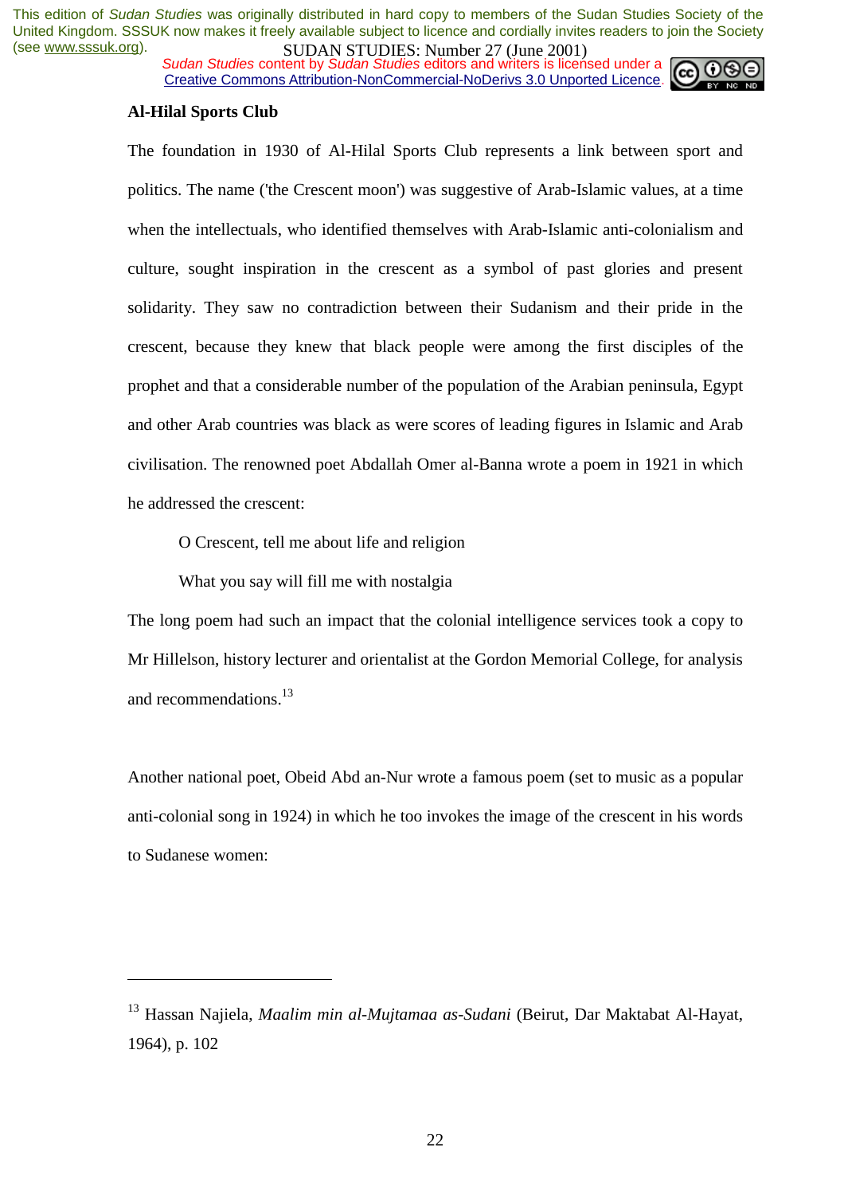**Al-Hilal Sports Club**

The foundation in 1930 of Al-Hilal Sports Club represents a link between sport and politics. The name ('the Crescent moon') was suggestive of Arab-Islamic values, at a time when the intellectuals, who identified themselves with Arab-Islamic anti-colonialism and culture, sought inspiration in the crescent as a symbol of past glories and present solidarity. They saw no contradiction between their Sudanism and their pride in the crescent, because they knew that black people were among the first disciples of the prophet and that a considerable number of the population of the Arabian peninsula, Egypt and other Arab countries was black as were scores of leading figures in Islamic and Arab civilisation. The renowned poet Abdallah Omer al-Banna wrote a poem in 1921 in which he addressed the crescent:

> O Crescent, tell me about life and religion
>
> What you say will fill me with nostalgia

The long poem had such an impact that the colonial intelligence services took a copy to Mr Hillelson, history lecturer and orientalist at the Gordon Memorial College, for analysis and recommendations.[13]

Another national poet, Obeid Abd an-Nur wrote a famous poem (set to music as a popular anti-colonial song in 1924) in which he too invokes the image of the crescent in his words to Sudanese women:

---

[13] Hassan Najiela, *Maalim min al-Mujtamaa as-Sudani* (Beirut, Dar Maktabat Al-Hayat, 1964), p. 102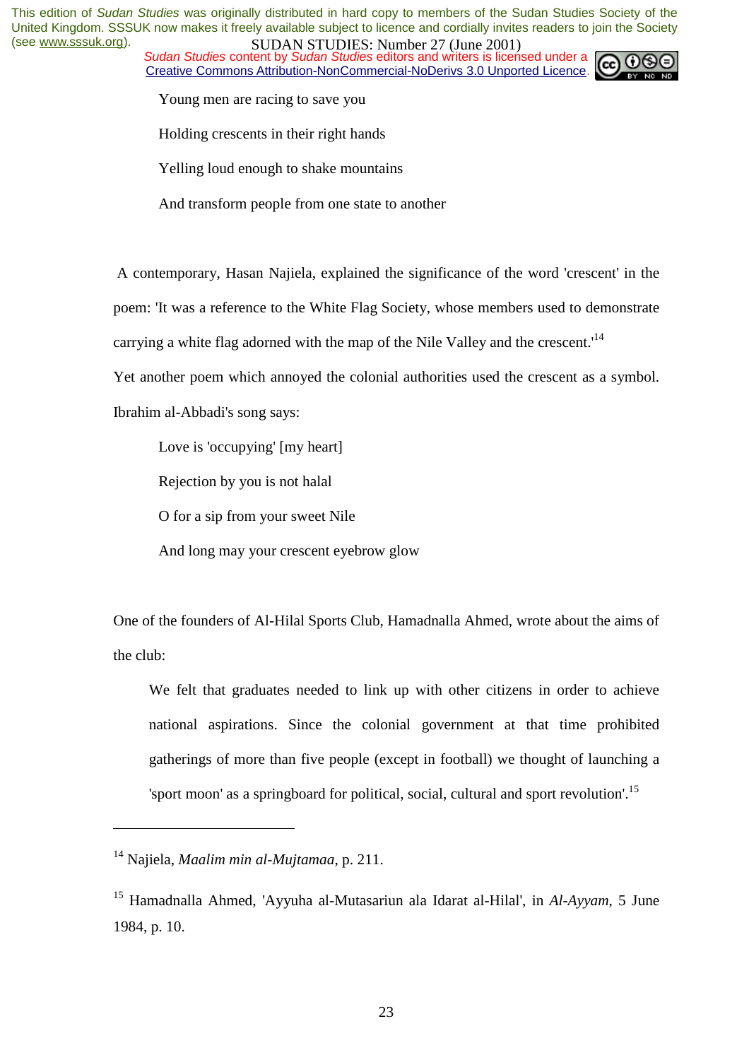Young men are racing to save you

Holding crescents in their right hands

Yelling loud enough to shake mountains

And transform people from one state to another

A contemporary, Hasan Najiela, explained the significance of the word 'crescent' in the poem: 'It was a reference to the White Flag Society, whose members used to demonstrate carrying a white flag adorned with the map of the Nile Valley and the crescent.'[14]

Yet another poem which annoyed the colonial authorities used the crescent as a symbol. Ibrahim al-Abbadi's song says:

Love is 'occupying' [my heart]

Rejection by you is not halal

O for a sip from your sweet Nile

And long may your crescent eyebrow glow

One of the founders of Al-Hilal Sports Club, Hamadnalla Ahmed, wrote about the aims of the club:

> We felt that graduates needed to link up with other citizens in order to achieve national aspirations. Since the colonial government at that time prohibited gatherings of more than five people (except in football) we thought of launching a 'sport moon' as a springboard for political, social, cultural and sport revolution'.[15]

---

[14] Najiela, *Maalim min al-Mujtamaa*, p. 211.

[15] Hamadnalla Ahmed, 'Ayyuha al-Mutasariun ala Idarat al-Hilal', in *Al-Ayyam*, 5 June 1984, p. 10.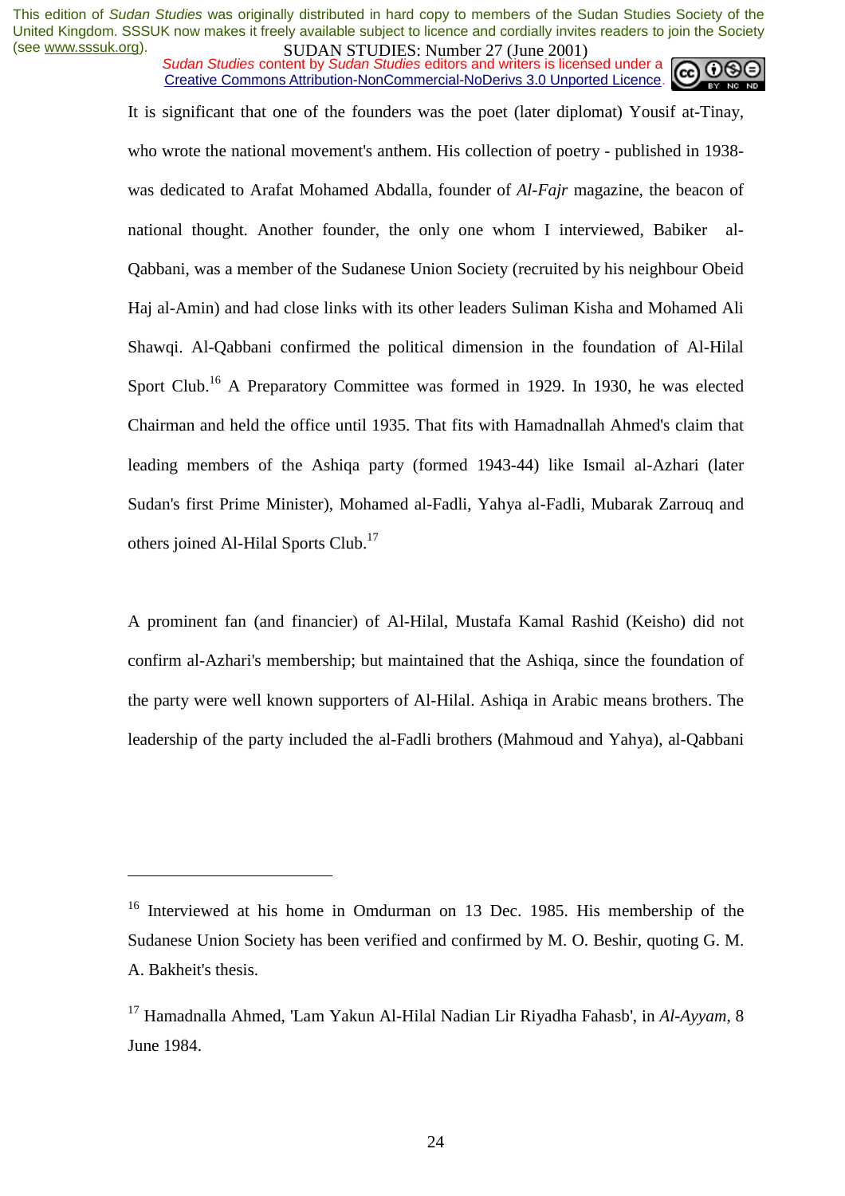It is significant that one of the founders was the poet (later diplomat) Yousif at-Tinay, who wrote the national movement's anthem. His collection of poetry - published in 1938- was dedicated to Arafat Mohamed Abdalla, founder of *Al-Fajr* magazine, the beacon of national thought. Another founder, the only one whom I interviewed, Babiker al-Qabbani, was a member of the Sudanese Union Society (recruited by his neighbour Obeid Haj al-Amin) and had close links with its other leaders Suliman Kisha and Mohamed Ali Shawqi. Al-Qabbani confirmed the political dimension in the foundation of Al-Hilal Sport Club.[16] A Preparatory Committee was formed in 1929. In 1930, he was elected Chairman and held the office until 1935. That fits with Hamadnallah Ahmed's claim that leading members of the Ashiqa party (formed 1943-44) like Ismail al-Azhari (later Sudan's first Prime Minister), Mohamed al-Fadli, Yahya al-Fadli, Mubarak Zarrouq and others joined Al-Hilal Sports Club.[17]

A prominent fan (and financier) of Al-Hilal, Mustafa Kamal Rashid (Keisho) did not confirm al-Azhari's membership; but maintained that the Ashiqa, since the foundation of the party were well known supporters of Al-Hilal. Ashiqa in Arabic means brothers. The leadership of the party included the al-Fadli brothers (Mahmoud and Yahya), al-Qabbani

---

[16] Interviewed at his home in Omdurman on 13 Dec. 1985. His membership of the Sudanese Union Society has been verified and confirmed by M. O. Beshir, quoting G. M. A. Bakheit's thesis.

[17] Hamadnalla Ahmed, 'Lam Yakun Al-Hilal Nadian Lir Riyadha Fahasb', in *Al-Ayyam*, 8 June 1984.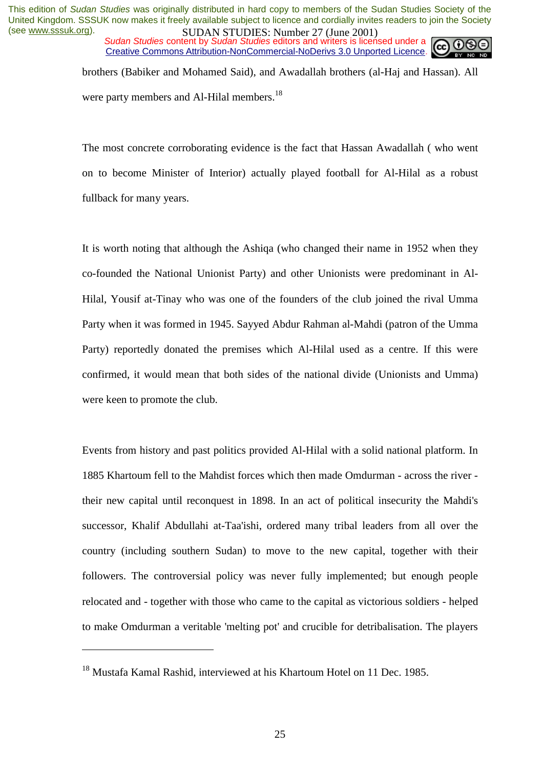brothers (Babiker and Mohamed Said), and Awadallah brothers (al-Haj and Hassan). All were party members and Al-Hilal members.[18]

The most concrete corroborating evidence is the fact that Hassan Awadallah ( who went on to become Minister of Interior) actually played football for Al-Hilal as a robust fullback for many years.

It is worth noting that although the Ashiqa (who changed their name in 1952 when they co-founded the National Unionist Party) and other Unionists were predominant in Al-Hilal, Yousif at-Tinay who was one of the founders of the club joined the rival Umma Party when it was formed in 1945. Sayyed Abdur Rahman al-Mahdi (patron of the Umma Party) reportedly donated the premises which Al-Hilal used as a centre. If this were confirmed, it would mean that both sides of the national divide (Unionists and Umma) were keen to promote the club.

Events from history and past politics provided Al-Hilal with a solid national platform. In 1885 Khartoum fell to the Mahdist forces which then made Omdurman - across the river - their new capital until reconquest in 1898. In an act of political insecurity the Mahdi's successor, Khalif Abdullahi at-Taa'ishi, ordered many tribal leaders from all over the country (including southern Sudan) to move to the new capital, together with their followers. The controversial policy was never fully implemented; but enough people relocated and - together with those who came to the capital as victorious soldiers - helped to make Omdurman a veritable 'melting pot' and crucible for detribalisation. The players

---

[18] Mustafa Kamal Rashid, interviewed at his Khartoum Hotel on 11 Dec. 1985.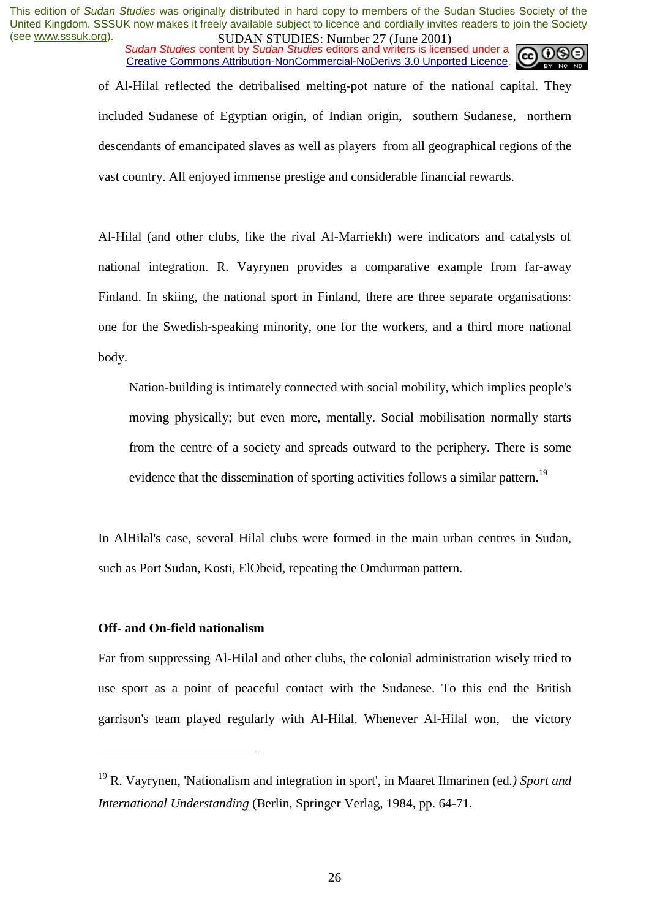of Al-Hilal reflected the detribalised melting-pot nature of the national capital. They included Sudanese of Egyptian origin, of Indian origin, southern Sudanese, northern descendants of emancipated slaves as well as players from all geographical regions of the vast country. All enjoyed immense prestige and considerable financial rewards.

Al-Hilal (and other clubs, like the rival Al-Marriekh) were indicators and catalysts of national integration. R. Vayrynen provides a comparative example from far-away Finland. In skiing, the national sport in Finland, there are three separate organisations: one for the Swedish-speaking minority, one for the workers, and a third more national body.

> Nation-building is intimately connected with social mobility, which implies people's moving physically; but even more, mentally. Social mobilisation normally starts from the centre of a society and spreads outward to the periphery. There is some evidence that the dissemination of sporting activities follows a similar pattern.[19]

In AlHilal's case, several Hilal clubs were formed in the main urban centres in Sudan, such as Port Sudan, Kosti, ElObeid, repeating the Omdurman pattern.

**Off- and On-field nationalism**

Far from suppressing Al-Hilal and other clubs, the colonial administration wisely tried to use sport as a point of peaceful contact with the Sudanese. To this end the British garrison's team played regularly with Al-Hilal. Whenever Al-Hilal won, the victory

---

[19] R. Vayrynen, 'Nationalism and integration in sport', in Maaret Ilmarinen (ed.*) Sport and International Understanding* (Berlin, Springer Verlag, 1984, pp. 64-71.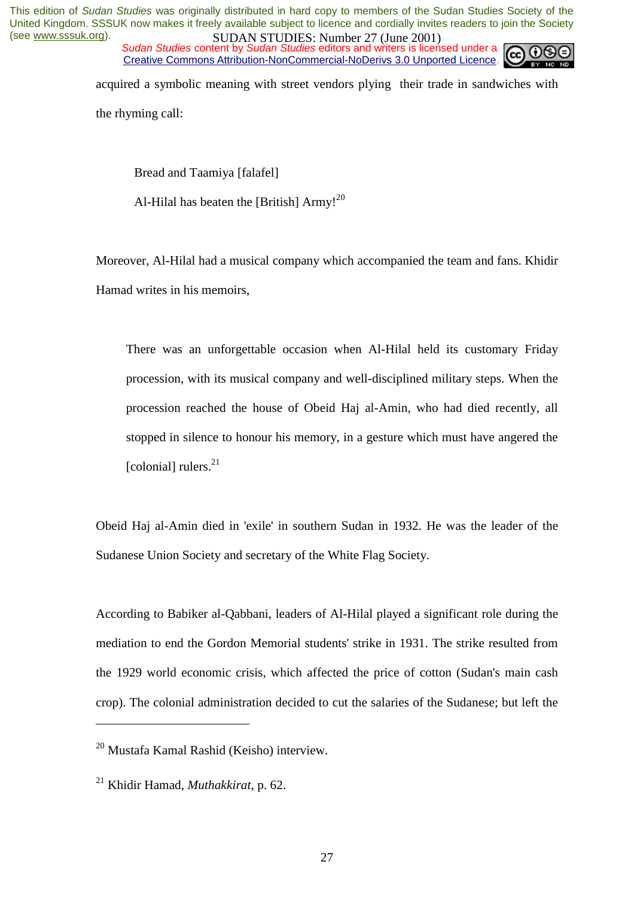acquired a symbolic meaning with street vendors plying their trade in sandwiches with the rhyming call:

> Bread and Taamiya [falafel]
>
> Al-Hilal has beaten the [British] Army![20]

Moreover, Al-Hilal had a musical company which accompanied the team and fans. Khidir Hamad writes in his memoirs,

> There was an unforgettable occasion when Al-Hilal held its customary Friday procession, with its musical company and well-disciplined military steps. When the procession reached the house of Obeid Haj al-Amin, who had died recently, all stopped in silence to honour his memory, in a gesture which must have angered the [colonial] rulers.[21]

Obeid Haj al-Amin died in 'exile' in southern Sudan in 1932. He was the leader of the Sudanese Union Society and secretary of the White Flag Society.

According to Babiker al-Qabbani, leaders of Al-Hilal played a significant role during the mediation to end the Gordon Memorial students' strike in 1931. The strike resulted from the 1929 world economic crisis, which affected the price of cotton (Sudan's main cash crop). The colonial administration decided to cut the salaries of the Sudanese; but left the

---

[20] Mustafa Kamal Rashid (Keisho) interview.

[21] Khidir Hamad, *Muthakkirat*, p. 62.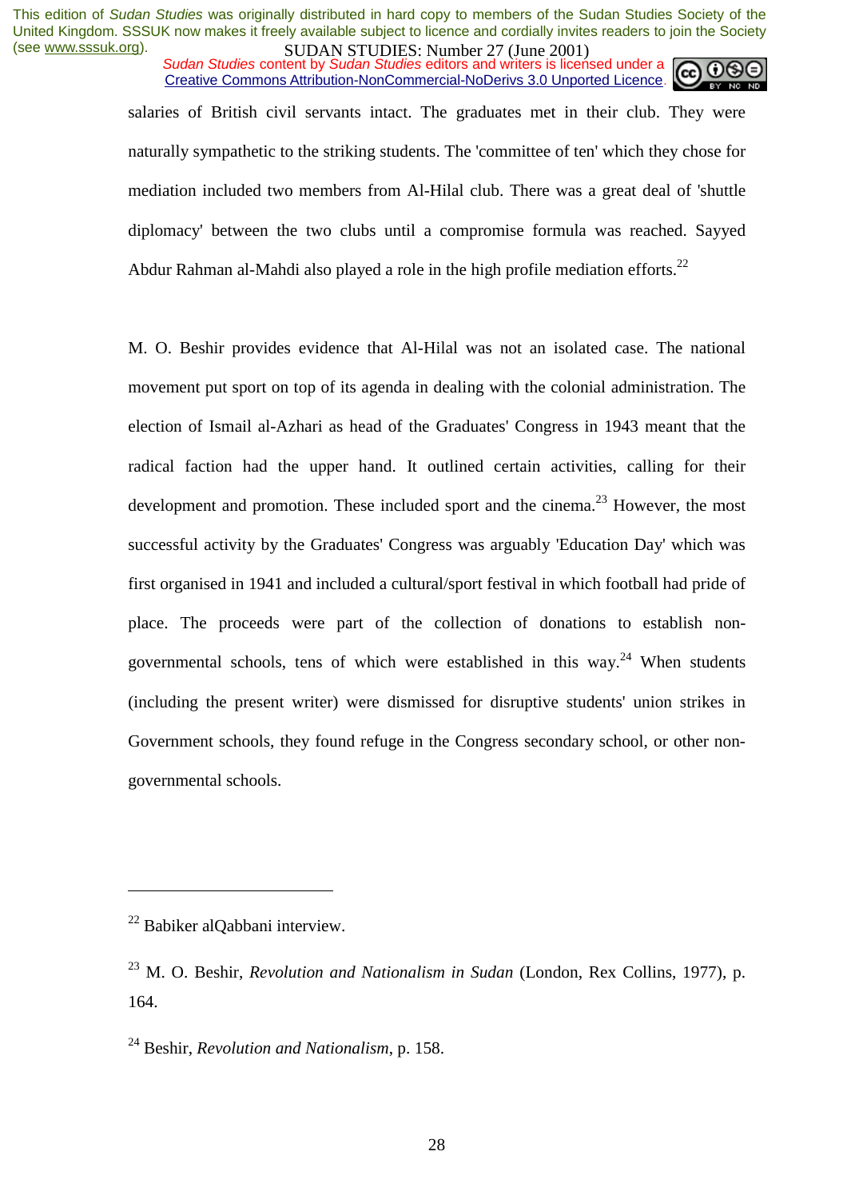salaries of British civil servants intact. The graduates met in their club. They were naturally sympathetic to the striking students. The 'committee of ten' which they chose for mediation included two members from Al-Hilal club. There was a great deal of 'shuttle diplomacy' between the two clubs until a compromise formula was reached. Sayyed Abdur Rahman al-Mahdi also played a role in the high profile mediation efforts.[22]

M. O. Beshir provides evidence that Al-Hilal was not an isolated case. The national movement put sport on top of its agenda in dealing with the colonial administration. The election of Ismail al-Azhari as head of the Graduates' Congress in 1943 meant that the radical faction had the upper hand. It outlined certain activities, calling for their development and promotion. These included sport and the cinema.[23] However, the most successful activity by the Graduates' Congress was arguably 'Education Day' which was first organised in 1941 and included a cultural/sport festival in which football had pride of place. The proceeds were part of the collection of donations to establish non-governmental schools, tens of which were established in this way.[24] When students (including the present writer) were dismissed for disruptive students' union strikes in Government schools, they found refuge in the Congress secondary school, or other non-governmental schools.

---

[22] Babiker alQabbani interview.

[23] M. O. Beshir, *Revolution and Nationalism in Sudan* (London, Rex Collins, 1977), p. 164.

[24] Beshir, *Revolution and Nationalism*, p. 158.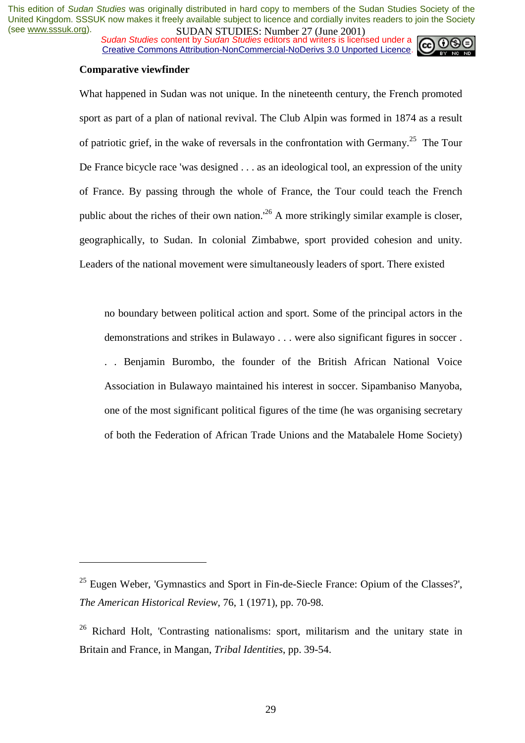**Comparative viewfinder**

What happened in Sudan was not unique. In the nineteenth century, the French promoted sport as part of a plan of national revival. The Club Alpin was formed in 1874 as a result of patriotic grief, in the wake of reversals in the confrontation with Germany.[25] The Tour De France bicycle race 'was designed . . . as an ideological tool, an expression of the unity of France. By passing through the whole of France, the Tour could teach the French public about the riches of their own nation.'[26] A more strikingly similar example is closer, geographically, to Sudan. In colonial Zimbabwe, sport provided cohesion and unity. Leaders of the national movement were simultaneously leaders of sport. There existed

> no boundary between political action and sport. Some of the principal actors in the demonstrations and strikes in Bulawayo . . . were also significant figures in soccer . . . Benjamin Burombo, the founder of the British African National Voice Association in Bulawayo maintained his interest in soccer. Sipambaniso Manyoba, one of the most significant political figures of the time (he was organising secretary of both the Federation of African Trade Unions and the Matabalele Home Society)

---

[25] Eugen Weber, 'Gymnastics and Sport in Fin-de-Siecle France: Opium of the Classes?', *The American Historical Review*, 76, 1 (1971), pp. 70-98.

[26] Richard Holt, 'Contrasting nationalisms: sport, militarism and the unitary state in Britain and France, in Mangan, *Tribal Identities*, pp. 39-54.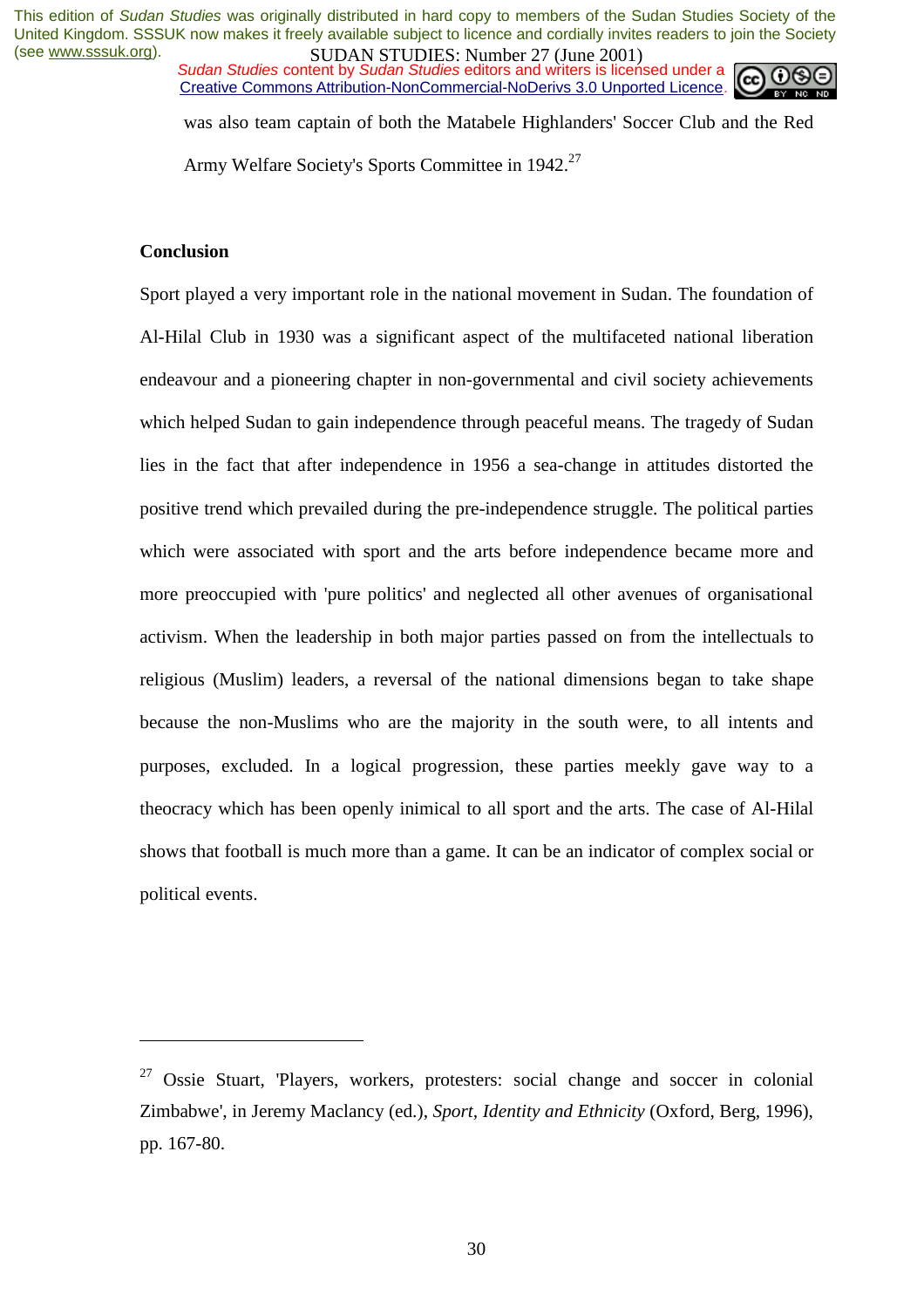was also team captain of both the Matabele Highlanders' Soccer Club and the Red Army Welfare Society's Sports Committee in 1942.[27]

## Conclusion

Sport played a very important role in the national movement in Sudan. The foundation of Al-Hilal Club in 1930 was a significant aspect of the multifaceted national liberation endeavour and a pioneering chapter in non-governmental and civil society achievements which helped Sudan to gain independence through peaceful means. The tragedy of Sudan lies in the fact that after independence in 1956 a sea-change in attitudes distorted the positive trend which prevailed during the pre-independence struggle. The political parties which were associated with sport and the arts before independence became more and more preoccupied with 'pure politics' and neglected all other avenues of organisational activism. When the leadership in both major parties passed on from the intellectuals to religious (Muslim) leaders, a reversal of the national dimensions began to take shape because the non-Muslims who are the majority in the south were, to all intents and purposes, excluded. In a logical progression, these parties meekly gave way to a theocracy which has been openly inimical to all sport and the arts. The case of Al-Hilal shows that football is much more than a game. It can be an indicator of complex social or political events.

---

[27] Ossie Stuart, 'Players, workers, protesters: social change and soccer in colonial Zimbabwe', in Jeremy Maclancy (ed.), *Sport, Identity and Ethnicity* (Oxford, Berg, 1996), pp. 167-80.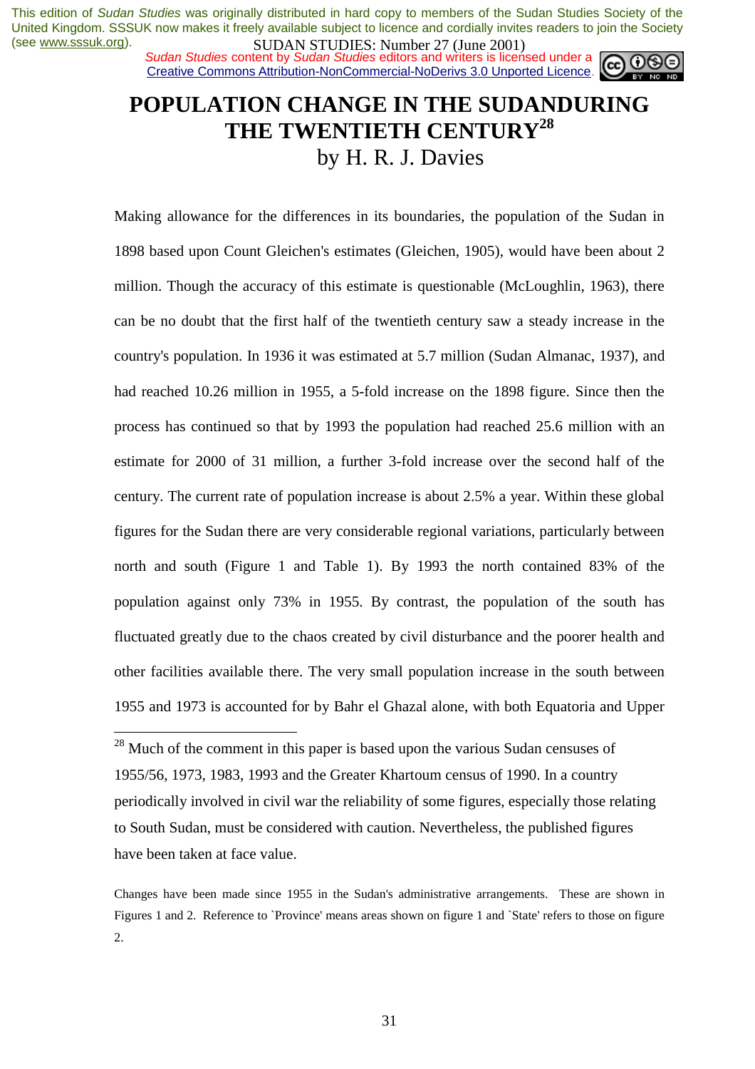# POPULATION CHANGE IN THE SUDANDURING THE TWENTIETH CENTURY[28]

by H. R. J. Davies

Making allowance for the differences in its boundaries, the population of the Sudan in 1898 based upon Count Gleichen's estimates (Gleichen, 1905), would have been about 2 million. Though the accuracy of this estimate is questionable (McLoughlin, 1963), there can be no doubt that the first half of the twentieth century saw a steady increase in the country's population. In 1936 it was estimated at 5.7 million (Sudan Almanac, 1937), and had reached 10.26 million in 1955, a 5-fold increase on the 1898 figure. Since then the process has continued so that by 1993 the population had reached 25.6 million with an estimate for 2000 of 31 million, a further 3-fold increase over the second half of the century. The current rate of population increase is about 2.5% a year. Within these global figures for the Sudan there are very considerable regional variations, particularly between north and south (Figure 1 and Table 1). By 1993 the north contained 83% of the population against only 73% in 1955. By contrast, the population of the south has fluctuated greatly due to the chaos created by civil disturbance and the poorer health and other facilities available there. The very small population increase in the south between 1955 and 1973 is accounted for by Bahr el Ghazal alone, with both Equatoria and Upper

[28] Much of the comment in this paper is based upon the various Sudan censuses of 1955/56, 1973, 1983, 1993 and the Greater Khartoum census of 1990. In a country periodically involved in civil war the reliability of some figures, especially those relating to South Sudan, must be considered with caution. Nevertheless, the published figures have been taken at face value.

Changes have been made since 1955 in the Sudan's administrative arrangements. These are shown in Figures 1 and 2. Reference to `Province' means areas shown on figure 1 and `State' refers to those on figure 2.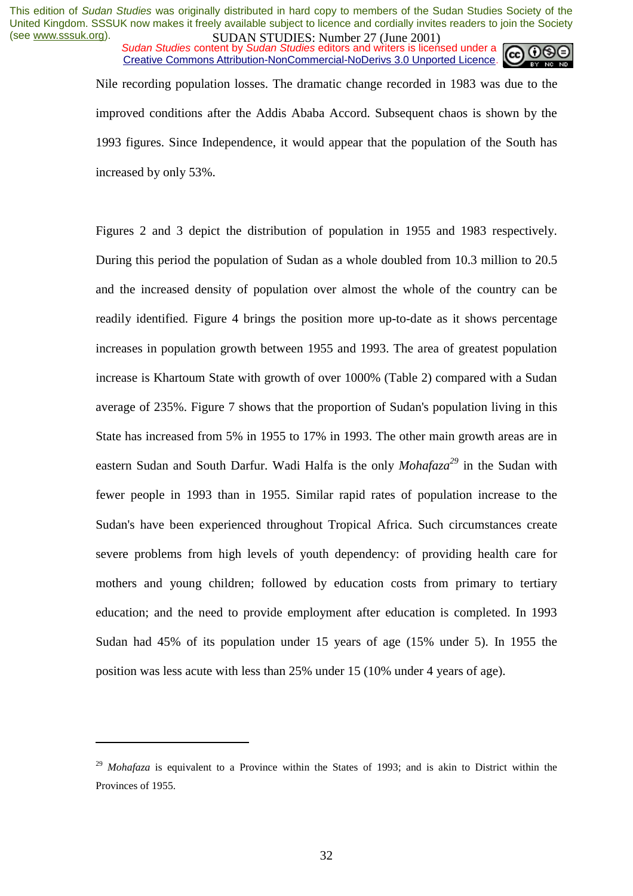Nile recording population losses. The dramatic change recorded in 1983 was due to the improved conditions after the Addis Ababa Accord. Subsequent chaos is shown by the 1993 figures. Since Independence, it would appear that the population of the South has increased by only 53%.

Figures 2 and 3 depict the distribution of population in 1955 and 1983 respectively. During this period the population of Sudan as a whole doubled from 10.3 million to 20.5 and the increased density of population over almost the whole of the country can be readily identified. Figure 4 brings the position more up-to-date as it shows percentage increases in population growth between 1955 and 1993. The area of greatest population increase is Khartoum State with growth of over 1000% (Table 2) compared with a Sudan average of 235%. Figure 7 shows that the proportion of Sudan's population living in this State has increased from 5% in 1955 to 17% in 1993. The other main growth areas are in eastern Sudan and South Darfur. Wadi Halfa is the only *Mohafaza*[29] in the Sudan with fewer people in 1993 than in 1955. Similar rapid rates of population increase to the Sudan's have been experienced throughout Tropical Africa. Such circumstances create severe problems from high levels of youth dependency: of providing health care for mothers and young children; followed by education costs from primary to tertiary education; and the need to provide employment after education is completed. In 1993 Sudan had 45% of its population under 15 years of age (15% under 5). In 1955 the position was less acute with less than 25% under 15 (10% under 4 years of age).

---

[29] *Mohafaza* is equivalent to a Province within the States of 1993; and is akin to District within the Provinces of 1955.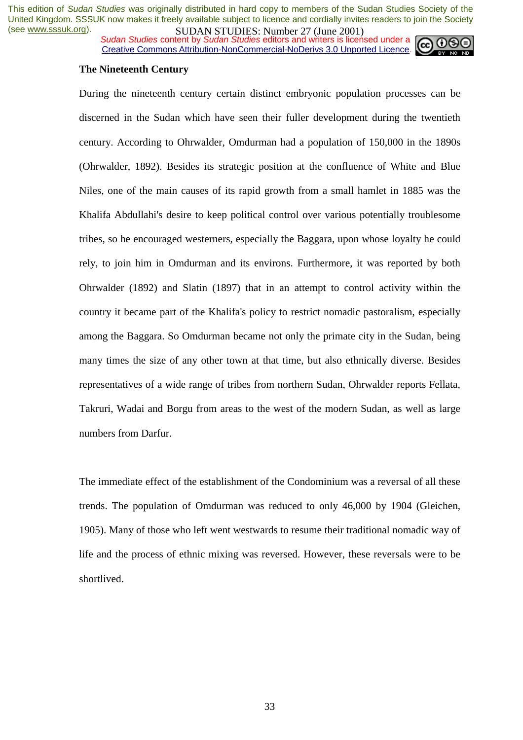## The Nineteenth Century

During the nineteenth century certain distinct embryonic population processes can be discerned in the Sudan which have seen their fuller development during the twentieth century. According to Ohrwalder, Omdurman had a population of 150,000 in the 1890s (Ohrwalder, 1892). Besides its strategic position at the confluence of White and Blue Niles, one of the main causes of its rapid growth from a small hamlet in 1885 was the Khalifa Abdullahi's desire to keep political control over various potentially troublesome tribes, so he encouraged westerners, especially the Baggara, upon whose loyalty he could rely, to join him in Omdurman and its environs. Furthermore, it was reported by both Ohrwalder (1892) and Slatin (1897) that in an attempt to control activity within the country it became part of the Khalifa's policy to restrict nomadic pastoralism, especially among the Baggara. So Omdurman became not only the primate city in the Sudan, being many times the size of any other town at that time, but also ethnically diverse. Besides representatives of a wide range of tribes from northern Sudan, Ohrwalder reports Fellata, Takruri, Wadai and Borgu from areas to the west of the modern Sudan, as well as large numbers from Darfur.

The immediate effect of the establishment of the Condominium was a reversal of all these trends. The population of Omdurman was reduced to only 46,000 by 1904 (Gleichen, 1905). Many of those who left went westwards to resume their traditional nomadic way of life and the process of ethnic mixing was reversed. However, these reversals were to be shortlived.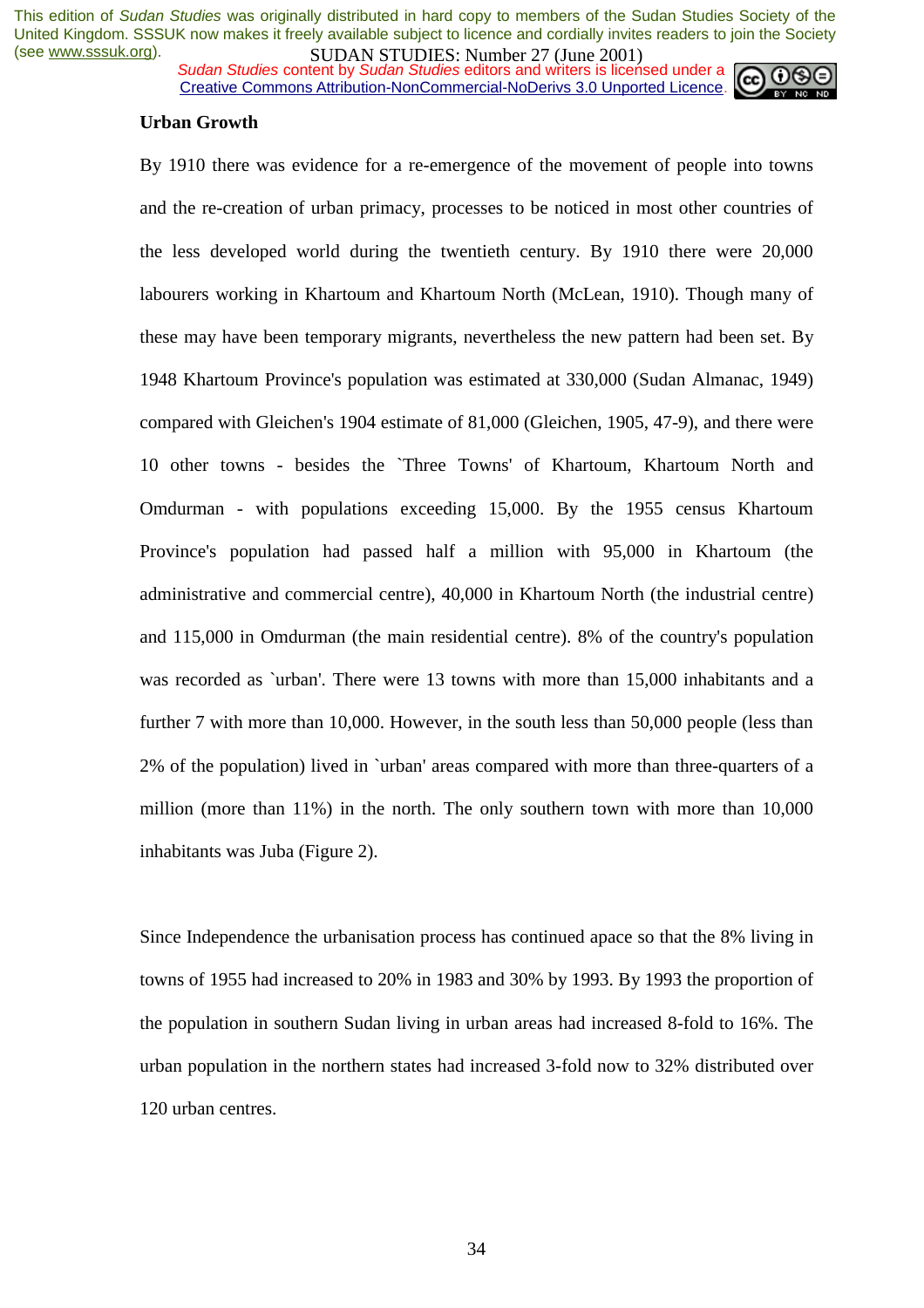**Urban Growth**

By 1910 there was evidence for a re-emergence of the movement of people into towns and the re-creation of urban primacy, processes to be noticed in most other countries of the less developed world during the twentieth century. By 1910 there were 20,000 labourers working in Khartoum and Khartoum North (McLean, 1910). Though many of these may have been temporary migrants, nevertheless the new pattern had been set. By 1948 Khartoum Province's population was estimated at 330,000 (Sudan Almanac, 1949) compared with Gleichen's 1904 estimate of 81,000 (Gleichen, 1905, 47-9), and there were 10 other towns - besides the `Three Towns' of Khartoum, Khartoum North and Omdurman - with populations exceeding 15,000. By the 1955 census Khartoum Province's population had passed half a million with 95,000 in Khartoum (the administrative and commercial centre), 40,000 in Khartoum North (the industrial centre) and 115,000 in Omdurman (the main residential centre). 8% of the country's population was recorded as `urban'. There were 13 towns with more than 15,000 inhabitants and a further 7 with more than 10,000. However, in the south less than 50,000 people (less than 2% of the population) lived in `urban' areas compared with more than three-quarters of a million (more than 11%) in the north. The only southern town with more than 10,000 inhabitants was Juba (Figure 2).

Since Independence the urbanisation process has continued apace so that the 8% living in towns of 1955 had increased to 20% in 1983 and 30% by 1993. By 1993 the proportion of the population in southern Sudan living in urban areas had increased 8-fold to 16%. The urban population in the northern states had increased 3-fold now to 32% distributed over 120 urban centres.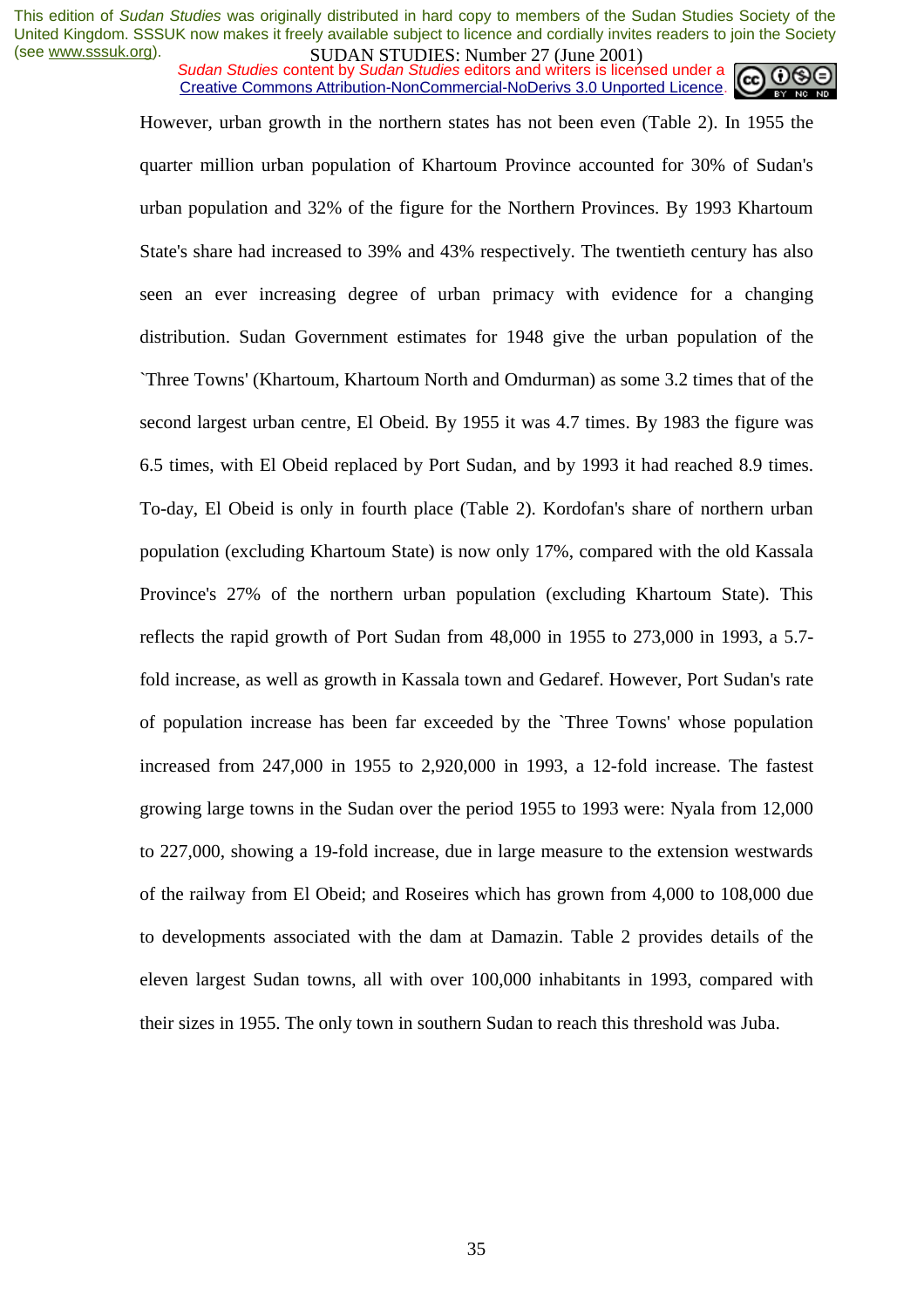However, urban growth in the northern states has not been even (Table 2). In 1955 the quarter million urban population of Khartoum Province accounted for 30% of Sudan's urban population and 32% of the figure for the Northern Provinces. By 1993 Khartoum State's share had increased to 39% and 43% respectively. The twentieth century has also seen an ever increasing degree of urban primacy with evidence for a changing distribution. Sudan Government estimates for 1948 give the urban population of the `Three Towns' (Khartoum, Khartoum North and Omdurman) as some 3.2 times that of the second largest urban centre, El Obeid. By 1955 it was 4.7 times. By 1983 the figure was 6.5 times, with El Obeid replaced by Port Sudan, and by 1993 it had reached 8.9 times. To-day, El Obeid is only in fourth place (Table 2). Kordofan's share of northern urban population (excluding Khartoum State) is now only 17%, compared with the old Kassala Province's 27% of the northern urban population (excluding Khartoum State). This reflects the rapid growth of Port Sudan from 48,000 in 1955 to 273,000 in 1993, a 5.7-fold increase, as well as growth in Kassala town and Gedaref. However, Port Sudan's rate of population increase has been far exceeded by the `Three Towns' whose population increased from 247,000 in 1955 to 2,920,000 in 1993, a 12-fold increase. The fastest growing large towns in the Sudan over the period 1955 to 1993 were: Nyala from 12,000 to 227,000, showing a 19-fold increase, due in large measure to the extension westwards of the railway from El Obeid; and Roseires which has grown from 4,000 to 108,000 due to developments associated with the dam at Damazin. Table 2 provides details of the eleven largest Sudan towns, all with over 100,000 inhabitants in 1993, compared with their sizes in 1955. The only town in southern Sudan to reach this threshold was Juba.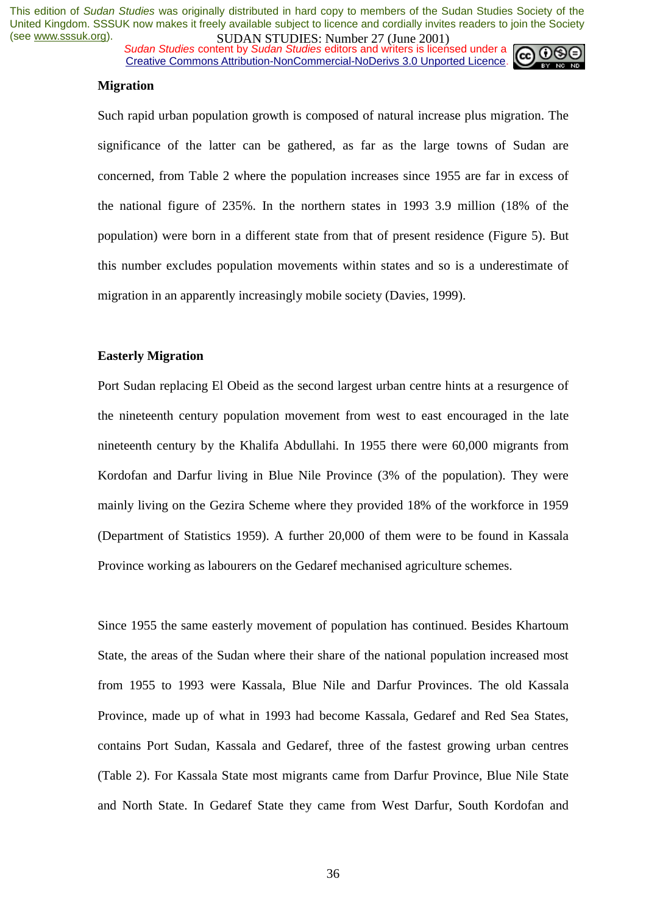## Migration

Such rapid urban population growth is composed of natural increase plus migration. The significance of the latter can be gathered, as far as the large towns of Sudan are concerned, from Table 2 where the population increases since 1955 are far in excess of the national figure of 235%. In the northern states in 1993 3.9 million (18% of the population) were born in a different state from that of present residence (Figure 5). But this number excludes population movements within states and so is a underestimate of migration in an apparently increasingly mobile society (Davies, 1999).

## Easterly Migration

Port Sudan replacing El Obeid as the second largest urban centre hints at a resurgence of the nineteenth century population movement from west to east encouraged in the late nineteenth century by the Khalifa Abdullahi. In 1955 there were 60,000 migrants from Kordofan and Darfur living in Blue Nile Province (3% of the population). They were mainly living on the Gezira Scheme where they provided 18% of the workforce in 1959 (Department of Statistics 1959). A further 20,000 of them were to be found in Kassala Province working as labourers on the Gedaref mechanised agriculture schemes.

Since 1955 the same easterly movement of population has continued. Besides Khartoum State, the areas of the Sudan where their share of the national population increased most from 1955 to 1993 were Kassala, Blue Nile and Darfur Provinces. The old Kassala Province, made up of what in 1993 had become Kassala, Gedaref and Red Sea States, contains Port Sudan, Kassala and Gedaref, three of the fastest growing urban centres (Table 2). For Kassala State most migrants came from Darfur Province, Blue Nile State and North State. In Gedaref State they came from West Darfur, South Kordofan and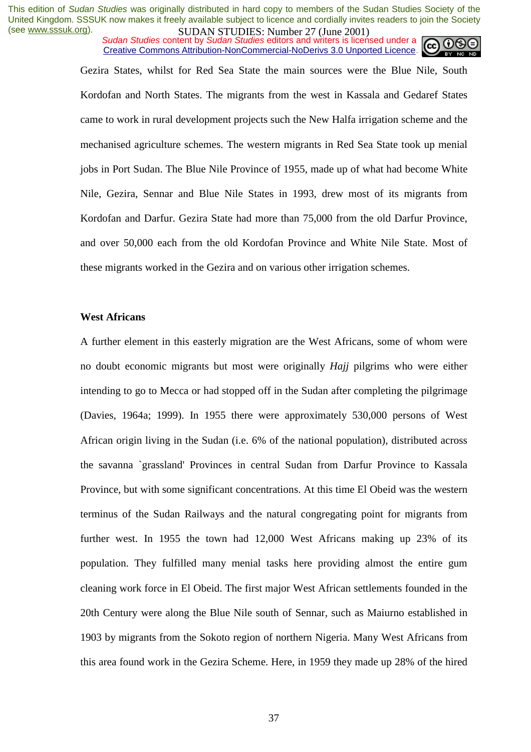Gezira States, whilst for Red Sea State the main sources were the Blue Nile, South Kordofan and North States. The migrants from the west in Kassala and Gedaref States came to work in rural development projects such the New Halfa irrigation scheme and the mechanised agriculture schemes. The western migrants in Red Sea State took up menial jobs in Port Sudan. The Blue Nile Province of 1955, made up of what had become White Nile, Gezira, Sennar and Blue Nile States in 1993, drew most of its migrants from Kordofan and Darfur. Gezira State had more than 75,000 from the old Darfur Province, and over 50,000 each from the old Kordofan Province and White Nile State. Most of these migrants worked in the Gezira and on various other irrigation schemes.

**West Africans**

A further element in this easterly migration are the West Africans, some of whom were no doubt economic migrants but most were originally *Hajj* pilgrims who were either intending to go to Mecca or had stopped off in the Sudan after completing the pilgrimage (Davies, 1964a; 1999). In 1955 there were approximately 530,000 persons of West African origin living in the Sudan (i.e. 6% of the national population), distributed across the savanna `grassland' Provinces in central Sudan from Darfur Province to Kassala Province, but with some significant concentrations. At this time El Obeid was the western terminus of the Sudan Railways and the natural congregating point for migrants from further west. In 1955 the town had 12,000 West Africans making up 23% of its population. They fulfilled many menial tasks here providing almost the entire gum cleaning work force in El Obeid. The first major West African settlements founded in the 20th Century were along the Blue Nile south of Sennar, such as Maiurno established in 1903 by migrants from the Sokoto region of northern Nigeria. Many West Africans from this area found work in the Gezira Scheme. Here, in 1959 they made up 28% of the hired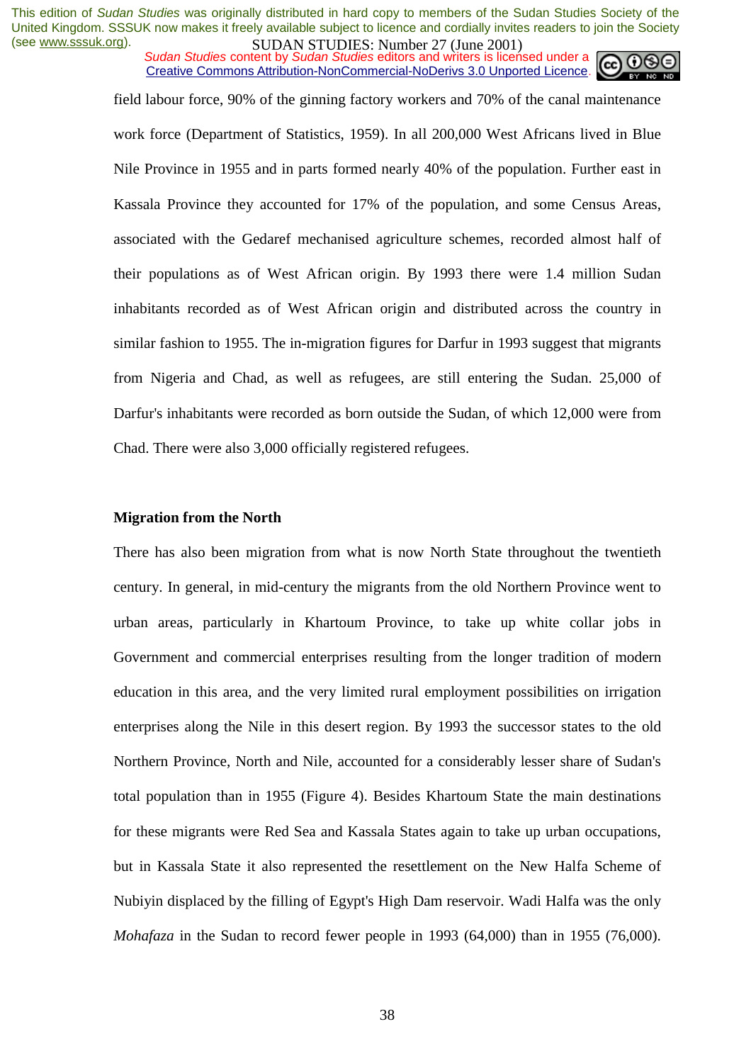field labour force, 90% of the ginning factory workers and 70% of the canal maintenance work force (Department of Statistics, 1959). In all 200,000 West Africans lived in Blue Nile Province in 1955 and in parts formed nearly 40% of the population. Further east in Kassala Province they accounted for 17% of the population, and some Census Areas, associated with the Gedaref mechanised agriculture schemes, recorded almost half of their populations as of West African origin. By 1993 there were 1.4 million Sudan inhabitants recorded as of West African origin and distributed across the country in similar fashion to 1955. The in-migration figures for Darfur in 1993 suggest that migrants from Nigeria and Chad, as well as refugees, are still entering the Sudan. 25,000 of Darfur's inhabitants were recorded as born outside the Sudan, of which 12,000 were from Chad. There were also 3,000 officially registered refugees.

**Migration from the North**

There has also been migration from what is now North State throughout the twentieth century. In general, in mid-century the migrants from the old Northern Province went to urban areas, particularly in Khartoum Province, to take up white collar jobs in Government and commercial enterprises resulting from the longer tradition of modern education in this area, and the very limited rural employment possibilities on irrigation enterprises along the Nile in this desert region. By 1993 the successor states to the old Northern Province, North and Nile, accounted for a considerably lesser share of Sudan's total population than in 1955 (Figure 4). Besides Khartoum State the main destinations for these migrants were Red Sea and Kassala States again to take up urban occupations, but in Kassala State it also represented the resettlement on the New Halfa Scheme of Nubiyin displaced by the filling of Egypt's High Dam reservoir. Wadi Halfa was the only *Mohafaza* in the Sudan to record fewer people in 1993 (64,000) than in 1955 (76,000).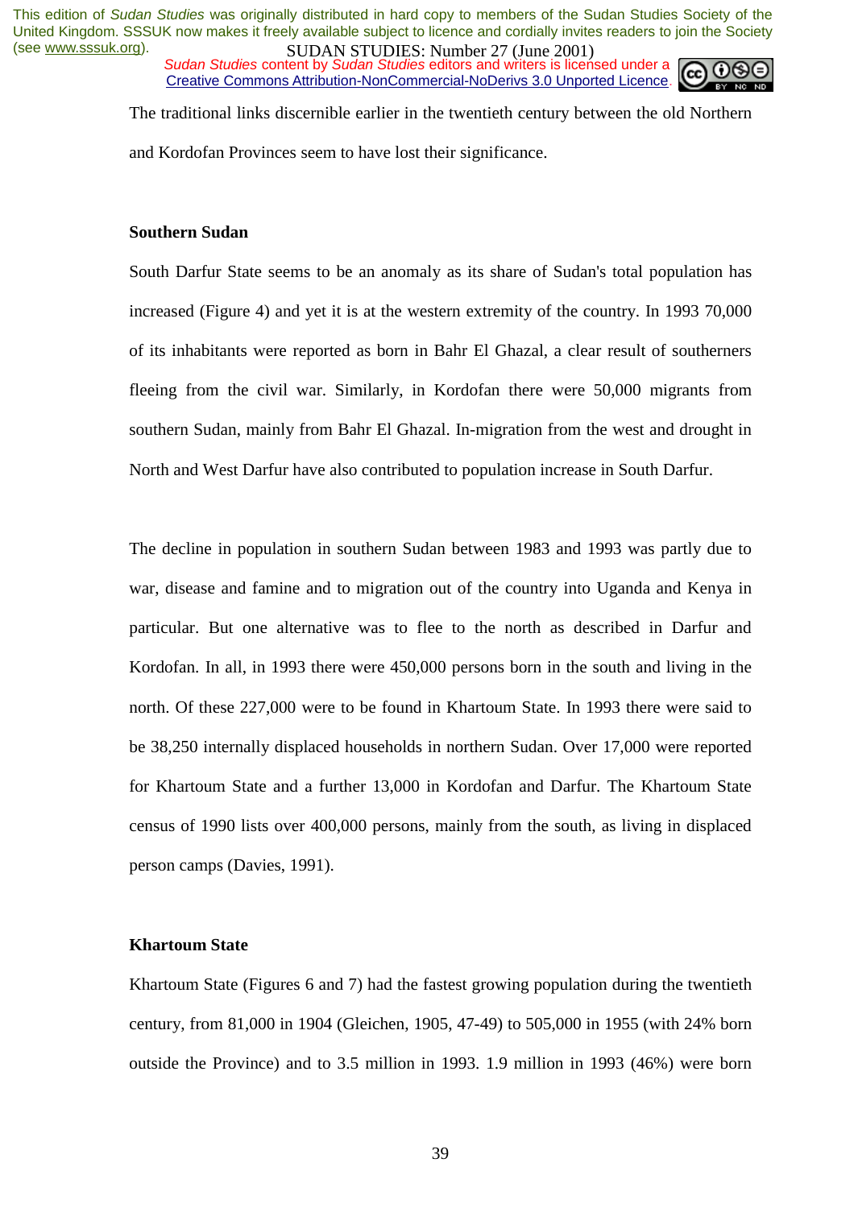The traditional links discernible earlier in the twentieth century between the old Northern and Kordofan Provinces seem to have lost their significance.

**Southern Sudan**

South Darfur State seems to be an anomaly as its share of Sudan's total population has increased (Figure 4) and yet it is at the western extremity of the country. In 1993 70,000 of its inhabitants were reported as born in Bahr El Ghazal, a clear result of southerners fleeing from the civil war. Similarly, in Kordofan there were 50,000 migrants from southern Sudan, mainly from Bahr El Ghazal. In-migration from the west and drought in North and West Darfur have also contributed to population increase in South Darfur.

The decline in population in southern Sudan between 1983 and 1993 was partly due to war, disease and famine and to migration out of the country into Uganda and Kenya in particular. But one alternative was to flee to the north as described in Darfur and Kordofan. In all, in 1993 there were 450,000 persons born in the south and living in the north. Of these 227,000 were to be found in Khartoum State. In 1993 there were said to be 38,250 internally displaced households in northern Sudan. Over 17,000 were reported for Khartoum State and a further 13,000 in Kordofan and Darfur. The Khartoum State census of 1990 lists over 400,000 persons, mainly from the south, as living in displaced person camps (Davies, 1991).

**Khartoum State**

Khartoum State (Figures 6 and 7) had the fastest growing population during the twentieth century, from 81,000 in 1904 (Gleichen, 1905, 47-49) to 505,000 in 1955 (with 24% born outside the Province) and to 3.5 million in 1993. 1.9 million in 1993 (46%) were born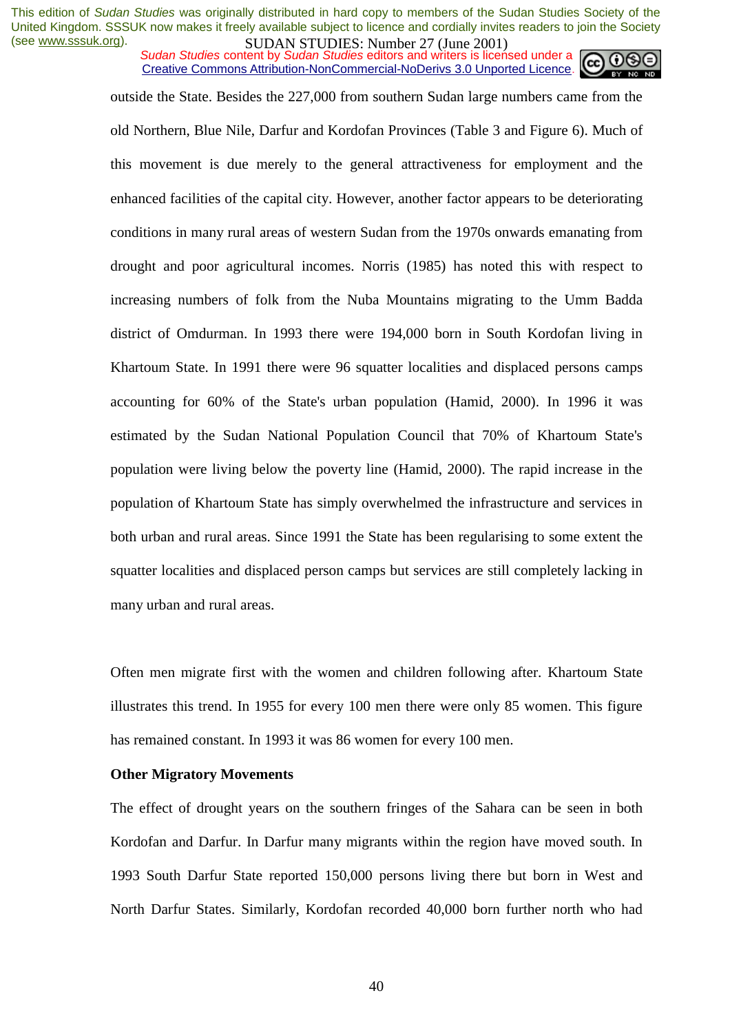outside the State. Besides the 227,000 from southern Sudan large numbers came from the old Northern, Blue Nile, Darfur and Kordofan Provinces (Table 3 and Figure 6). Much of this movement is due merely to the general attractiveness for employment and the enhanced facilities of the capital city. However, another factor appears to be deteriorating conditions in many rural areas of western Sudan from the 1970s onwards emanating from drought and poor agricultural incomes. Norris (1985) has noted this with respect to increasing numbers of folk from the Nuba Mountains migrating to the Umm Badda district of Omdurman. In 1993 there were 194,000 born in South Kordofan living in Khartoum State. In 1991 there were 96 squatter localities and displaced persons camps accounting for 60% of the State's urban population (Hamid, 2000). In 1996 it was estimated by the Sudan National Population Council that 70% of Khartoum State's population were living below the poverty line (Hamid, 2000). The rapid increase in the population of Khartoum State has simply overwhelmed the infrastructure and services in both urban and rural areas. Since 1991 the State has been regularising to some extent the squatter localities and displaced person camps but services are still completely lacking in many urban and rural areas.

Often men migrate first with the women and children following after. Khartoum State illustrates this trend. In 1955 for every 100 men there were only 85 women. This figure has remained constant. In 1993 it was 86 women for every 100 men.

**Other Migratory Movements**

The effect of drought years on the southern fringes of the Sahara can be seen in both Kordofan and Darfur. In Darfur many migrants within the region have moved south. In 1993 South Darfur State reported 150,000 persons living there but born in West and North Darfur States. Similarly, Kordofan recorded 40,000 born further north who had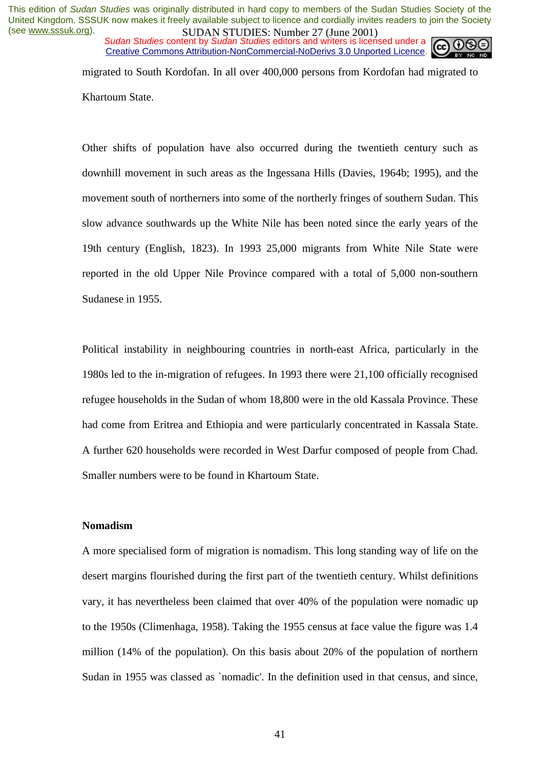migrated to South Kordofan. In all over 400,000 persons from Kordofan had migrated to Khartoum State.

Other shifts of population have also occurred during the twentieth century such as downhill movement in such areas as the Ingessana Hills (Davies, 1964b; 1995), and the movement south of northerners into some of the northerly fringes of southern Sudan. This slow advance southwards up the White Nile has been noted since the early years of the 19th century (English, 1823). In 1993 25,000 migrants from White Nile State were reported in the old Upper Nile Province compared with a total of 5,000 non-southern Sudanese in 1955.

Political instability in neighbouring countries in north-east Africa, particularly in the 1980s led to the in-migration of refugees. In 1993 there were 21,100 officially recognised refugee households in the Sudan of whom 18,800 were in the old Kassala Province. These had come from Eritrea and Ethiopia and were particularly concentrated in Kassala State. A further 620 households were recorded in West Darfur composed of people from Chad. Smaller numbers were to be found in Khartoum State.

**Nomadism**

A more specialised form of migration is nomadism. This long standing way of life on the desert margins flourished during the first part of the twentieth century. Whilst definitions vary, it has nevertheless been claimed that over 40% of the population were nomadic up to the 1950s (Climenhaga, 1958). Taking the 1955 census at face value the figure was 1.4 million (14% of the population). On this basis about 20% of the population of northern Sudan in 1955 was classed as `nomadic'. In the definition used in that census, and since,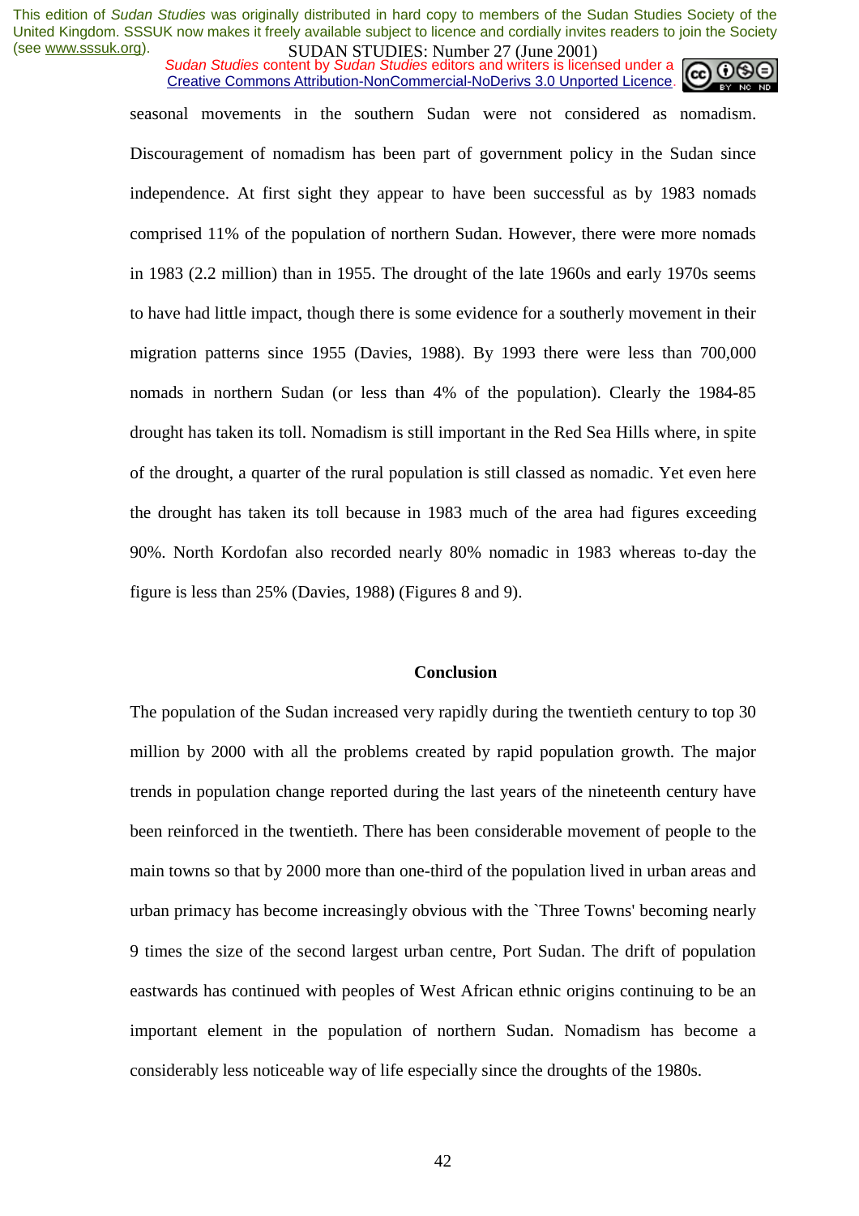seasonal movements in the southern Sudan were not considered as nomadism. Discouragement of nomadism has been part of government policy in the Sudan since independence. At first sight they appear to have been successful as by 1983 nomads comprised 11% of the population of northern Sudan. However, there were more nomads in 1983 (2.2 million) than in 1955. The drought of the late 1960s and early 1970s seems to have had little impact, though there is some evidence for a southerly movement in their migration patterns since 1955 (Davies, 1988). By 1993 there were less than 700,000 nomads in northern Sudan (or less than 4% of the population). Clearly the 1984-85 drought has taken its toll. Nomadism is still important in the Red Sea Hills where, in spite of the drought, a quarter of the rural population is still classed as nomadic. Yet even here the drought has taken its toll because in 1983 much of the area had figures exceeding 90%. North Kordofan also recorded nearly 80% nomadic in 1983 whereas to-day the figure is less than 25% (Davies, 1988) (Figures 8 and 9).

## Conclusion

The population of the Sudan increased very rapidly during the twentieth century to top 30 million by 2000 with all the problems created by rapid population growth. The major trends in population change reported during the last years of the nineteenth century have been reinforced in the twentieth. There has been considerable movement of people to the main towns so that by 2000 more than one-third of the population lived in urban areas and urban primacy has become increasingly obvious with the `Three Towns' becoming nearly 9 times the size of the second largest urban centre, Port Sudan. The drift of population eastwards has continued with peoples of West African ethnic origins continuing to be an important element in the population of northern Sudan. Nomadism has become a considerably less noticeable way of life especially since the droughts of the 1980s.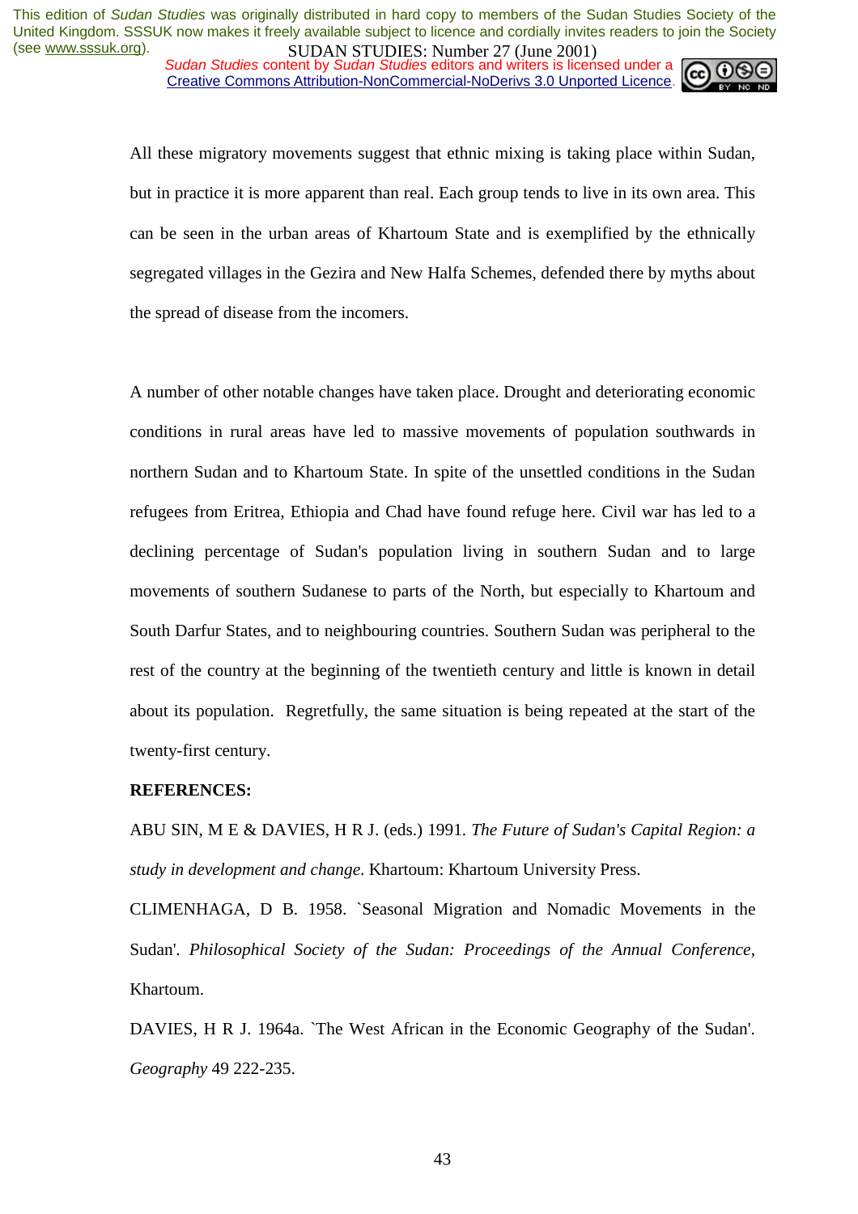All these migratory movements suggest that ethnic mixing is taking place within Sudan, but in practice it is more apparent than real. Each group tends to live in its own area. This can be seen in the urban areas of Khartoum State and is exemplified by the ethnically segregated villages in the Gezira and New Halfa Schemes, defended there by myths about the spread of disease from the incomers.

A number of other notable changes have taken place. Drought and deteriorating economic conditions in rural areas have led to massive movements of population southwards in northern Sudan and to Khartoum State. In spite of the unsettled conditions in the Sudan refugees from Eritrea, Ethiopia and Chad have found refuge here. Civil war has led to a declining percentage of Sudan's population living in southern Sudan and to large movements of southern Sudanese to parts of the North, but especially to Khartoum and South Darfur States, and to neighbouring countries. Southern Sudan was peripheral to the rest of the country at the beginning of the twentieth century and little is known in detail about its population. Regretfully, the same situation is being repeated at the start of the twenty-first century.

**REFERENCES:**

ABU SIN, M E & DAVIES, H R J. (eds.) 1991. *The Future of Sudan's Capital Region: a study in development and change*. Khartoum: Khartoum University Press.

CLIMENHAGA, D B. 1958. `Seasonal Migration and Nomadic Movements in the Sudan'. *Philosophical Society of the Sudan: Proceedings of the Annual Conference*, Khartoum.

DAVIES, H R J. 1964a. `The West African in the Economic Geography of the Sudan'. *Geography* 49 222-235.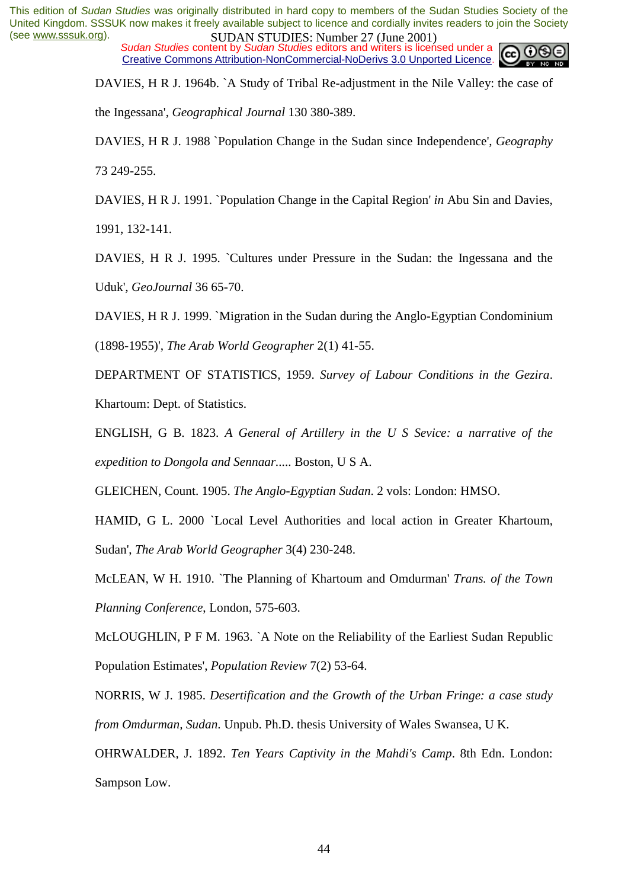DAVIES, H R J. 1964b. `A Study of Tribal Re-adjustment in the Nile Valley: the case of the Ingessana', *Geographical Journal* 130 380-389.

DAVIES, H R J. 1988 `Population Change in the Sudan since Independence', *Geography* 73 249-255.

DAVIES, H R J. 1991. `Population Change in the Capital Region' *in* Abu Sin and Davies, 1991, 132-141.

DAVIES, H R J. 1995. `Cultures under Pressure in the Sudan: the Ingessana and the Uduk', *GeoJournal* 36 65-70.

DAVIES, H R J. 1999. `Migration in the Sudan during the Anglo-Egyptian Condominium (1898-1955)', *The Arab World Geographer* 2(1) 41-55.

DEPARTMENT OF STATISTICS, 1959. *Survey of Labour Conditions in the Gezira*. Khartoum: Dept. of Statistics.

ENGLISH, G B. 1823. *A General of Artillery in the U S Sevice: a narrative of the expedition to Dongola and Sennaar*..... Boston, U S A.

GLEICHEN, Count. 1905. *The Anglo-Egyptian Sudan*. 2 vols: London: HMSO.

HAMID, G L. 2000 `Local Level Authorities and local action in Greater Khartoum, Sudan', *The Arab World Geographer* 3(4) 230-248.

McLEAN, W H. 1910. `The Planning of Khartoum and Omdurman' *Trans. of the Town Planning Conference*, London, 575-603.

McLOUGHLIN, P F M. 1963. `A Note on the Reliability of the Earliest Sudan Republic Population Estimates', *Population Review* 7(2) 53-64.

NORRIS, W J. 1985. *Desertification and the Growth of the Urban Fringe: a case study from Omdurman, Sudan*. Unpub. Ph.D. thesis University of Wales Swansea, U K.

OHRWALDER, J. 1892. *Ten Years Captivity in the Mahdi's Camp*. 8th Edn. London: Sampson Low.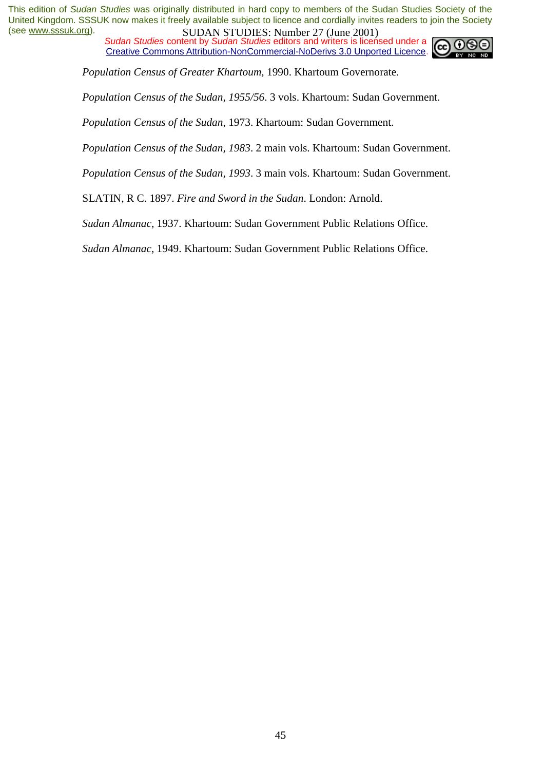*Population Census of Greater Khartoum*, 1990. Khartoum Governorate.

*Population Census of the Sudan, 1955/56*. 3 vols. Khartoum: Sudan Government.

*Population Census of the Sudan*, 1973. Khartoum: Sudan Government.

*Population Census of the Sudan, 1983*. 2 main vols. Khartoum: Sudan Government.

*Population Census of the Sudan, 1993*. 3 main vols. Khartoum: Sudan Government.

SLATIN, R C. 1897. *Fire and Sword in the Sudan*. London: Arnold.

*Sudan Almanac*, 1937. Khartoum: Sudan Government Public Relations Office.

*Sudan Almanac*, 1949. Khartoum: Sudan Government Public Relations Office.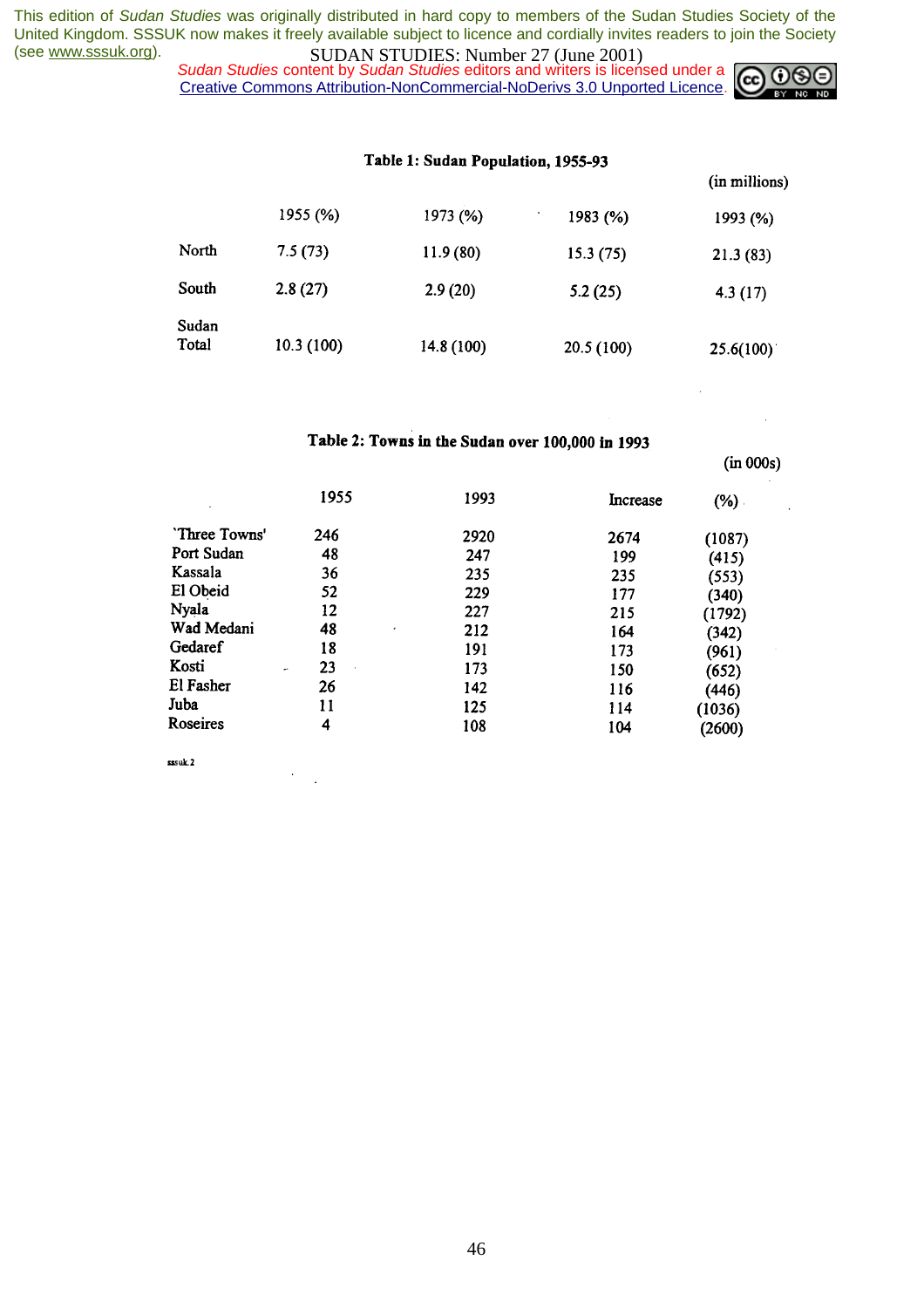This edition of *Sudan Studies* was originally distributed in hard copy to members of the Sudan Studies Society of the United Kingdom. SSSUK now makes it freely available subject to licence and cordially invites readers to join the Society (see www.sssuk.org).

*Sudan Studies* content by *Sudan Studies* editors and writers is licensed under a Creative Commons Attribution-NonCommercial-NoDerivs 3.0 Unported Licence.

**Table 1: Sudan Population, 1955-93**

(in millions)

| | 1955 (%) | 1973 (%) | 1983 (%) | 1993 (%) |
|---|---|---|---|---|
| North | 7.5 (73) | 11.9 (80) | 15.3 (75) | 21.3 (83) |
| South | 2.8 (27) | 2.9 (20) | 5.2 (25) | 4.3 (17) |
| Sudan Total | 10.3 (100) | 14.8 (100) | 20.5 (100) | 25.6(100) |

**Table 2: Towns in the Sudan over 100,000 in 1993**

(in 000s)

| | 1955 | 1993 | Increase | (%) |
|---|---|---|---|---|
| `Three Towns' | 246 | 2920 | 2674 | (1087) |
| Port Sudan | 48 | 247 | 199 | (415) |
| Kassala | 36 | 235 | 235 | (553) |
| El Obeid | 52 | 229 | 177 | (340) |
| Nyala | 12 | 227 | 215 | (1792) |
| Wad Medani | 48 | 212 | 164 | (342) |
| Gedaref | 18 | 191 | 173 | (961) |
| Kosti | 23 | 173 | 150 | (652) |
| El Fasher | 26 | 142 | 116 | (446) |
| Juba | 11 | 125 | 114 | (1036) |
| Roseires | 4 | 108 | 104 | (2600) |

sssuk 2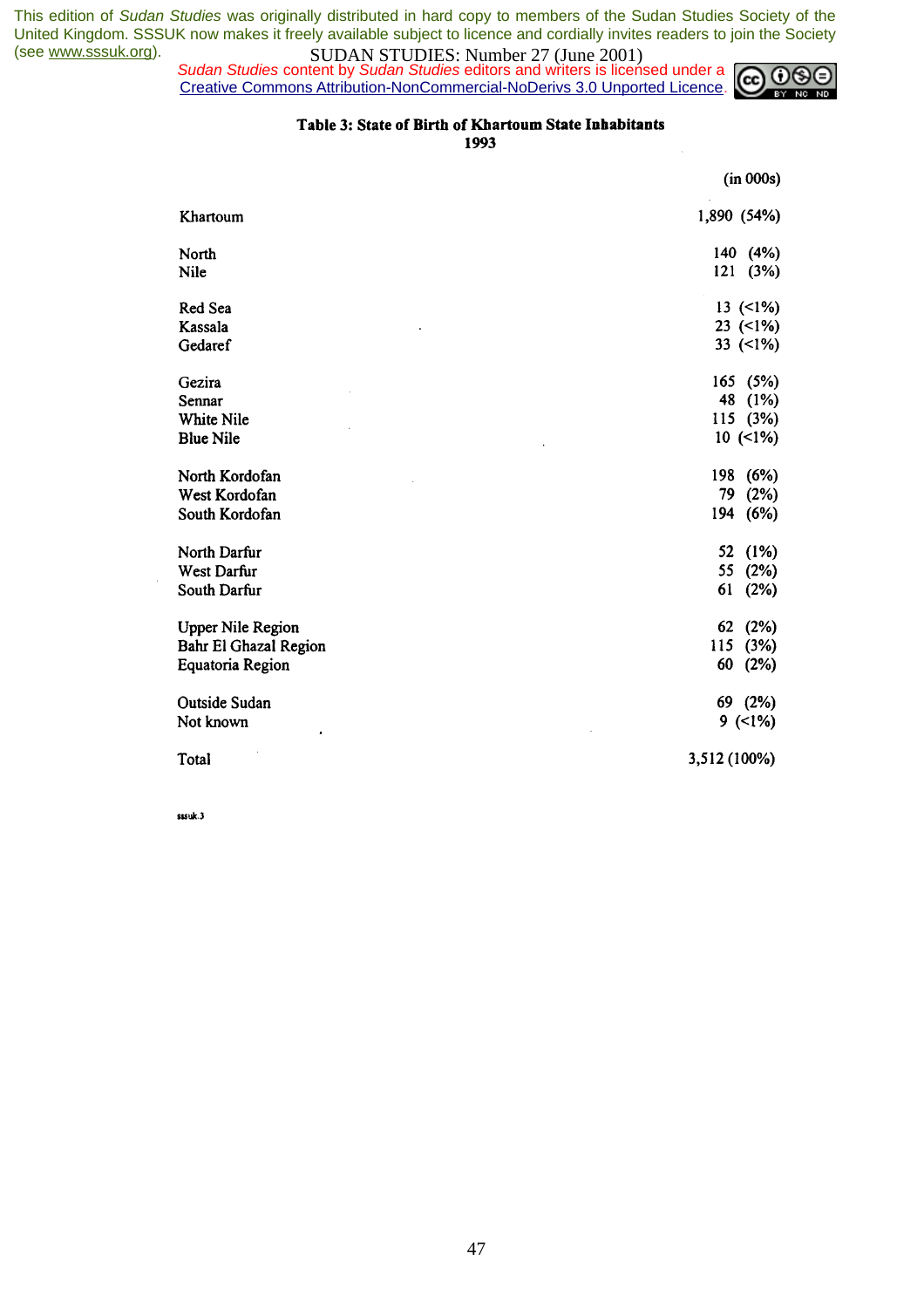**Table 3: State of Birth of Khartoum State Inhabitants**
**1993**

| | (in 000s) |
|---|---|
| Khartoum | 1,890 (54%) |
| North | 140 (4%) |
| Nile | 121 (3%) |
| Red Sea | 13 (<1%) |
| Kassala | 23 (<1%) |
| Gedaref | 33 (<1%) |
| Gezira | 165 (5%) |
| Sennar | 48 (1%) |
| White Nile | 115 (3%) |
| Blue Nile | 10 (<1%) |
| North Kordofan | 198 (6%) |
| West Kordofan | 79 (2%) |
| South Kordofan | 194 (6%) |
| North Darfur | 52 (1%) |
| West Darfur | 55 (2%) |
| South Darfur | 61 (2%) |
| Upper Nile Region | 62 (2%) |
| Bahr El Ghazal Region | 115 (3%) |
| Equatoria Region | 60 (2%) |
| Outside Sudan | 69 (2%) |
| Not known | 9 (<1%) |
| Total | 3,512 (100%) |

sssuk.3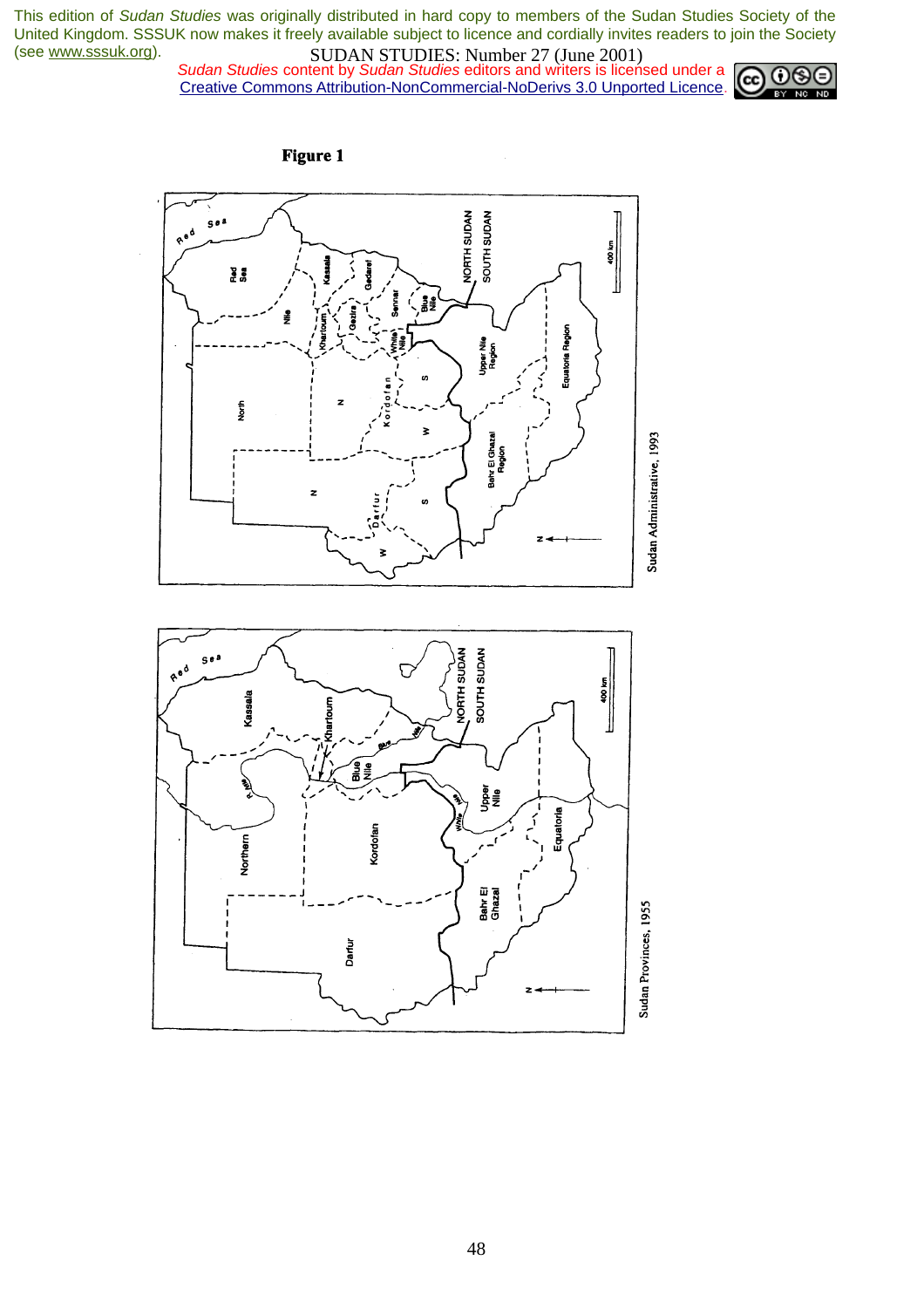This edition of *Sudan Studies* was originally distributed in hard copy to members of the Sudan Studies Society of the United Kingdom. SSSUK now makes it freely available subject to licence and cordially invites readers to join the Society (see www.sssuk.org).

SUDAN STUDIES: Number 27 (June 2001)

*Sudan Studies* content by *Sudan Studies* editors and writers is licensed under a Creative Commons Attribution-NonCommercial-NoDerivs 3.0 Unported Licence.

**Figure 1**

Sudan Administrative, 1993

Sudan Provinces, 1955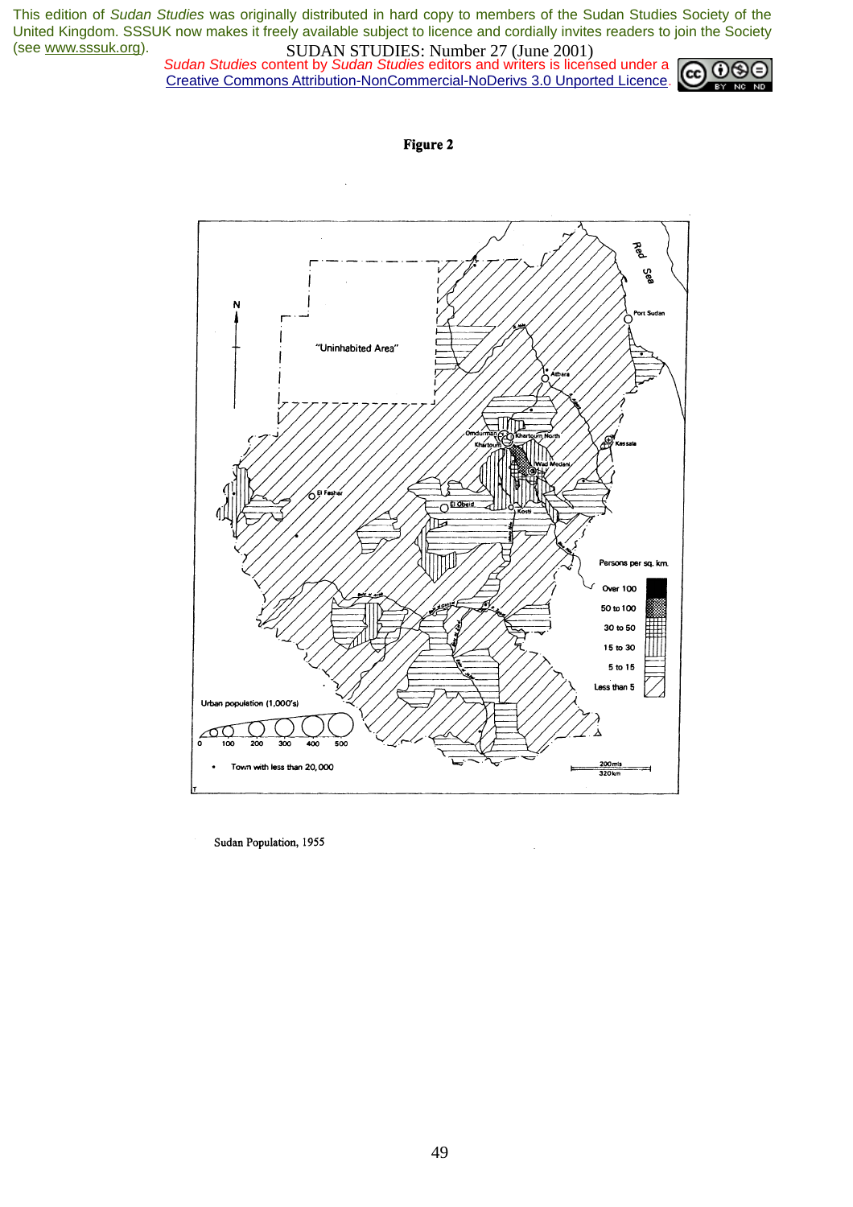**Figure 2**

Sudan Population, 1955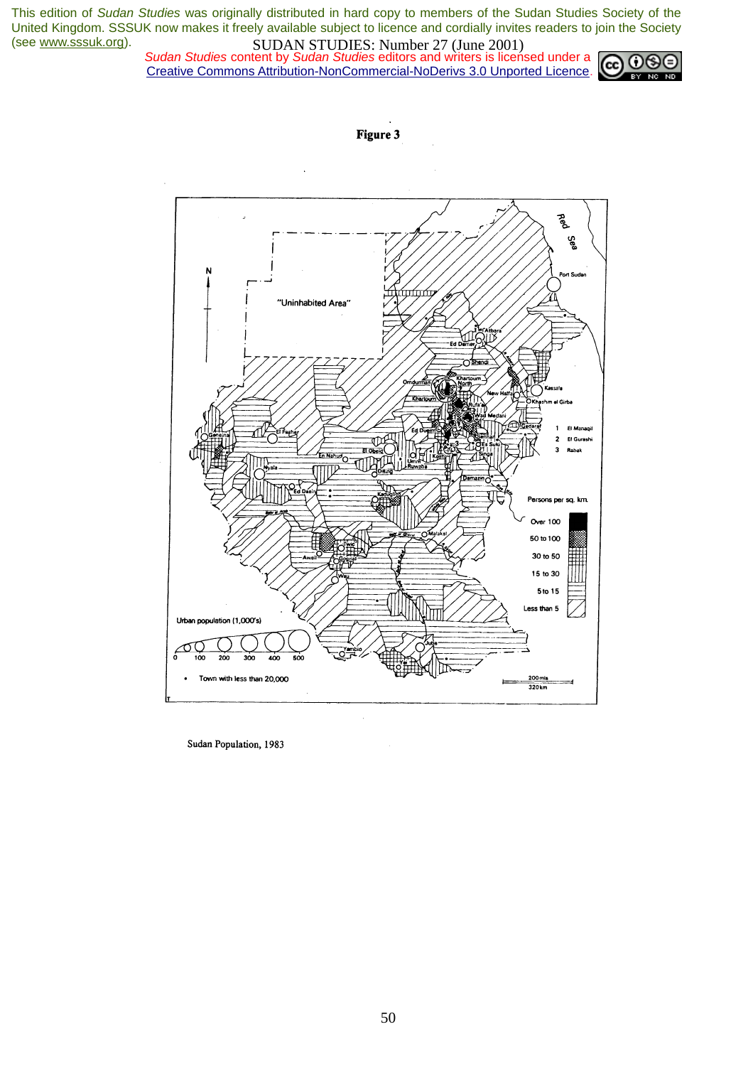This edition of *Sudan Studies* was originally distributed in hard copy to members of the Sudan Studies Society of the United Kingdom. SSSUK now makes it freely available subject to licence and cordially invites readers to join the Society (see www.sssuk.org).

*Sudan Studies* content by *Sudan Studies* editors and writers is licensed under a Creative Commons Attribution-NonCommercial-NoDerivs 3.0 Unported Licence.

**Figure 3**

Sudan Population, 1983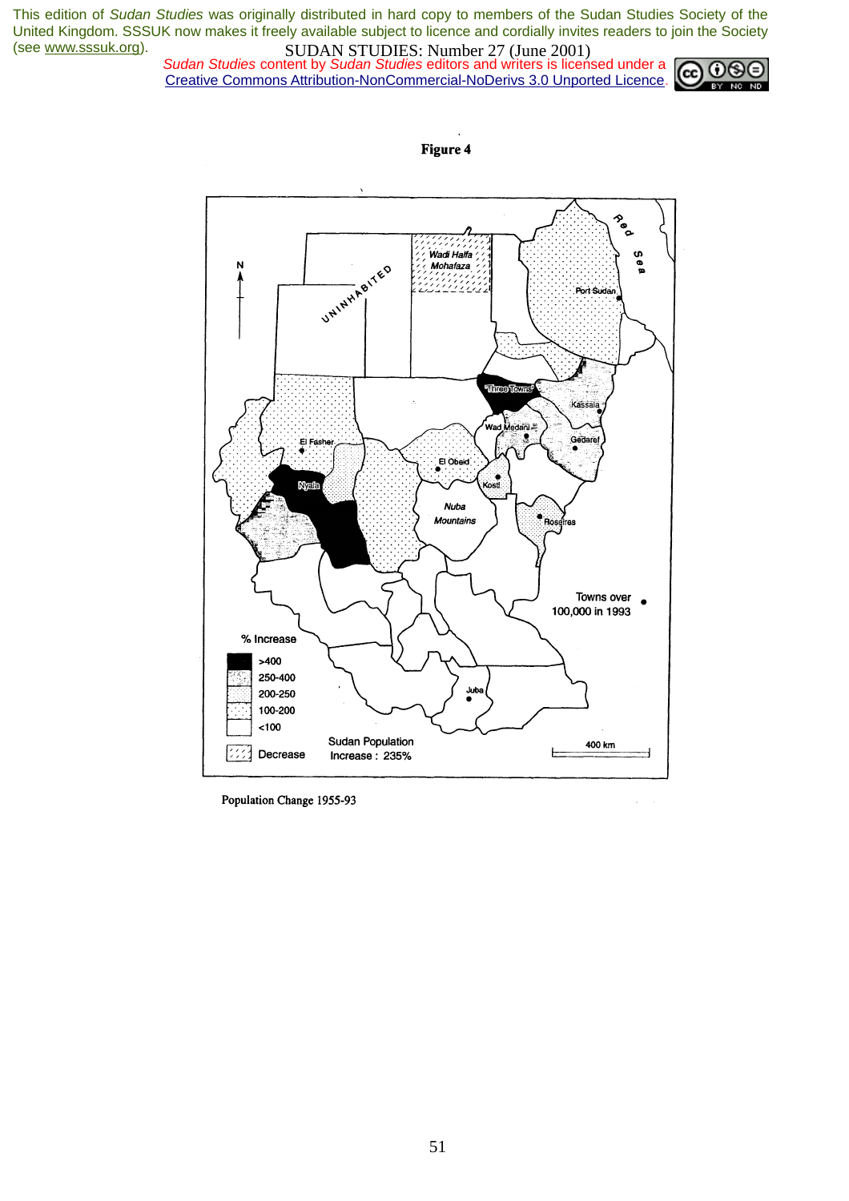**Figure 4**

Population Change 1955-93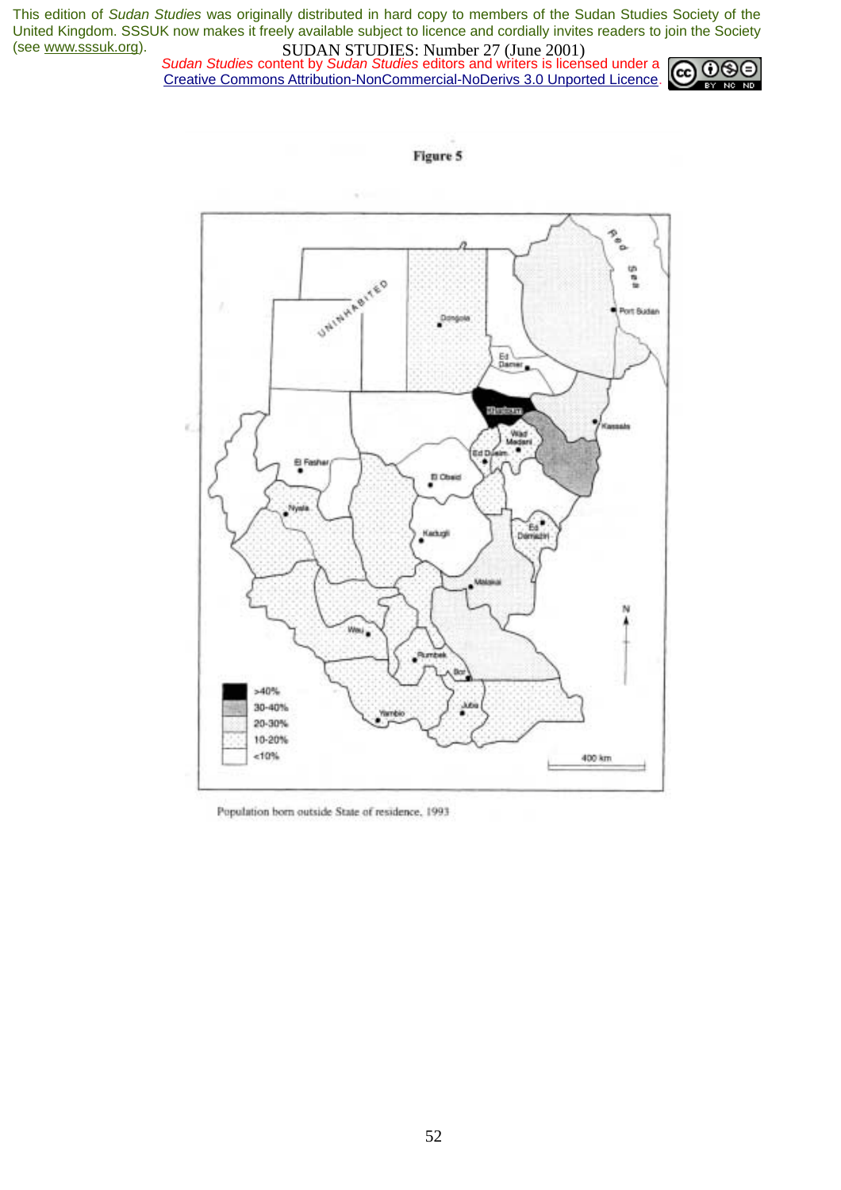This edition of *Sudan Studies* was originally distributed in hard copy to members of the Sudan Studies Society of the United Kingdom. SSSUK now makes it freely available subject to licence and cordially invites readers to join the Society (see www.sssuk.org).

*Sudan Studies* content by *Sudan Studies* editors and writers is licensed under a Creative Commons Attribution-NonCommercial-NoDerivs 3.0 Unported Licence.

**Figure 5**

Population born outside State of residence, 1993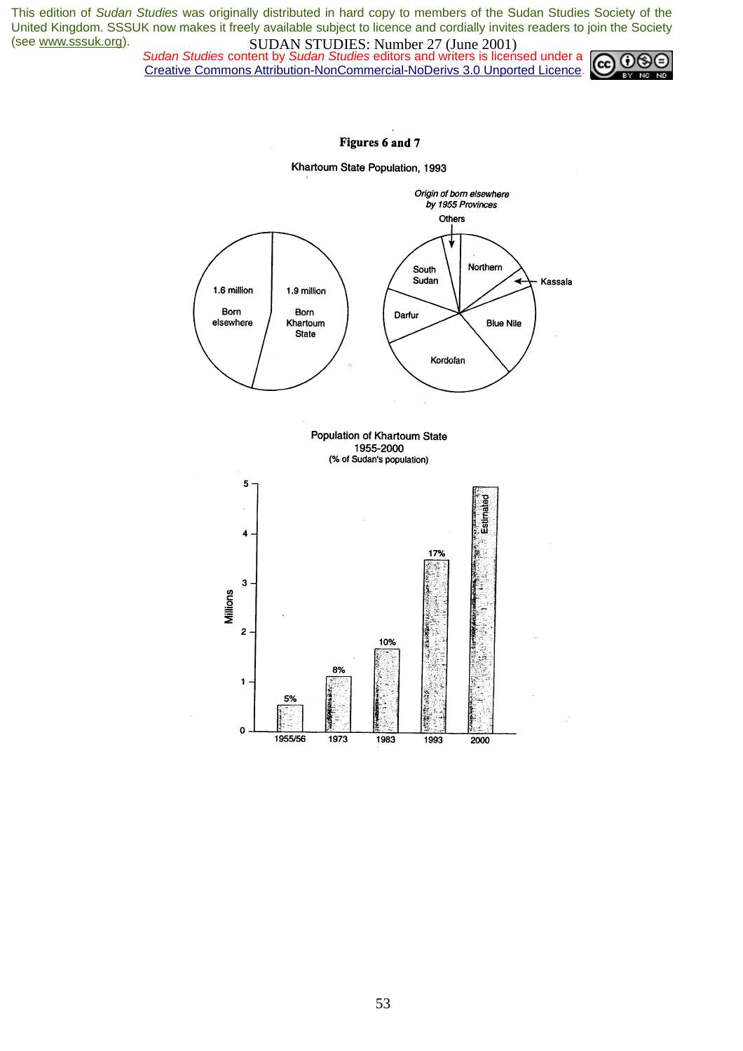This edition of *Sudan Studies* was originally distributed in hard copy to members of the Sudan Studies Society of the United Kingdom. SSSUK now makes it freely available subject to licence and cordially invites readers to join the Society (see www.sssuk.org).

*Sudan Studies* content by *Sudan Studies* editors and writers is licensed under a Creative Commons Attribution-NonCommercial-NoDerivs 3.0 Unported Licence.

## Figures 6 and 7

Khartoum State Population, 1993

1.6 million Born elsewhere

1.9 million Born Khartoum State

*Origin of born elsewhere by 1955 Provinces*

Others, Northern, Kassala, Blue Nile, Kordofan, Darfur, South Sudan

Population of Khartoum State 1955-2000 (% of Sudan's population)

| Year | Millions (approx.) | % of Sudan's population |
|---|---|---|
| 1955/56 | 0.5 | 5% |
| 1973 | 1.1 | 8% |
| 1983 | 1.7 | 10% |
| 1993 | 3.5 | 17% |
| 2000 | 5 | Estimated |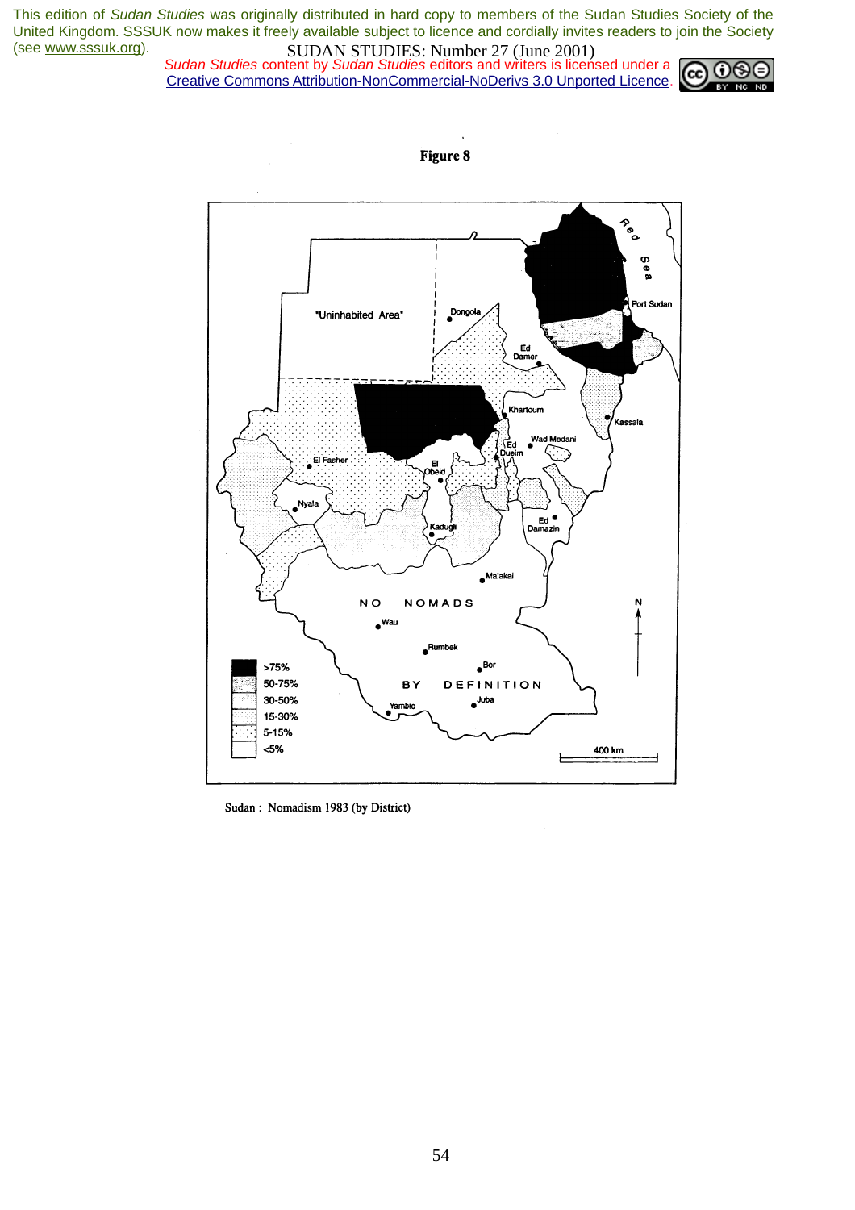**Figure 8**

Sudan : Nomadism 1983 (by District)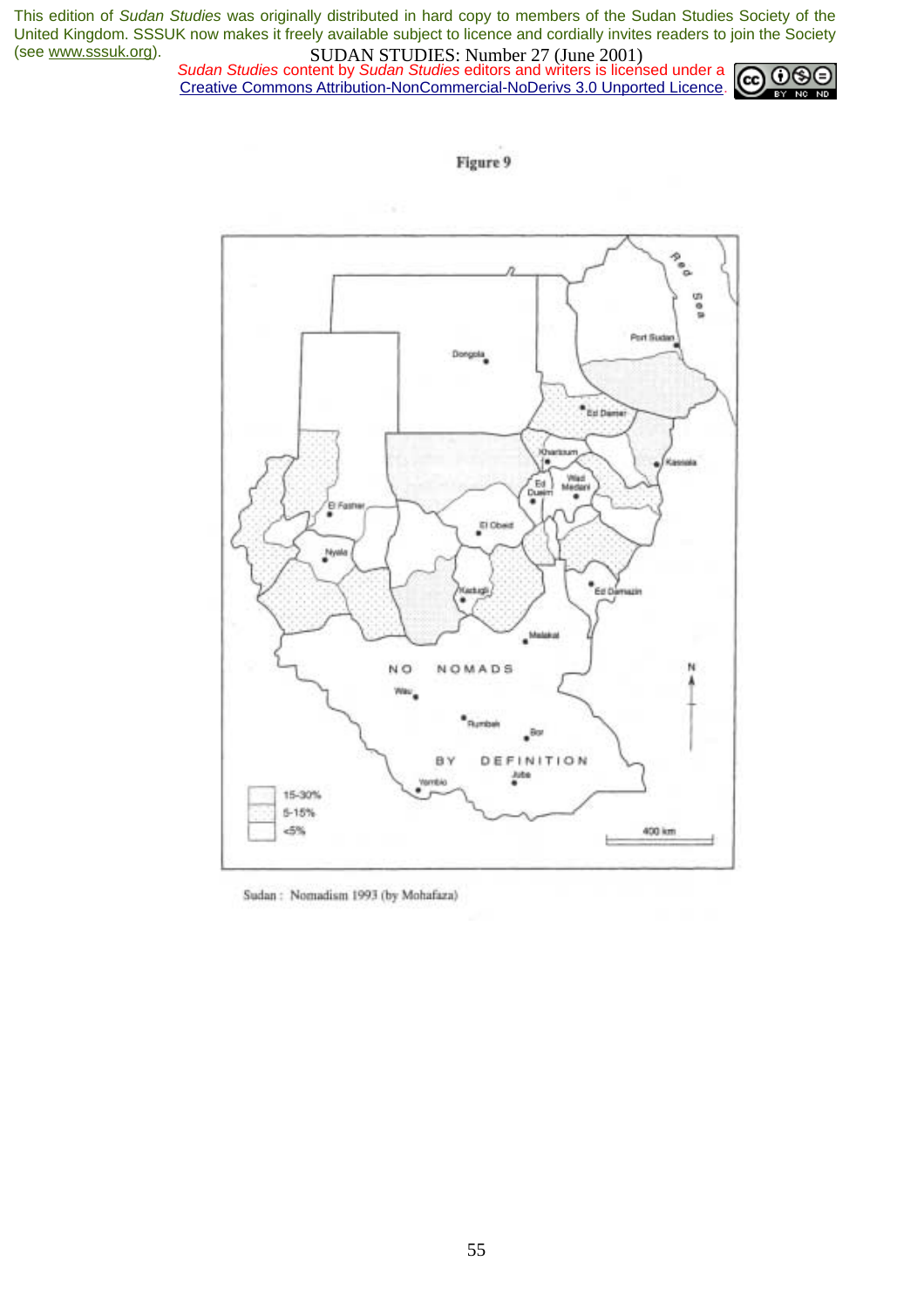Figure 9

Sudan : Nomadism 1993 (by Mohafaza)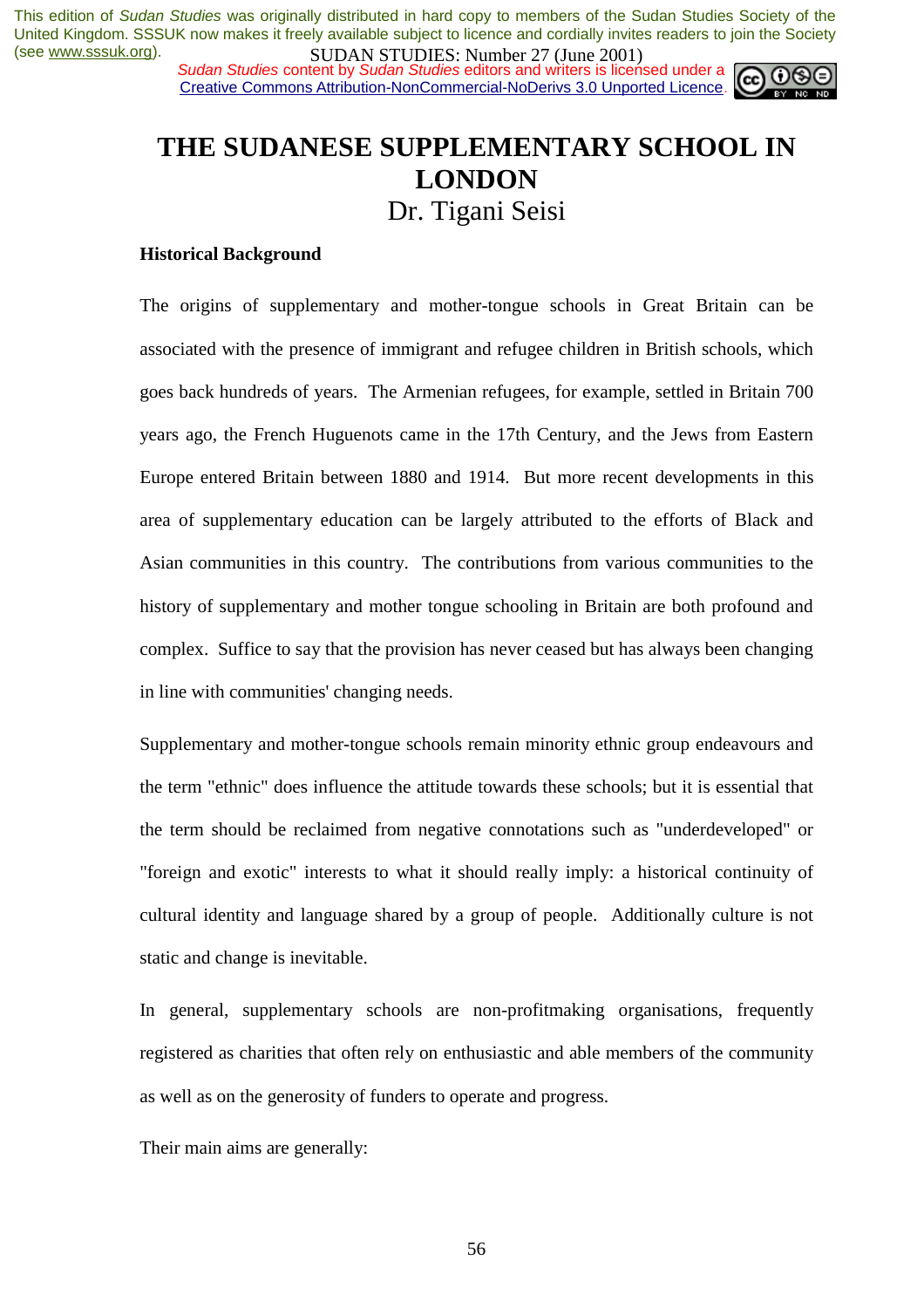# THE SUDANESE SUPPLEMENTARY SCHOOL IN LONDON

Dr. Tigani Seisi

**Historical Background**

The origins of supplementary and mother-tongue schools in Great Britain can be associated with the presence of immigrant and refugee children in British schools, which goes back hundreds of years. The Armenian refugees, for example, settled in Britain 700 years ago, the French Huguenots came in the 17th Century, and the Jews from Eastern Europe entered Britain between 1880 and 1914. But more recent developments in this area of supplementary education can be largely attributed to the efforts of Black and Asian communities in this country. The contributions from various communities to the history of supplementary and mother tongue schooling in Britain are both profound and complex. Suffice to say that the provision has never ceased but has always been changing in line with communities' changing needs.

Supplementary and mother-tongue schools remain minority ethnic group endeavours and the term "ethnic" does influence the attitude towards these schools; but it is essential that the term should be reclaimed from negative connotations such as "underdeveloped" or "foreign and exotic" interests to what it should really imply: a historical continuity of cultural identity and language shared by a group of people. Additionally culture is not static and change is inevitable.

In general, supplementary schools are non-profitmaking organisations, frequently registered as charities that often rely on enthusiastic and able members of the community as well as on the generosity of funders to operate and progress.

Their main aims are generally: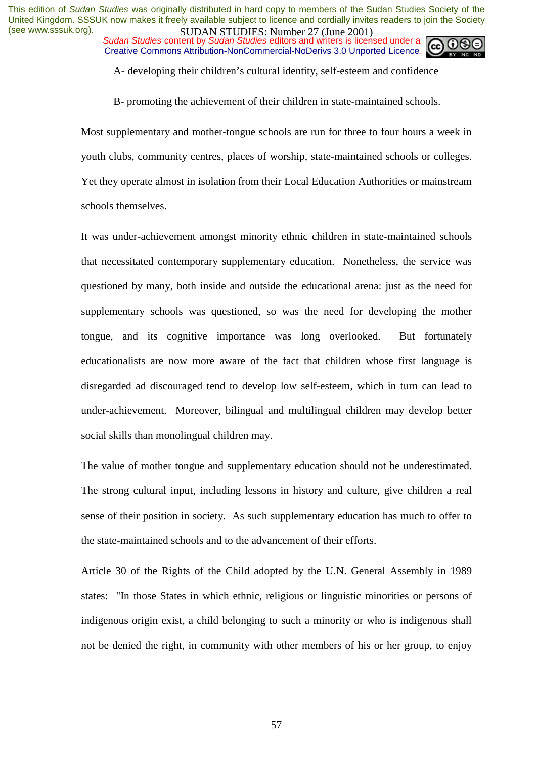A- developing their children's cultural identity, self-esteem and confidence

B- promoting the achievement of their children in state-maintained schools.

Most supplementary and mother-tongue schools are run for three to four hours a week in youth clubs, community centres, places of worship, state-maintained schools or colleges. Yet they operate almost in isolation from their Local Education Authorities or mainstream schools themselves.

It was under-achievement amongst minority ethnic children in state-maintained schools that necessitated contemporary supplementary education. Nonetheless, the service was questioned by many, both inside and outside the educational arena: just as the need for supplementary schools was questioned, so was the need for developing the mother tongue, and its cognitive importance was long overlooked. But fortunately educationalists are now more aware of the fact that children whose first language is disregarded ad discouraged tend to develop low self-esteem, which in turn can lead to under-achievement. Moreover, bilingual and multilingual children may develop better social skills than monolingual children may.

The value of mother tongue and supplementary education should not be underestimated. The strong cultural input, including lessons in history and culture, give children a real sense of their position in society. As such supplementary education has much to offer to the state-maintained schools and to the advancement of their efforts.

Article 30 of the Rights of the Child adopted by the U.N. General Assembly in 1989 states: "In those States in which ethnic, religious or linguistic minorities or persons of indigenous origin exist, a child belonging to such a minority or who is indigenous shall not be denied the right, in community with other members of his or her group, to enjoy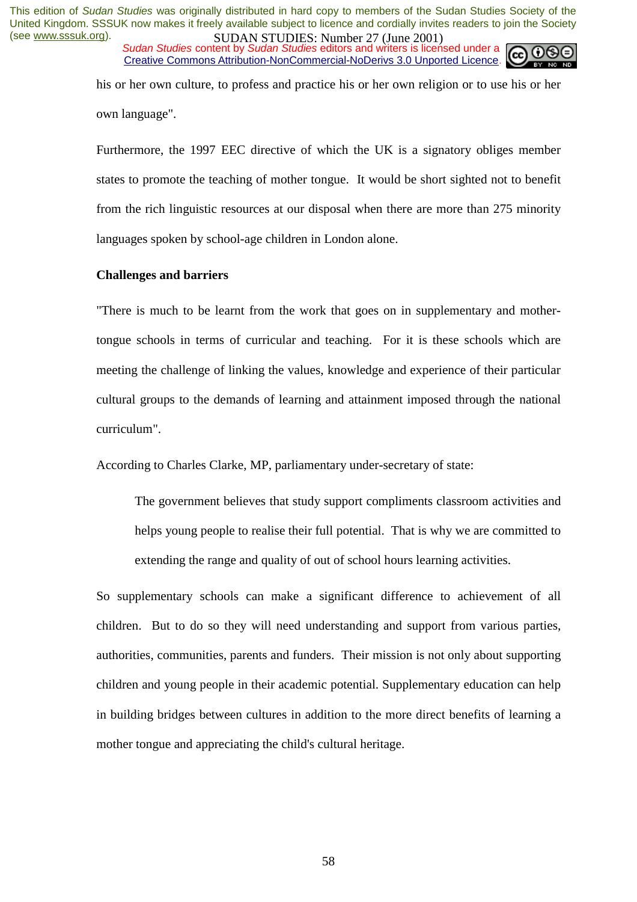his or her own culture, to profess and practice his or her own religion or to use his or her own language".

Furthermore, the 1997 EEC directive of which the UK is a signatory obliges member states to promote the teaching of mother tongue. It would be short sighted not to benefit from the rich linguistic resources at our disposal when there are more than 275 minority languages spoken by school-age children in London alone.

**Challenges and barriers**

"There is much to be learnt from the work that goes on in supplementary and mother-tongue schools in terms of curricular and teaching. For it is these schools which are meeting the challenge of linking the values, knowledge and experience of their particular cultural groups to the demands of learning and attainment imposed through the national curriculum".

According to Charles Clarke, MP, parliamentary under-secretary of state:

> The government believes that study support compliments classroom activities and helps young people to realise their full potential. That is why we are committed to extending the range and quality of out of school hours learning activities.

So supplementary schools can make a significant difference to achievement of all children. But to do so they will need understanding and support from various parties, authorities, communities, parents and funders. Their mission is not only about supporting children and young people in their academic potential. Supplementary education can help in building bridges between cultures in addition to the more direct benefits of learning a mother tongue and appreciating the child's cultural heritage.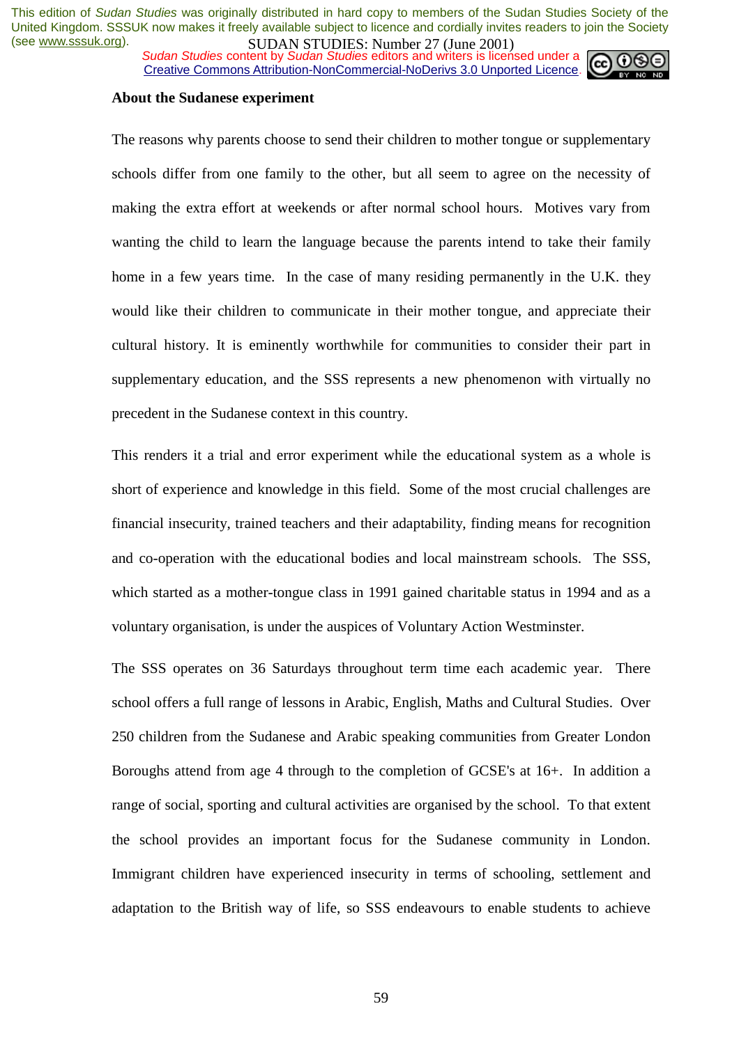### About the Sudanese experiment

The reasons why parents choose to send their children to mother tongue or supplementary schools differ from one family to the other, but all seem to agree on the necessity of making the extra effort at weekends or after normal school hours. Motives vary from wanting the child to learn the language because the parents intend to take their family home in a few years time. In the case of many residing permanently in the U.K. they would like their children to communicate in their mother tongue, and appreciate their cultural history. It is eminently worthwhile for communities to consider their part in supplementary education, and the SSS represents a new phenomenon with virtually no precedent in the Sudanese context in this country.

This renders it a trial and error experiment while the educational system as a whole is short of experience and knowledge in this field. Some of the most crucial challenges are financial insecurity, trained teachers and their adaptability, finding means for recognition and co-operation with the educational bodies and local mainstream schools. The SSS, which started as a mother-tongue class in 1991 gained charitable status in 1994 and as a voluntary organisation, is under the auspices of Voluntary Action Westminster.

The SSS operates on 36 Saturdays throughout term time each academic year. There school offers a full range of lessons in Arabic, English, Maths and Cultural Studies. Over 250 children from the Sudanese and Arabic speaking communities from Greater London Boroughs attend from age 4 through to the completion of GCSE's at 16+. In addition a range of social, sporting and cultural activities are organised by the school. To that extent the school provides an important focus for the Sudanese community in London. Immigrant children have experienced insecurity in terms of schooling, settlement and adaptation to the British way of life, so SSS endeavours to enable students to achieve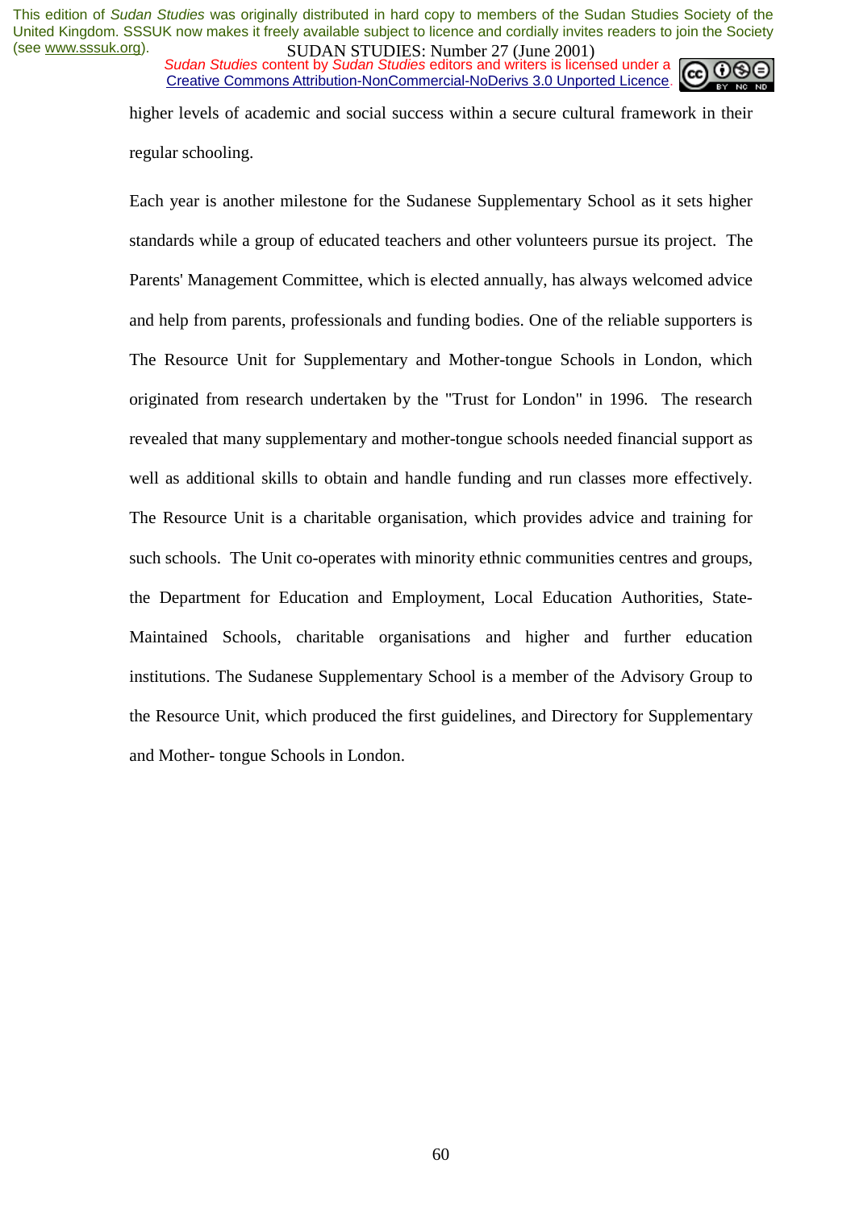higher levels of academic and social success within a secure cultural framework in their regular schooling.

Each year is another milestone for the Sudanese Supplementary School as it sets higher standards while a group of educated teachers and other volunteers pursue its project. The Parents' Management Committee, which is elected annually, has always welcomed advice and help from parents, professionals and funding bodies. One of the reliable supporters is The Resource Unit for Supplementary and Mother-tongue Schools in London, which originated from research undertaken by the "Trust for London" in 1996. The research revealed that many supplementary and mother-tongue schools needed financial support as well as additional skills to obtain and handle funding and run classes more effectively. The Resource Unit is a charitable organisation, which provides advice and training for such schools. The Unit co-operates with minority ethnic communities centres and groups, the Department for Education and Employment, Local Education Authorities, State-Maintained Schools, charitable organisations and higher and further education institutions. The Sudanese Supplementary School is a member of the Advisory Group to the Resource Unit, which produced the first guidelines, and Directory for Supplementary and Mother- tongue Schools in London.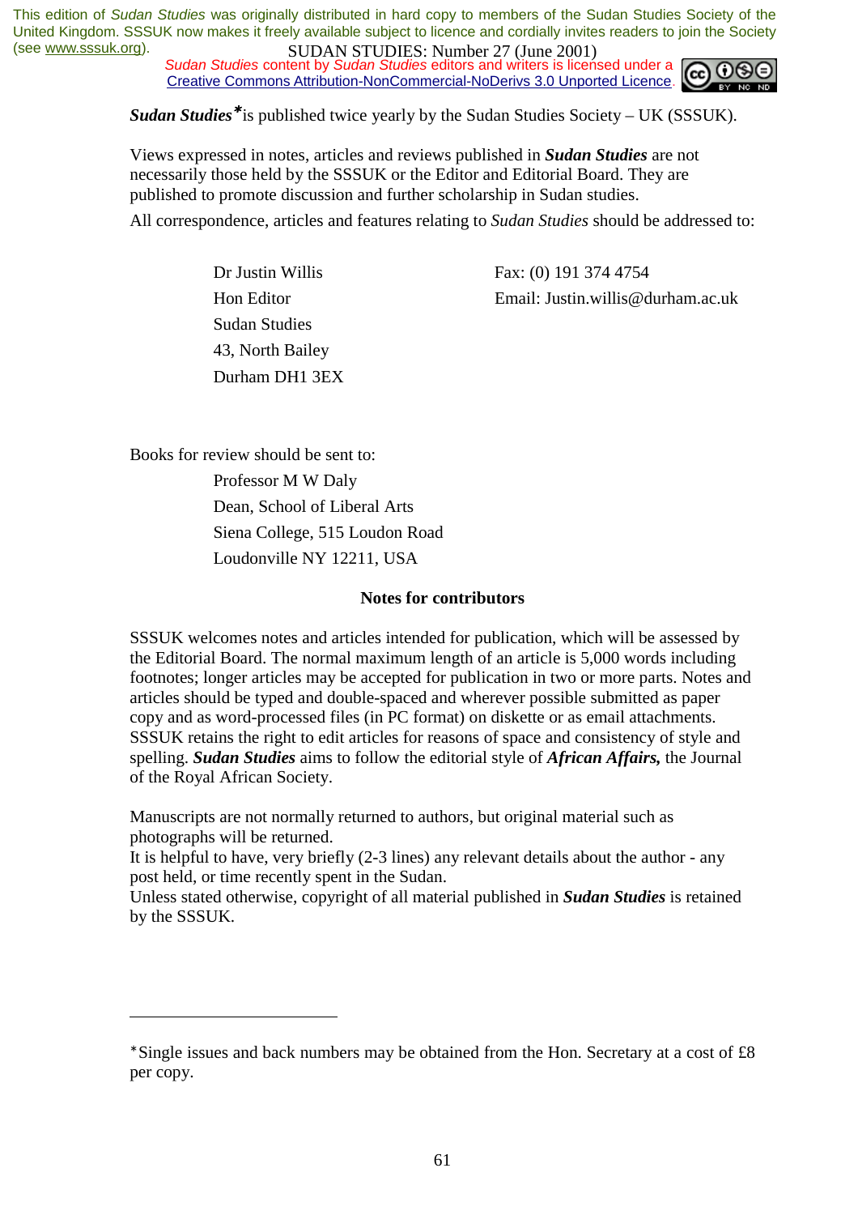This edition of *Sudan Studies* was originally distributed in hard copy to members of the Sudan Studies Society of the United Kingdom. SSSUK now makes it freely available subject to licence and cordially invites readers to join the Society (see www.sssuk.org).

*Sudan Studies* content by *Sudan Studies* editors and writers is licensed under a Creative Commons Attribution-NonCommercial-NoDerivs 3.0 Unported Licence.

***Sudan Studies****is published twice yearly by the Sudan Studies Society – UK (SSSUK).

Views expressed in notes, articles and reviews published in ***Sudan Studies*** are not necessarily those held by the SSSUK or the Editor and Editorial Board. They are published to promote discussion and further scholarship in Sudan studies.

All correspondence, articles and features relating to *Sudan Studies* should be addressed to:

Dr Justin Willis  
Hon Editor  
Sudan Studies  
43, North Bailey  
Durham DH1 3EX

Fax: (0) 191 374 4754  
Email: Justin.willis@durham.ac.uk

Books for review should be sent to:

Professor M W Daly  
Dean, School of Liberal Arts  
Siena College, 515 Loudon Road  
Loudonville NY 12211, USA

**Notes for contributors**

SSSUK welcomes notes and articles intended for publication, which will be assessed by the Editorial Board. The normal maximum length of an article is 5,000 words including footnotes; longer articles may be accepted for publication in two or more parts. Notes and articles should be typed and double-spaced and wherever possible submitted as paper copy and as word-processed files (in PC format) on diskette or as email attachments. SSSUK retains the right to edit articles for reasons of space and consistency of style and spelling. ***Sudan Studies*** aims to follow the editorial style of ***African Affairs,*** the Journal of the Royal African Society.

Manuscripts are not normally returned to authors, but original material such as photographs will be returned.  
It is helpful to have, very briefly (2-3 lines) any relevant details about the author - any post held, or time recently spent in the Sudan.  
Unless stated otherwise, copyright of all material published in ***Sudan Studies*** is retained by the SSSUK.

---

*Single issues and back numbers may be obtained from the Hon. Secretary at a cost of £8 per copy.